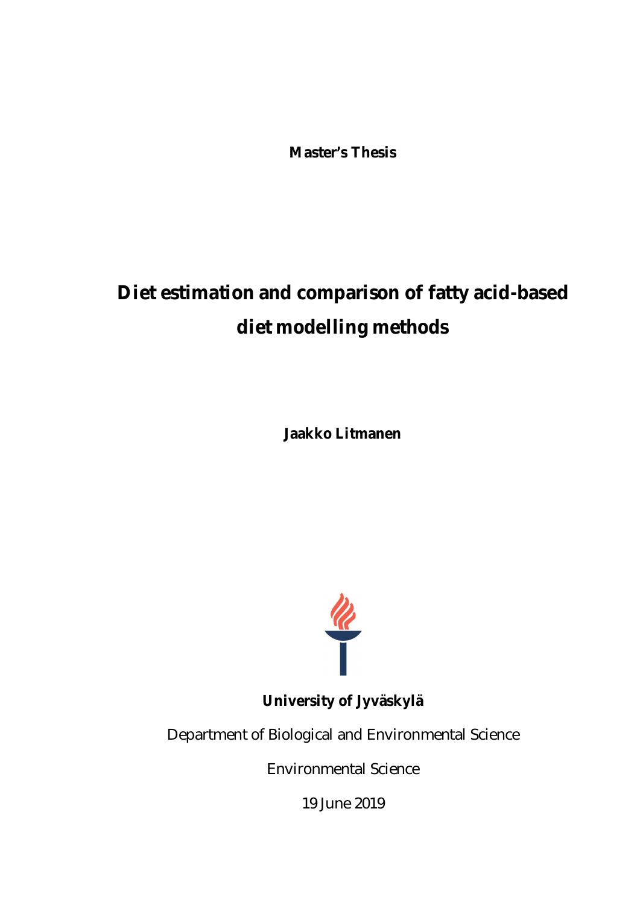**Master's Thesis**

# Diet estimation and comparison of fatty acid-based diet modelling methods

**Jaakko Litmanen**

**University of Jyväskylä**

Department of Biological and Environmental Science

Environmental Science

19 June 2019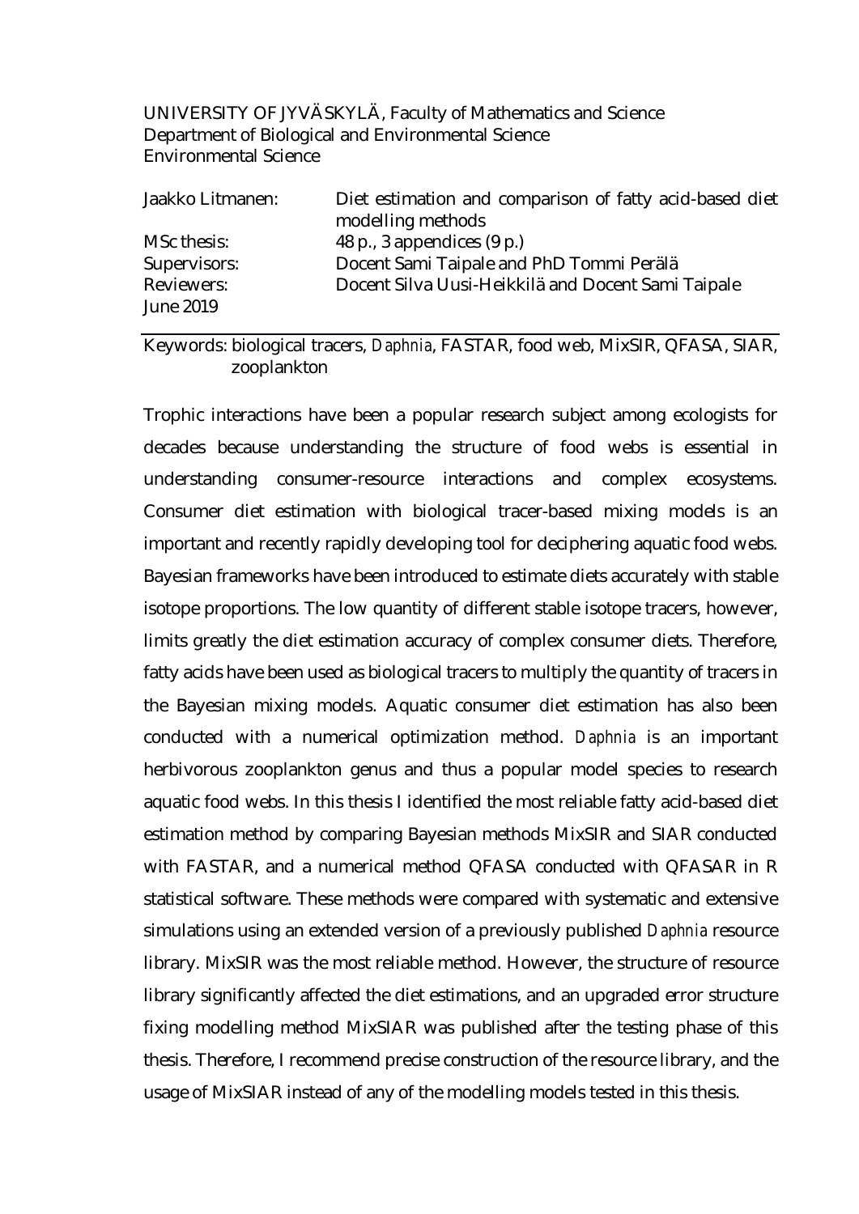UNIVERSITY OF JYVÄSKYLÄ, Faculty of Mathematics and Science
Department of Biological and Environmental Science
Environmental Science

| | |
|---|---|
| Jaakko Litmanen: | Diet estimation and comparison of fatty acid-based diet modelling methods |
| MSc thesis: | 48 p., 3 appendices (9 p.) |
| Supervisors: | Docent Sami Taipale and PhD Tommi Perälä |
| Reviewers: | Docent Silva Uusi-Heikkilä and Docent Sami Taipale |
| June 2019 | |

Keywords: biological tracers, *Daphnia*, FASTAR, food web, MixSIR, QFASA, SIAR, zooplankton

Trophic interactions have been a popular research subject among ecologists for decades because understanding the structure of food webs is essential in understanding consumer-resource interactions and complex ecosystems. Consumer diet estimation with biological tracer-based mixing models is an important and recently rapidly developing tool for deciphering aquatic food webs. Bayesian frameworks have been introduced to estimate diets accurately with stable isotope proportions. The low quantity of different stable isotope tracers, however, limits greatly the diet estimation accuracy of complex consumer diets. Therefore, fatty acids have been used as biological tracers to multiply the quantity of tracers in the Bayesian mixing models. Aquatic consumer diet estimation has also been conducted with a numerical optimization method. *Daphnia* is an important herbivorous zooplankton genus and thus a popular model species to research aquatic food webs. In this thesis I identified the most reliable fatty acid-based diet estimation method by comparing Bayesian methods MixSIR and SIAR conducted with FASTAR, and a numerical method QFASA conducted with QFASAR in R statistical software. These methods were compared with systematic and extensive simulations using an extended version of a previously published *Daphnia* resource library. MixSIR was the most reliable method. However, the structure of resource library significantly affected the diet estimations, and an upgraded error structure fixing modelling method MixSIAR was published after the testing phase of this thesis. Therefore, I recommend precise construction of the resource library, and the usage of MixSIAR instead of any of the modelling models tested in this thesis.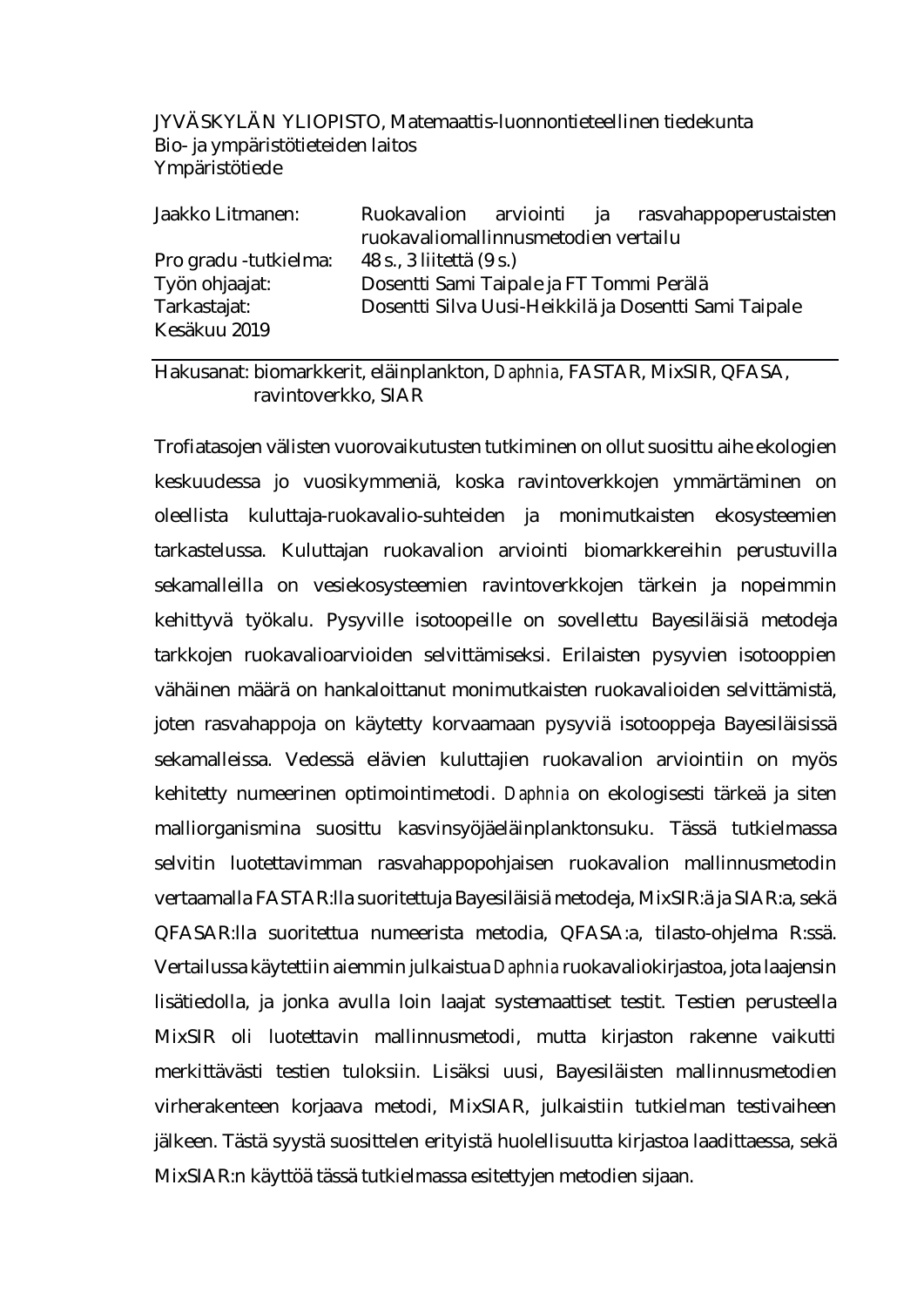JYVÄSKYLÄN YLIOPISTO, Matemaattis-luonnontieteellinen tiedekunta
Bio- ja ympäristötieteiden laitos
Ympäristötiede

| | |
|---|---|
| Jaakko Litmanen: | Ruokavalion arviointi ja rasvahappoperustaisten ruokavaliomallinnusmetodien vertailu |
| Pro gradu -tutkielma: | 48 s., 3 liitettä (9 s.) |
| Työn ohjaajat: | Dosentti Sami Taipale ja FT Tommi Perälä |
| Tarkastajat: | Dosentti Silva Uusi-Heikkilä ja Dosentti Sami Taipale |
| Kesäkuu 2019 | |

---

Hakusanat: biomarkkerit, eläinplankton, *Daphnia*, FASTAR, MixSIR, QFASA, ravintoverkko, SIAR

Trofiatasojen välisten vuorovaikutusten tutkiminen on ollut suosittu aihe ekologien keskuudessa jo vuosikymmeniä, koska ravintoverkkojen ymmärtäminen on oleellista kuluttaja-ruokavalio-suhteiden ja monimutkaisten ekosysteemien tarkastelussa. Kuluttajan ruokavalion arviointi biomarkkereihin perustuvilla sekamalleilla on vesiekosysteemien ravintoverkkojen tärkein ja nopeimmin kehittyvä työkalu. Pysyville isotoopeille on sovellettu Bayesiläisiä metodeja tarkkojen ruokavalioarvioiden selvittämiseksi. Erilaisten pysyvien isotooppien vähäinen määrä on hankaloittanut monimutkaisten ruokavalioiden selvittämistä, joten rasvahappoja on käytetty korvaamaan pysyviä isotooppeja Bayesiläisissä sekamalleissa. Vedessä elävien kuluttajien ruokavalion arviointiin on myös kehitetty numeerinen optimointimetodi. *Daphnia* on ekologisesti tärkeä ja siten malliorganismina suosittu kasvinsyöjäeläinplanktonsuku. Tässä tutkielmassa selvitin luotettavimman rasvahappopohjaisen ruokavalion mallinnusmetodin vertaamalla FASTAR:lla suoritettuja Bayesiläisiä metodeja, MixSIR:ä ja SIAR:a, sekä QFASAR:lla suoritettua numeerista metodia, QFASA:a, tilasto-ohjelma R:ssä. Vertailussa käytettiin aiemmin julkaistua *Daphnia* ruokavaliokirjastoa, jota laajensin lisätiedolla, ja jonka avulla loin laajat systemaattiset testit. Testien perusteella MixSIR oli luotettavin mallinnusmetodi, mutta kirjaston rakenne vaikutti merkittävästi testien tuloksiin. Lisäksi uusi, Bayesiläisten mallinnusmetodien virherakenteen korjaava metodi, MixSIAR, julkaistiin tutkielman testivaiheen jälkeen. Tästä syystä suosittelen erityistä huolellisuutta kirjastoa laadittaessa, sekä MixSIAR:n käyttöä tässä tutkielmassa esitettyjen metodien sijaan.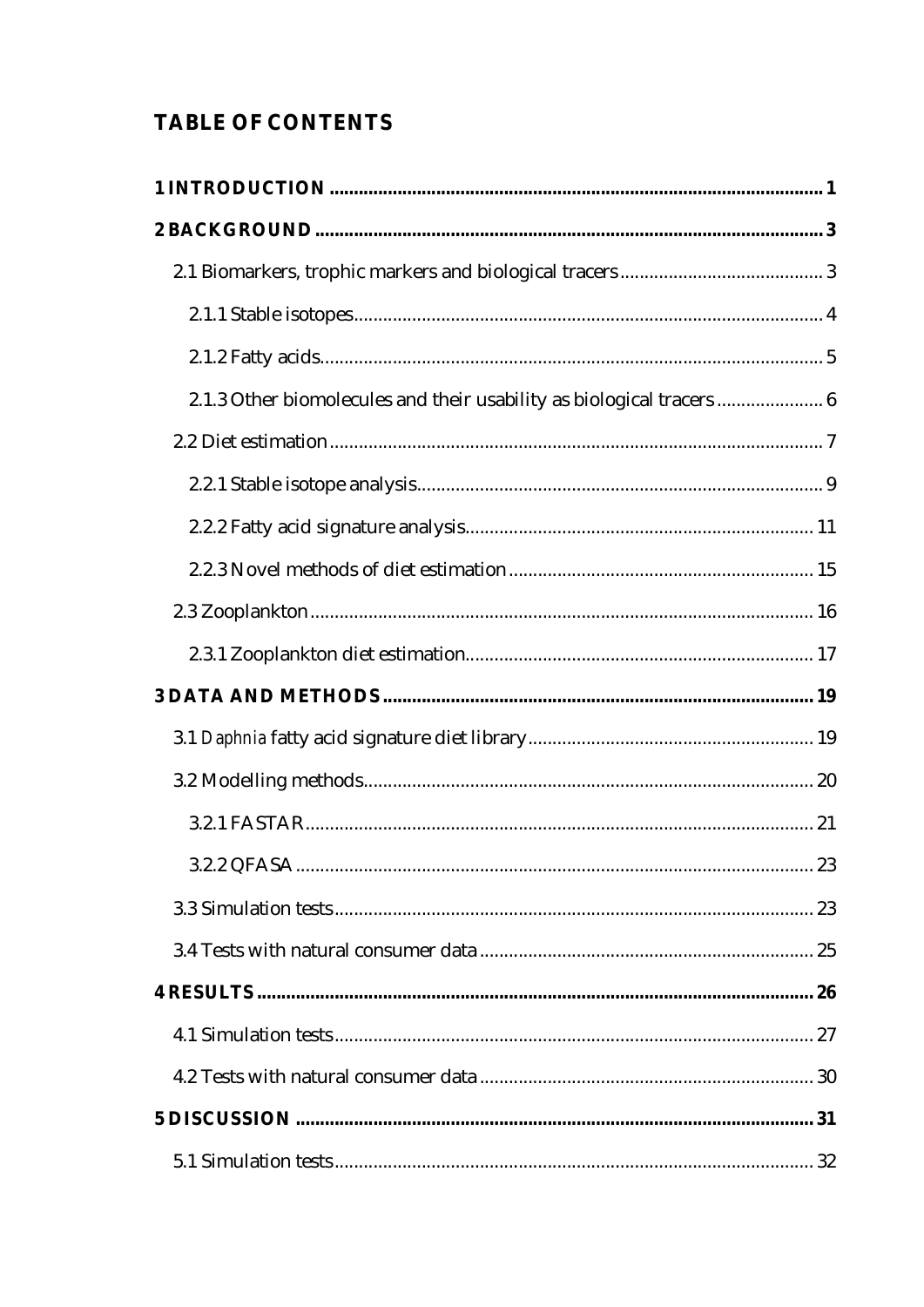## TABLE OF CONTENTS

**1 INTRODUCTION** ..................................................................................................... **1**

**2 BACKGROUND** ........................................................................................................ **3**

2.1 Biomarkers, trophic markers and biological tracers .......................................... 3

2.1.1 Stable isotopes ................................................................................................ 4

2.1.2 Fatty acids ....................................................................................................... 5

2.1.3 Other biomolecules and their usability as biological tracers ..................... 6

2.2 Diet estimation ..................................................................................................... 7

2.2.1 Stable isotope analysis ................................................................................... 9

2.2.2 Fatty acid signature analysis ....................................................................... 11

2.2.3 Novel methods of diet estimation .............................................................. 15

2.3 Zooplankton ....................................................................................................... 16

2.3.1 Zooplankton diet estimation ....................................................................... 17

**3 DATA AND METHODS** ....................................................................................... **19**

3.1 *Daphnia* fatty acid signature diet library ........................................................... 19

3.2 Modelling methods ............................................................................................ 20

3.2.1 FASTAR ......................................................................................................... 21

3.2.2 QFASA ........................................................................................................... 23

3.3 Simulation tests ................................................................................................... 23

3.4 Tests with natural consumer data ..................................................................... 25

**4 RESULTS** ................................................................................................................. **26**

4.1 Simulation tests ................................................................................................... 27

4.2 Tests with natural consumer data ..................................................................... 30

**5 DISCUSSION** .......................................................................................................... **31**

5.1 Simulation tests ................................................................................................... 32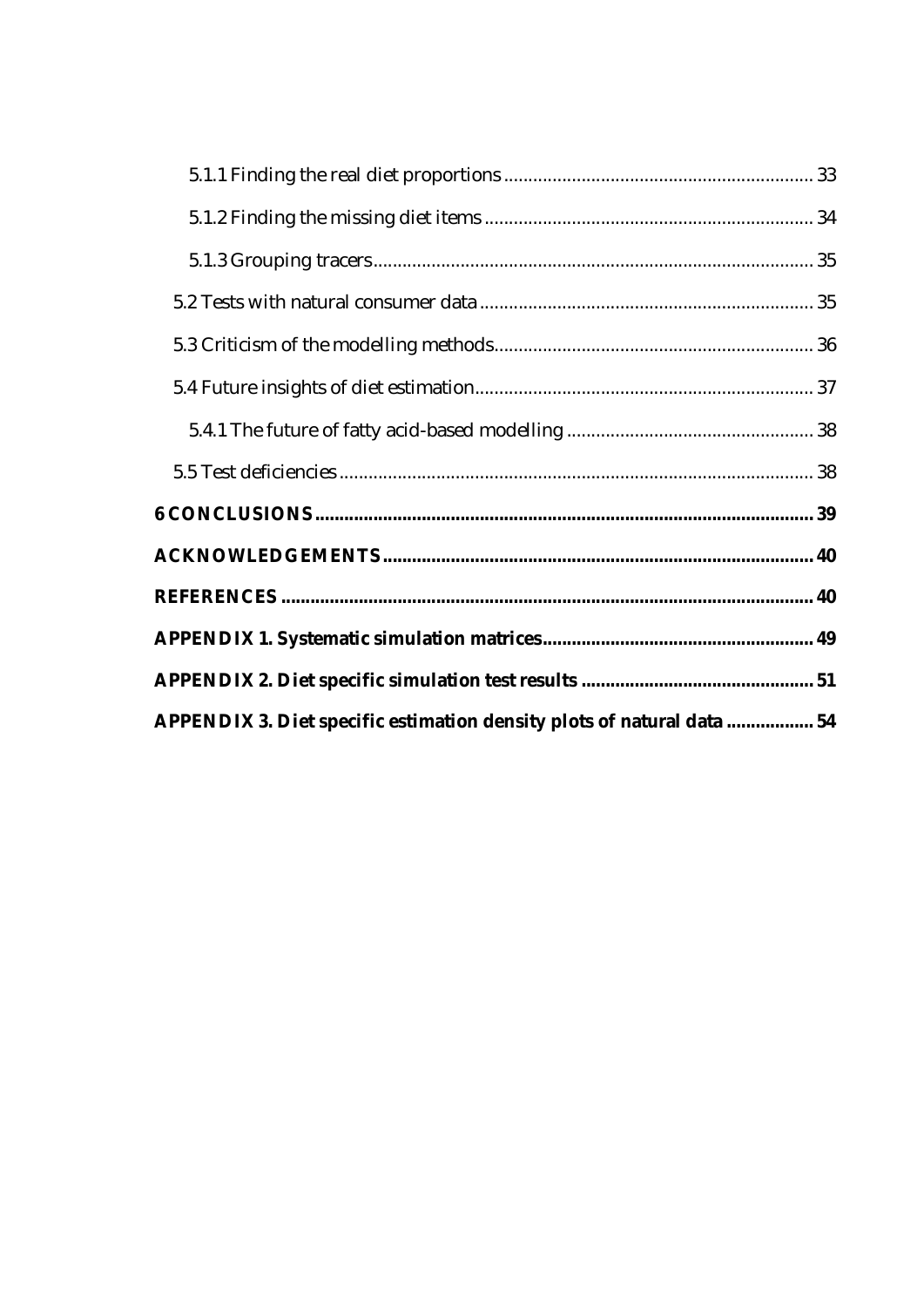5.1.1 Finding the real diet proportions ................................................................ 33

5.1.2 Finding the missing diet items .................................................................... 34

5.1.3 Grouping tracers .......................................................................................... 35

5.2 Tests with natural consumer data ...................................................................... 35

5.3 Criticism of the modelling methods ................................................................... 36

5.4 Future insights of diet estimation ...................................................................... 37

5.4.1 The future of fatty acid-based modelling ..................................................... 38

5.5 Test deficiencies .................................................................................................. 38

**6 CONCLUSIONS ........................................................................................................ 39**

**ACKNOWLEDGEMENTS .......................................................................................... 40**

**REFERENCES ............................................................................................................. 40**

**APPENDIX 1. Systematic simulation matrices ......................................................... 49**

**APPENDIX 2. Diet specific simulation test results ................................................. 51**

**APPENDIX 3. Diet specific estimation density plots of natural data .................. 54**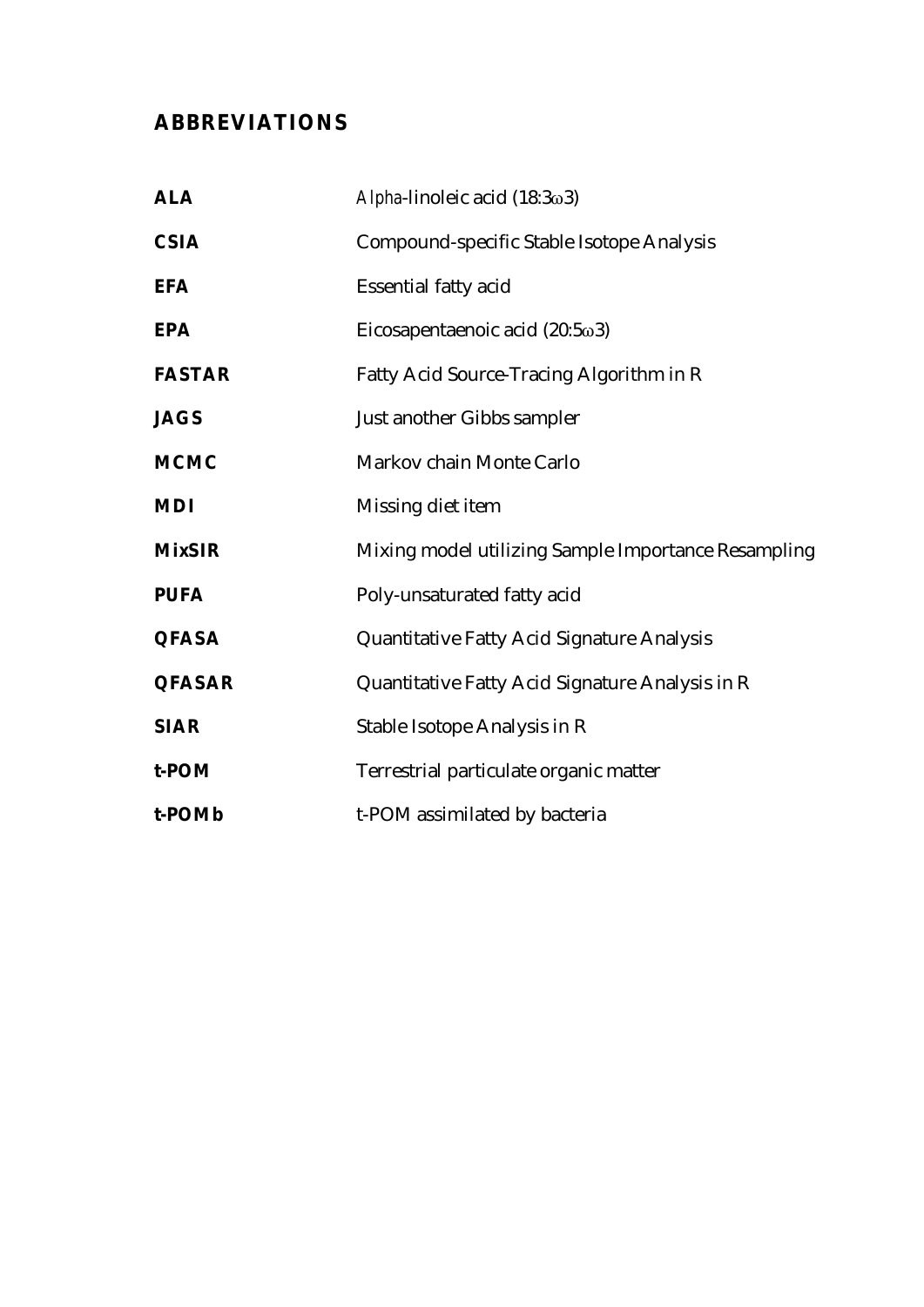## ABBREVIATIONS

| | |
|---|---|
| **ALA** | *Alpha*-linoleic acid (18:3$\omega$3) |
| **CSIA** | Compound-specific Stable Isotope Analysis |
| **EFA** | Essential fatty acid |
| **EPA** | Eicosapentaenoic acid (20:5$\omega$3) |
| **FASTAR** | Fatty Acid Source-Tracing Algorithm in R |
| **JAGS** | Just another Gibbs sampler |
| **MCMC** | Markov chain Monte Carlo |
| **MDI** | Missing diet item |
| **MixSIR** | Mixing model utilizing Sample Importance Resampling |
| **PUFA** | Poly-unsaturated fatty acid |
| **QFASA** | Quantitative Fatty Acid Signature Analysis |
| **QFASAR** | Quantitative Fatty Acid Signature Analysis in R |
| **SIAR** | Stable Isotope Analysis in R |
| **t-POM** | Terrestrial particulate organic matter |
| **t-POMb** | t-POM assimilated by bacteria |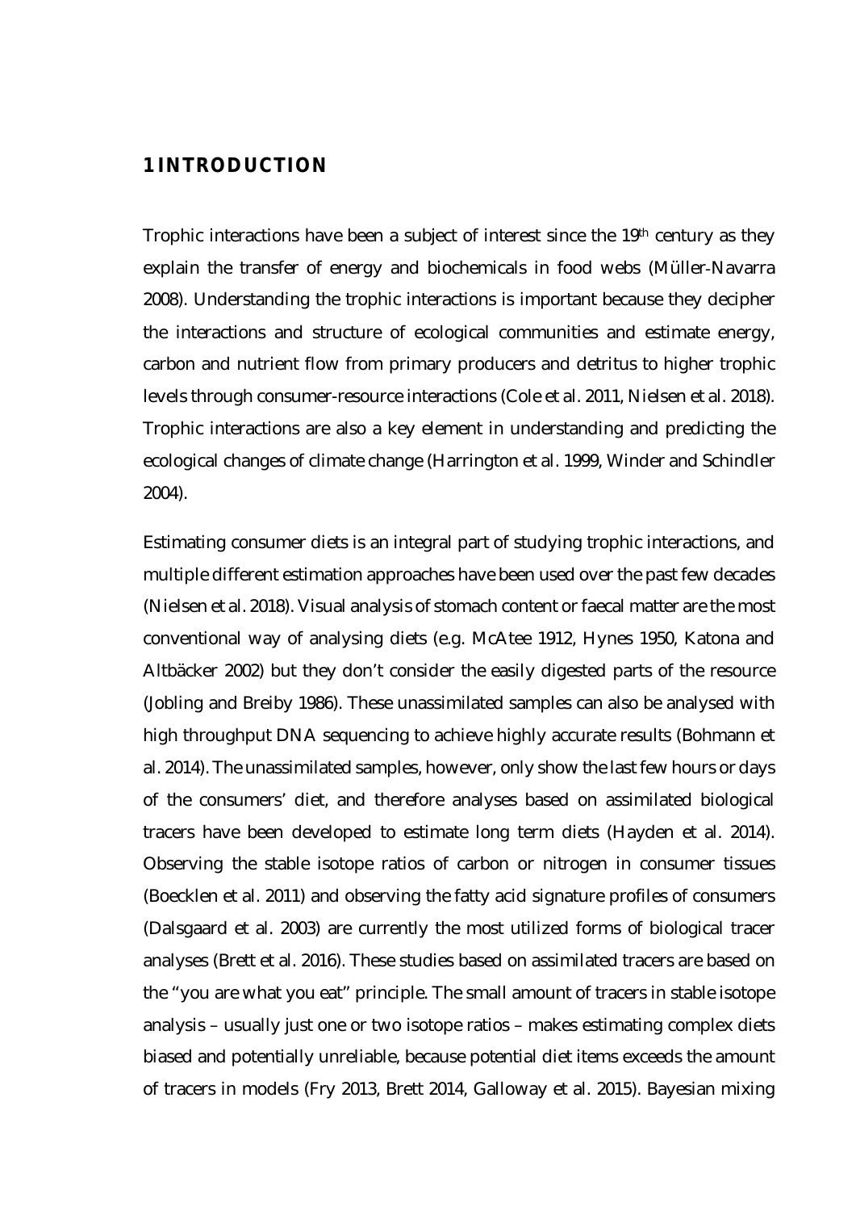# 1 INTRODUCTION

Trophic interactions have been a subject of interest since the 19th century as they explain the transfer of energy and biochemicals in food webs (Müller-Navarra 2008). Understanding the trophic interactions is important because they decipher the interactions and structure of ecological communities and estimate energy, carbon and nutrient flow from primary producers and detritus to higher trophic levels through consumer-resource interactions (Cole et al. 2011, Nielsen et al. 2018). Trophic interactions are also a key element in understanding and predicting the ecological changes of climate change (Harrington et al. 1999, Winder and Schindler 2004).

Estimating consumer diets is an integral part of studying trophic interactions, and multiple different estimation approaches have been used over the past few decades (Nielsen et al. 2018). Visual analysis of stomach content or faecal matter are the most conventional way of analysing diets (e.g. McAtee 1912, Hynes 1950, Katona and Altbäcker 2002) but they don't consider the easily digested parts of the resource (Jobling and Breiby 1986). These unassimilated samples can also be analysed with high throughput DNA sequencing to achieve highly accurate results (Bohmann et al. 2014). The unassimilated samples, however, only show the last few hours or days of the consumers' diet, and therefore analyses based on assimilated biological tracers have been developed to estimate long term diets (Hayden et al. 2014). Observing the stable isotope ratios of carbon or nitrogen in consumer tissues (Boecklen et al. 2011) and observing the fatty acid signature profiles of consumers (Dalsgaard et al. 2003) are currently the most utilized forms of biological tracer analyses (Brett et al. 2016). These studies based on assimilated tracers are based on the "you are what you eat" principle. The small amount of tracers in stable isotope analysis – usually just one or two isotope ratios – makes estimating complex diets biased and potentially unreliable, because potential diet items exceeds the amount of tracers in models (Fry 2013, Brett 2014, Galloway et al. 2015). Bayesian mixing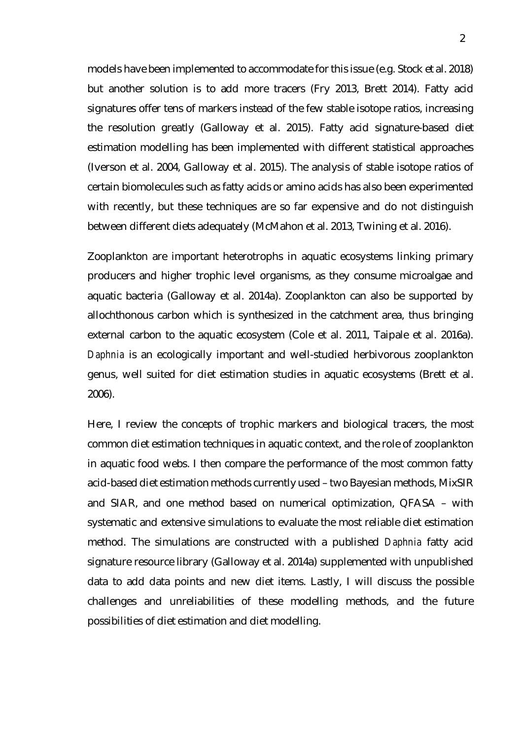models have been implemented to accommodate for this issue (e.g. Stock et al. 2018) but another solution is to add more tracers (Fry 2013, Brett 2014). Fatty acid signatures offer tens of markers instead of the few stable isotope ratios, increasing the resolution greatly (Galloway et al. 2015). Fatty acid signature-based diet estimation modelling has been implemented with different statistical approaches (Iverson et al. 2004, Galloway et al. 2015). The analysis of stable isotope ratios of certain biomolecules such as fatty acids or amino acids has also been experimented with recently, but these techniques are so far expensive and do not distinguish between different diets adequately (McMahon et al. 2013, Twining et al. 2016).

Zooplankton are important heterotrophs in aquatic ecosystems linking primary producers and higher trophic level organisms, as they consume microalgae and aquatic bacteria (Galloway et al. 2014a). Zooplankton can also be supported by allochthonous carbon which is synthesized in the catchment area, thus bringing external carbon to the aquatic ecosystem (Cole et al. 2011, Taipale et al. 2016a). *Daphnia* is an ecologically important and well-studied herbivorous zooplankton genus, well suited for diet estimation studies in aquatic ecosystems (Brett et al. 2006).

Here, I review the concepts of trophic markers and biological tracers, the most common diet estimation techniques in aquatic context, and the role of zooplankton in aquatic food webs. I then compare the performance of the most common fatty acid-based diet estimation methods currently used – two Bayesian methods, MixSIR and SIAR, and one method based on numerical optimization, QFASA – with systematic and extensive simulations to evaluate the most reliable diet estimation method. The simulations are constructed with a published *Daphnia* fatty acid signature resource library (Galloway et al. 2014a) supplemented with unpublished data to add data points and new diet items. Lastly, I will discuss the possible challenges and unreliabilities of these modelling methods, and the future possibilities of diet estimation and diet modelling.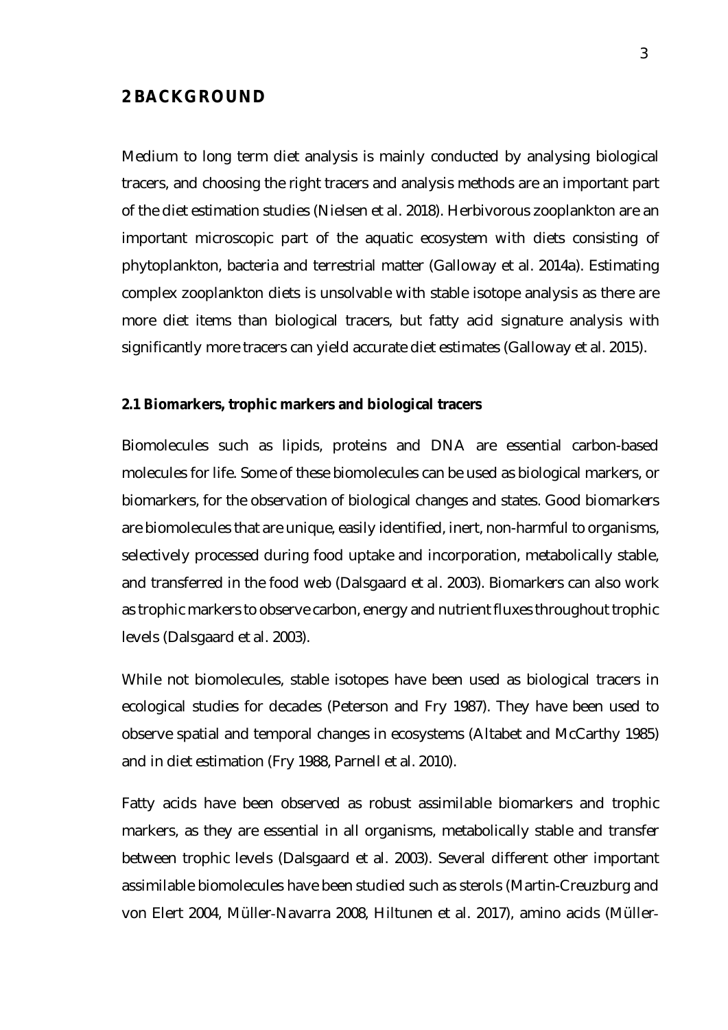# 2 BACKGROUND

Medium to long term diet analysis is mainly conducted by analysing biological tracers, and choosing the right tracers and analysis methods are an important part of the diet estimation studies (Nielsen et al. 2018). Herbivorous zooplankton are an important microscopic part of the aquatic ecosystem with diets consisting of phytoplankton, bacteria and terrestrial matter (Galloway et al. 2014a). Estimating complex zooplankton diets is unsolvable with stable isotope analysis as there are more diet items than biological tracers, but fatty acid signature analysis with significantly more tracers can yield accurate diet estimates (Galloway et al. 2015).

### 2.1 Biomarkers, trophic markers and biological tracers

Biomolecules such as lipids, proteins and DNA are essential carbon-based molecules for life. Some of these biomolecules can be used as biological markers, or biomarkers, for the observation of biological changes and states. Good biomarkers are biomolecules that are unique, easily identified, inert, non-harmful to organisms, selectively processed during food uptake and incorporation, metabolically stable, and transferred in the food web (Dalsgaard et al. 2003). Biomarkers can also work as trophic markers to observe carbon, energy and nutrient fluxes throughout trophic levels (Dalsgaard et al. 2003).

While not biomolecules, stable isotopes have been used as biological tracers in ecological studies for decades (Peterson and Fry 1987). They have been used to observe spatial and temporal changes in ecosystems (Altabet and McCarthy 1985) and in diet estimation (Fry 1988, Parnell et al. 2010).

Fatty acids have been observed as robust assimilable biomarkers and trophic markers, as they are essential in all organisms, metabolically stable and transfer between trophic levels (Dalsgaard et al. 2003). Several different other important assimilable biomolecules have been studied such as sterols (Martin-Creuzburg and von Elert 2004, Müller-Navarra 2008, Hiltunen et al. 2017), amino acids (Müller-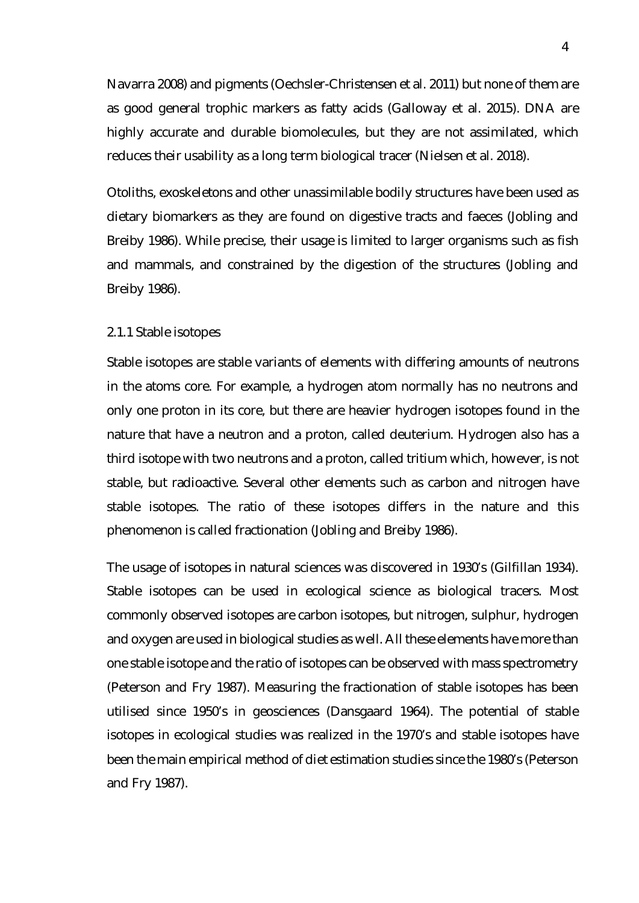Navarra 2008) and pigments (Oechsler-Christensen et al. 2011) but none of them are as good general trophic markers as fatty acids (Galloway et al. 2015). DNA are highly accurate and durable biomolecules, but they are not assimilated, which reduces their usability as a long term biological tracer (Nielsen et al. 2018).

Otoliths, exoskeletons and other unassimilable bodily structures have been used as dietary biomarkers as they are found on digestive tracts and faeces (Jobling and Breiby 1986). While precise, their usage is limited to larger organisms such as fish and mammals, and constrained by the digestion of the structures (Jobling and Breiby 1986).

### 2.1.1 Stable isotopes

Stable isotopes are stable variants of elements with differing amounts of neutrons in the atoms core. For example, a hydrogen atom normally has no neutrons and only one proton in its core, but there are heavier hydrogen isotopes found in the nature that have a neutron and a proton, called deuterium. Hydrogen also has a third isotope with two neutrons and a proton, called tritium which, however, is not stable, but radioactive. Several other elements such as carbon and nitrogen have stable isotopes. The ratio of these isotopes differs in the nature and this phenomenon is called fractionation (Jobling and Breiby 1986).

The usage of isotopes in natural sciences was discovered in 1930's (Gilfillan 1934). Stable isotopes can be used in ecological science as biological tracers. Most commonly observed isotopes are carbon isotopes, but nitrogen, sulphur, hydrogen and oxygen are used in biological studies as well. All these elements have more than one stable isotope and the ratio of isotopes can be observed with mass spectrometry (Peterson and Fry 1987). Measuring the fractionation of stable isotopes has been utilised since 1950's in geosciences (Dansgaard 1964). The potential of stable isotopes in ecological studies was realized in the 1970's and stable isotopes have been the main empirical method of diet estimation studies since the 1980's (Peterson and Fry 1987).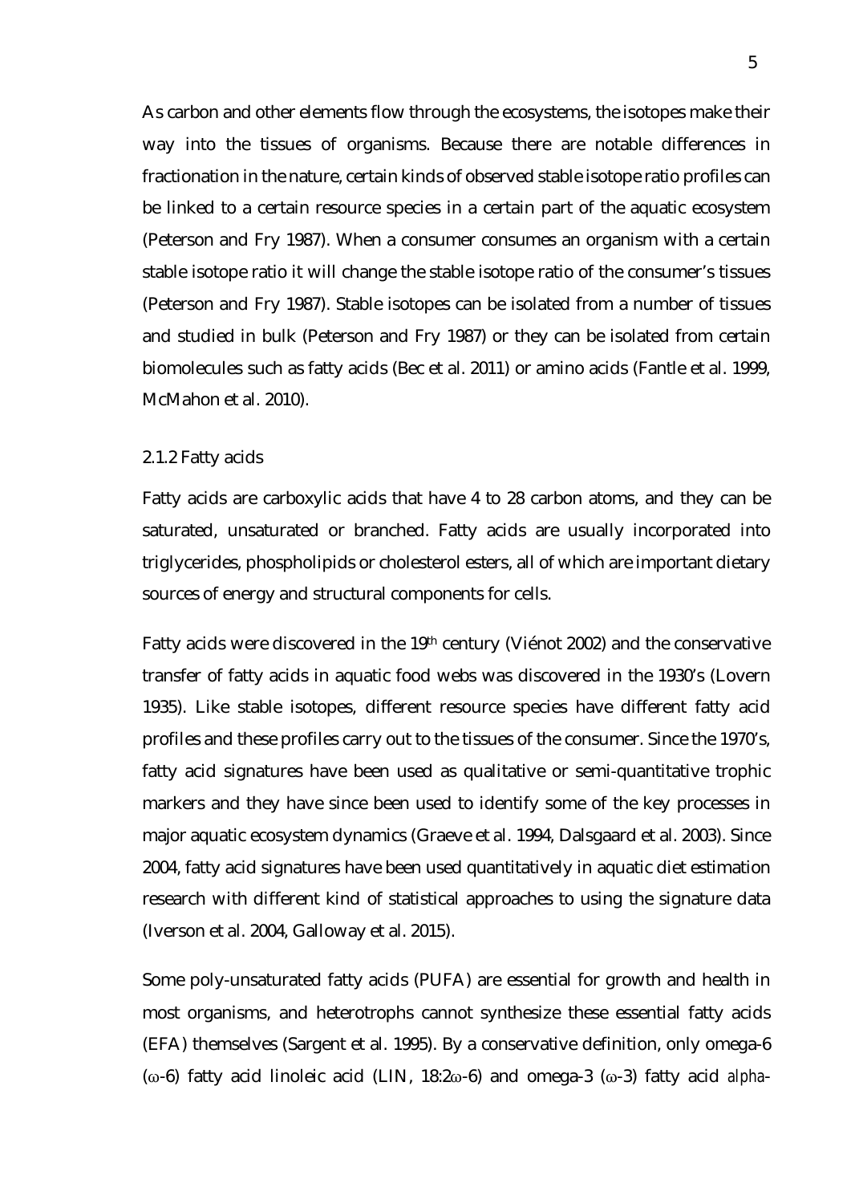As carbon and other elements flow through the ecosystems, the isotopes make their way into the tissues of organisms. Because there are notable differences in fractionation in the nature, certain kinds of observed stable isotope ratio profiles can be linked to a certain resource species in a certain part of the aquatic ecosystem (Peterson and Fry 1987). When a consumer consumes an organism with a certain stable isotope ratio it will change the stable isotope ratio of the consumer's tissues (Peterson and Fry 1987). Stable isotopes can be isolated from a number of tissues and studied in bulk (Peterson and Fry 1987) or they can be isolated from certain biomolecules such as fatty acids (Bec et al. 2011) or amino acids (Fantle et al. 1999, McMahon et al. 2010).

### 2.1.2 Fatty acids

Fatty acids are carboxylic acids that have 4 to 28 carbon atoms, and they can be saturated, unsaturated or branched. Fatty acids are usually incorporated into triglycerides, phospholipids or cholesterol esters, all of which are important dietary sources of energy and structural components for cells.

Fatty acids were discovered in the 19$^{th}$ century (Viénot 2002) and the conservative transfer of fatty acids in aquatic food webs was discovered in the 1930's (Lovern 1935). Like stable isotopes, different resource species have different fatty acid profiles and these profiles carry out to the tissues of the consumer. Since the 1970's, fatty acid signatures have been used as qualitative or semi-quantitative trophic markers and they have since been used to identify some of the key processes in major aquatic ecosystem dynamics (Graeve et al. 1994, Dalsgaard et al. 2003). Since 2004, fatty acid signatures have been used quantitatively in aquatic diet estimation research with different kind of statistical approaches to using the signature data (Iverson et al. 2004, Galloway et al. 2015).

Some poly-unsaturated fatty acids (PUFA) are essential for growth and health in most organisms, and heterotrophs cannot synthesize these essential fatty acids (EFA) themselves (Sargent et al. 1995). By a conservative definition, only omega-6 ($\omega$-6) fatty acid linoleic acid (LIN, 18:2$\omega$-6) and omega-3 ($\omega$-3) fatty acid *alpha-*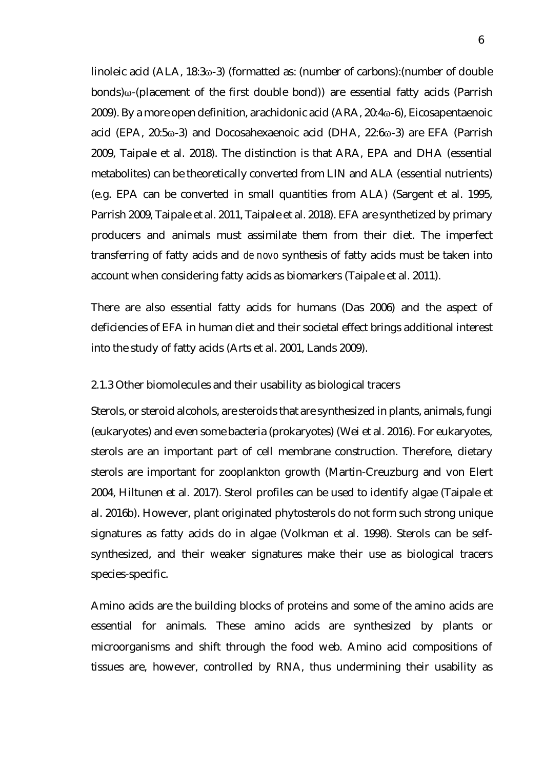linoleic acid (ALA, 18:3ω-3) (formatted as: (number of carbons):(number of double bonds)ω-(placement of the first double bond)) are essential fatty acids (Parrish 2009). By a more open definition, arachidonic acid (ARA, 20:4ω-6), Eicosapentaenoic acid (EPA, 20:5ω-3) and Docosahexaenoic acid (DHA, 22:6ω-3) are EFA (Parrish 2009, Taipale et al. 2018). The distinction is that ARA, EPA and DHA (essential metabolites) can be theoretically converted from LIN and ALA (essential nutrients) (e.g. EPA can be converted in small quantities from ALA) (Sargent et al. 1995, Parrish 2009, Taipale et al. 2011, Taipale et al. 2018). EFA are synthetized by primary producers and animals must assimilate them from their diet. The imperfect transferring of fatty acids and *de novo* synthesis of fatty acids must be taken into account when considering fatty acids as biomarkers (Taipale et al. 2011).

There are also essential fatty acids for humans (Das 2006) and the aspect of deficiencies of EFA in human diet and their societal effect brings additional interest into the study of fatty acids (Arts et al. 2001, Lands 2009).

### 2.1.3 Other biomolecules and their usability as biological tracers

Sterols, or steroid alcohols, are steroids that are synthesized in plants, animals, fungi (eukaryotes) and even some bacteria (prokaryotes) (Wei et al. 2016). For eukaryotes, sterols are an important part of cell membrane construction. Therefore, dietary sterols are important for zooplankton growth (Martin-Creuzburg and von Elert 2004, Hiltunen et al. 2017). Sterol profiles can be used to identify algae (Taipale et al. 2016b). However, plant originated phytosterols do not form such strong unique signatures as fatty acids do in algae (Volkman et al. 1998). Sterols can be self-synthesized, and their weaker signatures make their use as biological tracers species-specific.

Amino acids are the building blocks of proteins and some of the amino acids are essential for animals. These amino acids are synthesized by plants or microorganisms and shift through the food web. Amino acid compositions of tissues are, however, controlled by RNA, thus undermining their usability as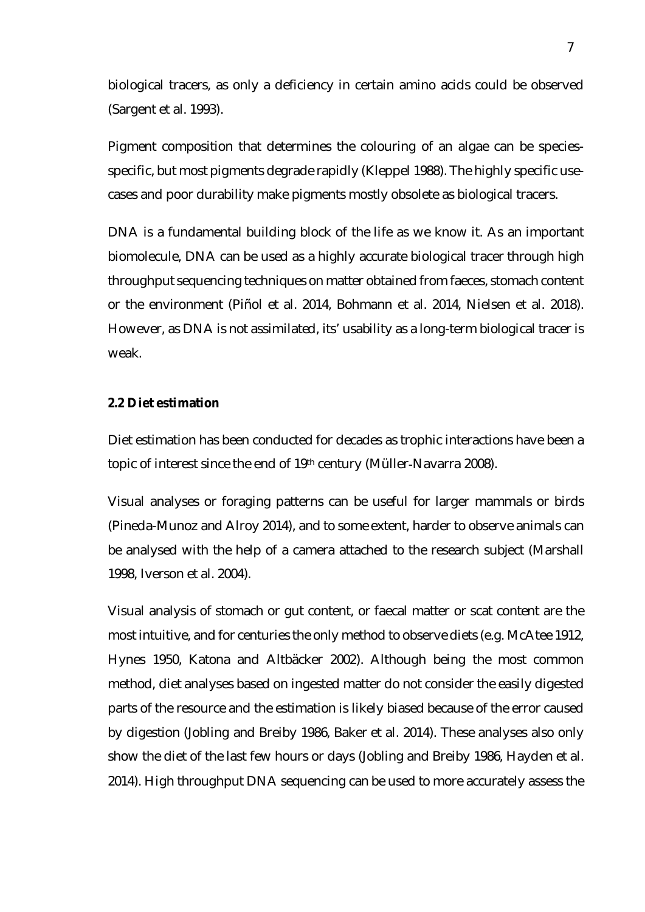biological tracers, as only a deficiency in certain amino acids could be observed (Sargent et al. 1993).

Pigment composition that determines the colouring of an algae can be species-specific, but most pigments degrade rapidly (Kleppel 1988). The highly specific use-cases and poor durability make pigments mostly obsolete as biological tracers.

DNA is a fundamental building block of the life as we know it. As an important biomolecule, DNA can be used as a highly accurate biological tracer through high throughput sequencing techniques on matter obtained from faeces, stomach content or the environment (Piñol et al. 2014, Bohmann et al. 2014, Nielsen et al. 2018). However, as DNA is not assimilated, its' usability as a long-term biological tracer is weak.

### 2.2 Diet estimation

Diet estimation has been conducted for decades as trophic interactions have been a topic of interest since the end of 19th century (Müller-Navarra 2008).

Visual analyses or foraging patterns can be useful for larger mammals or birds (Pineda-Munoz and Alroy 2014), and to some extent, harder to observe animals can be analysed with the help of a camera attached to the research subject (Marshall 1998, Iverson et al. 2004).

Visual analysis of stomach or gut content, or faecal matter or scat content are the most intuitive, and for centuries the only method to observe diets (e.g. McAtee 1912, Hynes 1950, Katona and Altbäcker 2002). Although being the most common method, diet analyses based on ingested matter do not consider the easily digested parts of the resource and the estimation is likely biased because of the error caused by digestion (Jobling and Breiby 1986, Baker et al. 2014). These analyses also only show the diet of the last few hours or days (Jobling and Breiby 1986, Hayden et al. 2014). High throughput DNA sequencing can be used to more accurately assess the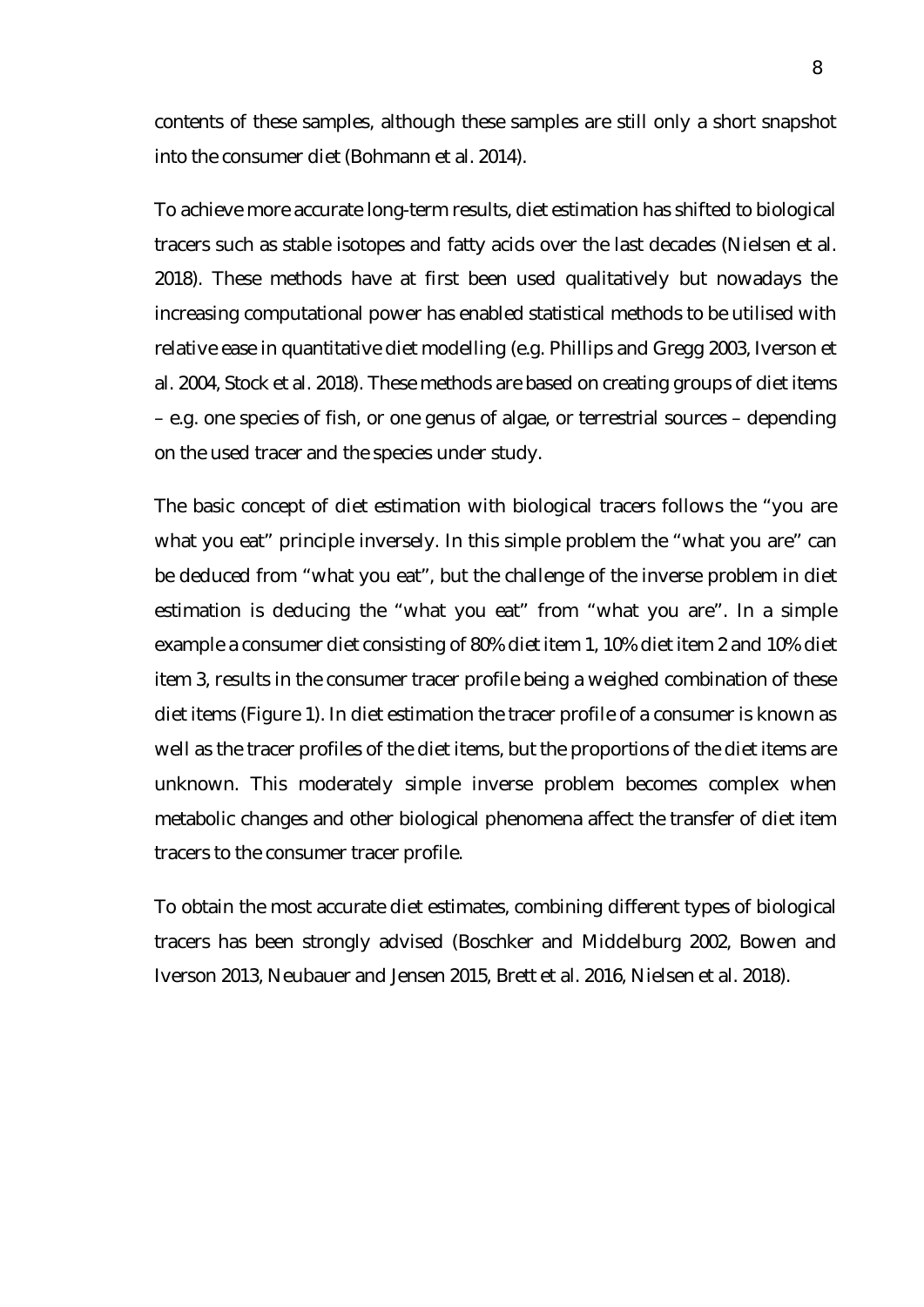contents of these samples, although these samples are still only a short snapshot into the consumer diet (Bohmann et al. 2014).

To achieve more accurate long-term results, diet estimation has shifted to biological tracers such as stable isotopes and fatty acids over the last decades (Nielsen et al. 2018). These methods have at first been used qualitatively but nowadays the increasing computational power has enabled statistical methods to be utilised with relative ease in quantitative diet modelling (e.g. Phillips and Gregg 2003, Iverson et al. 2004, Stock et al. 2018). These methods are based on creating groups of diet items – e.g. one species of fish, or one genus of algae, or terrestrial sources – depending on the used tracer and the species under study.

The basic concept of diet estimation with biological tracers follows the "you are what you eat" principle inversely. In this simple problem the "what you are" can be deduced from "what you eat", but the challenge of the inverse problem in diet estimation is deducing the "what you eat" from "what you are". In a simple example a consumer diet consisting of 80% diet item 1, 10% diet item 2 and 10% diet item 3, results in the consumer tracer profile being a weighed combination of these diet items (Figure 1). In diet estimation the tracer profile of a consumer is known as well as the tracer profiles of the diet items, but the proportions of the diet items are unknown. This moderately simple inverse problem becomes complex when metabolic changes and other biological phenomena affect the transfer of diet item tracers to the consumer tracer profile.

To obtain the most accurate diet estimates, combining different types of biological tracers has been strongly advised (Boschker and Middelburg 2002, Bowen and Iverson 2013, Neubauer and Jensen 2015, Brett et al. 2016, Nielsen et al. 2018).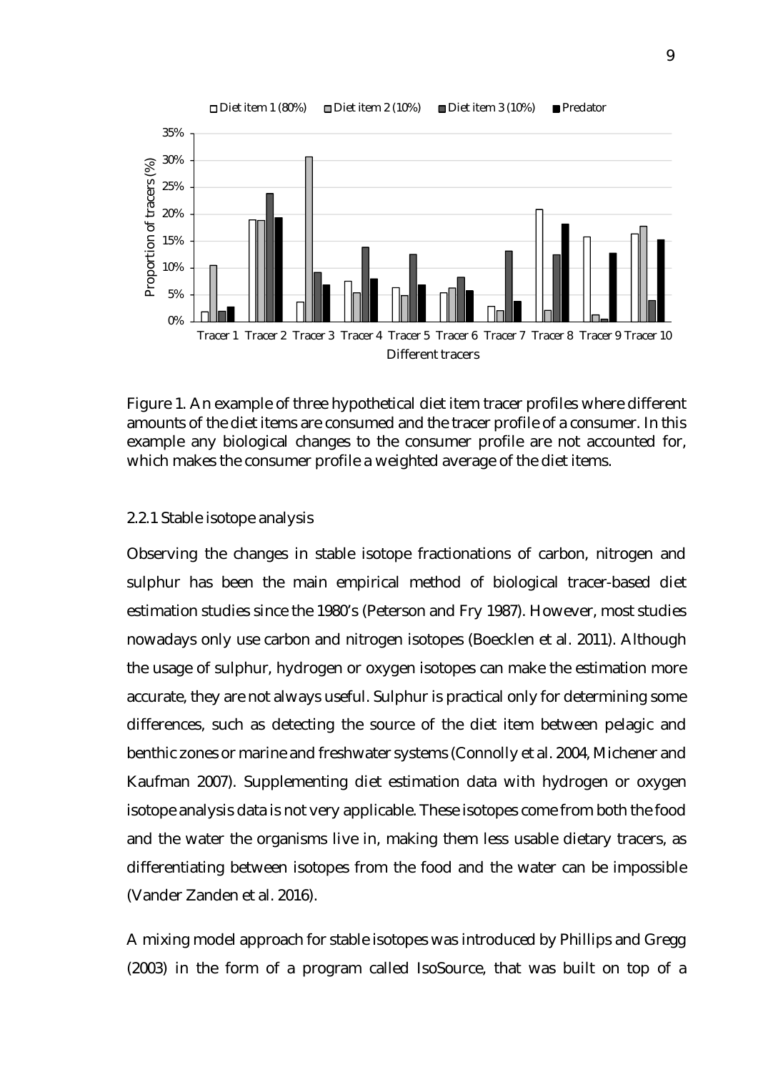Figure 1. An example of three hypothetical diet item tracer profiles where different amounts of the diet items are consumed and the tracer profile of a consumer. In this example any biological changes to the consumer profile are not accounted for, which makes the consumer profile a weighted average of the diet items.

### 2.2.1 Stable isotope analysis

Observing the changes in stable isotope fractionations of carbon, nitrogen and sulphur has been the main empirical method of biological tracer-based diet estimation studies since the 1980's (Peterson and Fry 1987). However, most studies nowadays only use carbon and nitrogen isotopes (Boecklen et al. 2011). Although the usage of sulphur, hydrogen or oxygen isotopes can make the estimation more accurate, they are not always useful. Sulphur is practical only for determining some differences, such as detecting the source of the diet item between pelagic and benthic zones or marine and freshwater systems (Connolly et al. 2004, Michener and Kaufman 2007). Supplementing diet estimation data with hydrogen or oxygen isotope analysis data is not very applicable. These isotopes come from both the food and the water the organisms live in, making them less usable dietary tracers, as differentiating between isotopes from the food and the water can be impossible (Vander Zanden et al. 2016).

A mixing model approach for stable isotopes was introduced by Phillips and Gregg (2003) in the form of a program called IsoSource, that was built on top of a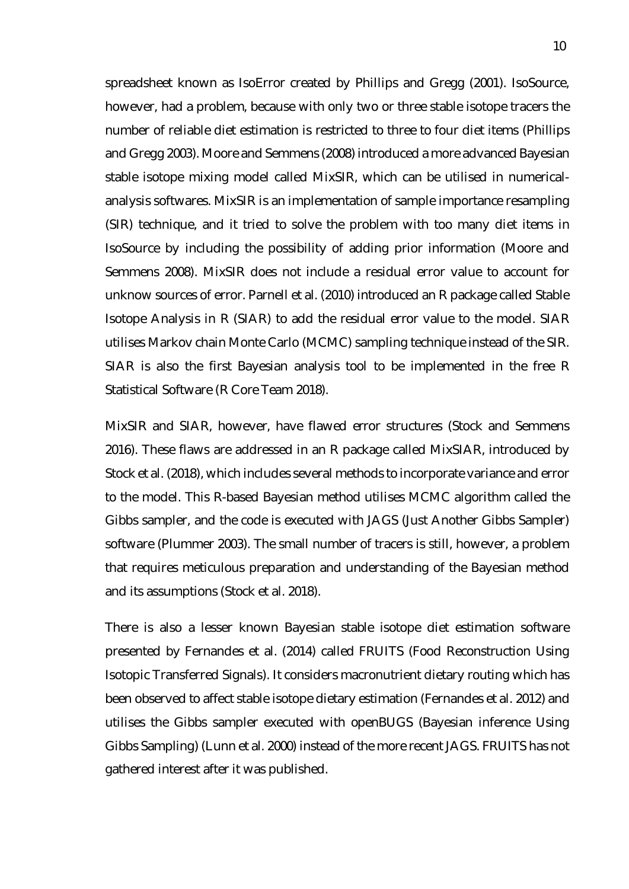spreadsheet known as IsoError created by Phillips and Gregg (2001). IsoSource, however, had a problem, because with only two or three stable isotope tracers the number of reliable diet estimation is restricted to three to four diet items (Phillips and Gregg 2003). Moore and Semmens (2008) introduced a more advanced Bayesian stable isotope mixing model called MixSIR, which can be utilised in numerical-analysis softwares. MixSIR is an implementation of sample importance resampling (SIR) technique, and it tried to solve the problem with too many diet items in IsoSource by including the possibility of adding prior information (Moore and Semmens 2008). MixSIR does not include a residual error value to account for unknow sources of error. Parnell et al. (2010) introduced an R package called Stable Isotope Analysis in R (SIAR) to add the residual error value to the model. SIAR utilises Markov chain Monte Carlo (MCMC) sampling technique instead of the SIR. SIAR is also the first Bayesian analysis tool to be implemented in the free R Statistical Software (R Core Team 2018).

MixSIR and SIAR, however, have flawed error structures (Stock and Semmens 2016). These flaws are addressed in an R package called MixSIAR, introduced by Stock et al. (2018), which includes several methods to incorporate variance and error to the model. This R-based Bayesian method utilises MCMC algorithm called the Gibbs sampler, and the code is executed with JAGS (Just Another Gibbs Sampler) software (Plummer 2003). The small number of tracers is still, however, a problem that requires meticulous preparation and understanding of the Bayesian method and its assumptions (Stock et al. 2018).

There is also a lesser known Bayesian stable isotope diet estimation software presented by Fernandes et al. (2014) called FRUITS (Food Reconstruction Using Isotopic Transferred Signals). It considers macronutrient dietary routing which has been observed to affect stable isotope dietary estimation (Fernandes et al. 2012) and utilises the Gibbs sampler executed with openBUGS (Bayesian inference Using Gibbs Sampling) (Lunn et al. 2000) instead of the more recent JAGS. FRUITS has not gathered interest after it was published.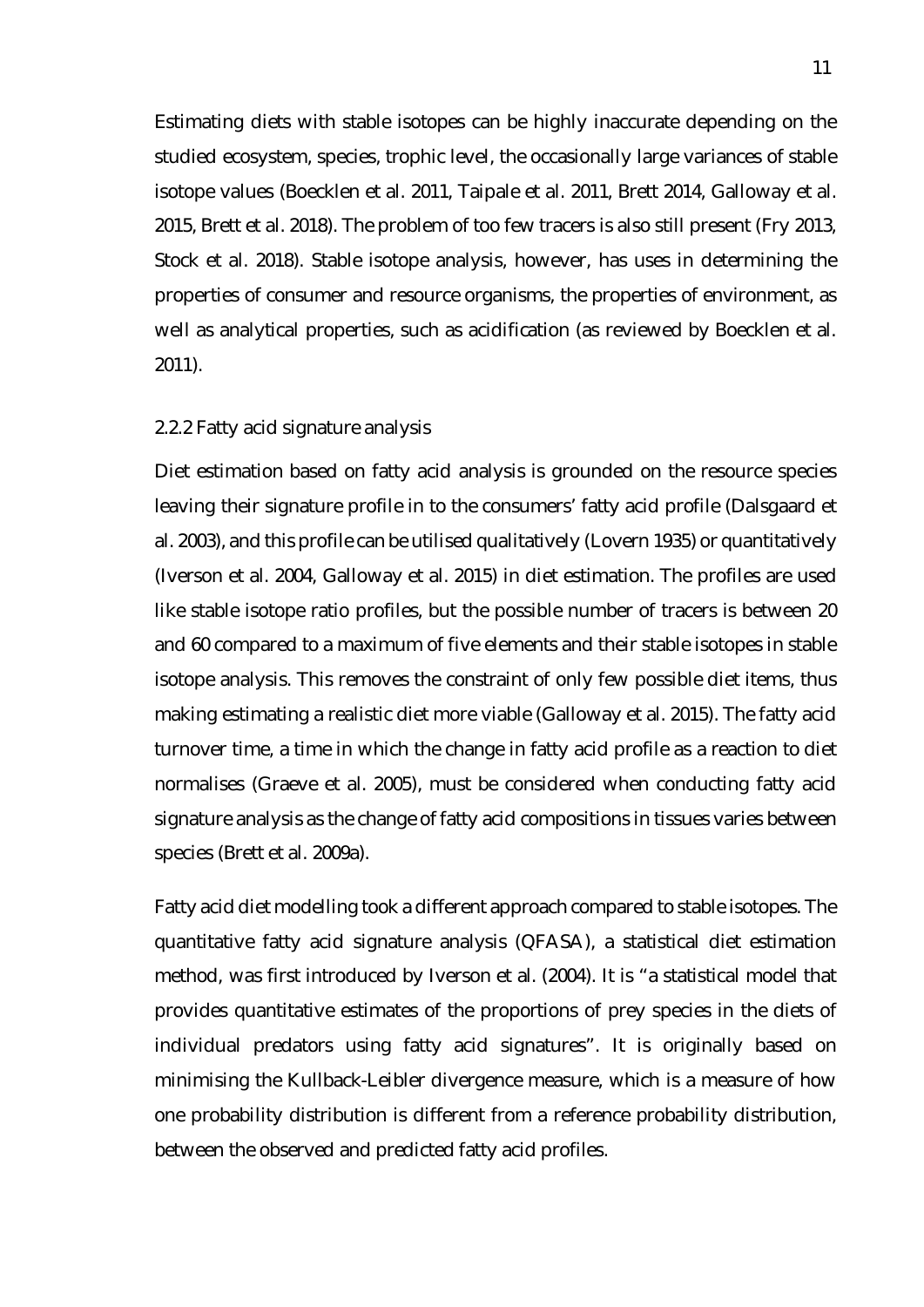Estimating diets with stable isotopes can be highly inaccurate depending on the studied ecosystem, species, trophic level, the occasionally large variances of stable isotope values (Boecklen et al. 2011, Taipale et al. 2011, Brett 2014, Galloway et al. 2015, Brett et al. 2018). The problem of too few tracers is also still present (Fry 2013, Stock et al. 2018). Stable isotope analysis, however, has uses in determining the properties of consumer and resource organisms, the properties of environment, as well as analytical properties, such as acidification (as reviewed by Boecklen et al. 2011).

### 2.2.2 Fatty acid signature analysis

Diet estimation based on fatty acid analysis is grounded on the resource species leaving their signature profile in to the consumers' fatty acid profile (Dalsgaard et al. 2003), and this profile can be utilised qualitatively (Lovern 1935) or quantitatively (Iverson et al. 2004, Galloway et al. 2015) in diet estimation. The profiles are used like stable isotope ratio profiles, but the possible number of tracers is between 20 and 60 compared to a maximum of five elements and their stable isotopes in stable isotope analysis. This removes the constraint of only few possible diet items, thus making estimating a realistic diet more viable (Galloway et al. 2015). The fatty acid turnover time, a time in which the change in fatty acid profile as a reaction to diet normalises (Graeve et al. 2005), must be considered when conducting fatty acid signature analysis as the change of fatty acid compositions in tissues varies between species (Brett et al. 2009a).

Fatty acid diet modelling took a different approach compared to stable isotopes. The quantitative fatty acid signature analysis (QFASA), a statistical diet estimation method, was first introduced by Iverson et al. (2004). It is "a statistical model that provides quantitative estimates of the proportions of prey species in the diets of individual predators using fatty acid signatures". It is originally based on minimising the Kullback-Leibler divergence measure, which is a measure of how one probability distribution is different from a reference probability distribution, between the observed and predicted fatty acid profiles.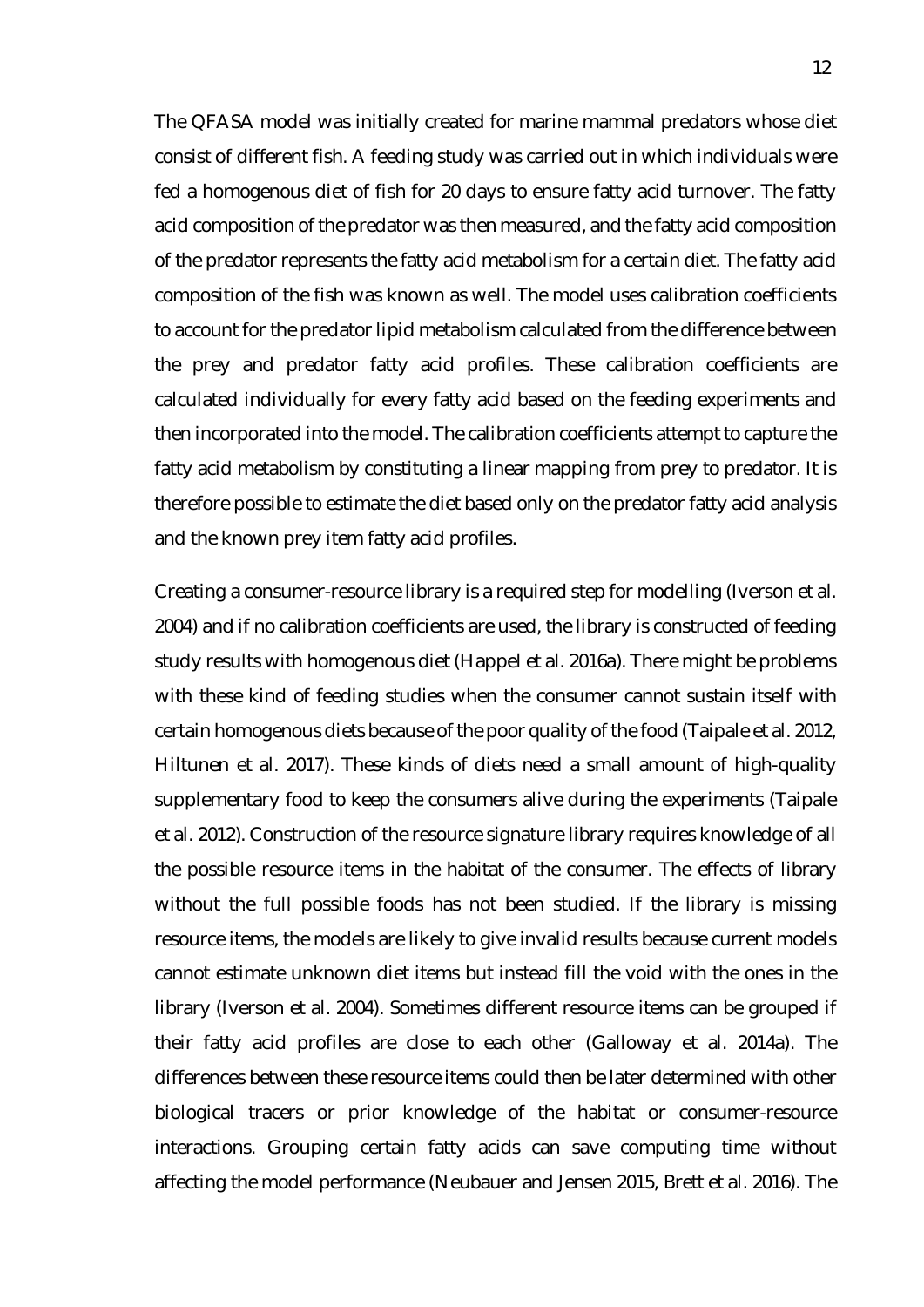The QFASA model was initially created for marine mammal predators whose diet consist of different fish. A feeding study was carried out in which individuals were fed a homogenous diet of fish for 20 days to ensure fatty acid turnover. The fatty acid composition of the predator was then measured, and the fatty acid composition of the predator represents the fatty acid metabolism for a certain diet. The fatty acid composition of the fish was known as well. The model uses calibration coefficients to account for the predator lipid metabolism calculated from the difference between the prey and predator fatty acid profiles. These calibration coefficients are calculated individually for every fatty acid based on the feeding experiments and then incorporated into the model. The calibration coefficients attempt to capture the fatty acid metabolism by constituting a linear mapping from prey to predator. It is therefore possible to estimate the diet based only on the predator fatty acid analysis and the known prey item fatty acid profiles.

Creating a consumer-resource library is a required step for modelling (Iverson et al. 2004) and if no calibration coefficients are used, the library is constructed of feeding study results with homogenous diet (Happel et al. 2016a). There might be problems with these kind of feeding studies when the consumer cannot sustain itself with certain homogenous diets because of the poor quality of the food (Taipale et al. 2012, Hiltunen et al. 2017). These kinds of diets need a small amount of high-quality supplementary food to keep the consumers alive during the experiments (Taipale et al. 2012). Construction of the resource signature library requires knowledge of all the possible resource items in the habitat of the consumer. The effects of library without the full possible foods has not been studied. If the library is missing resource items, the models are likely to give invalid results because current models cannot estimate unknown diet items but instead fill the void with the ones in the library (Iverson et al. 2004). Sometimes different resource items can be grouped if their fatty acid profiles are close to each other (Galloway et al. 2014a). The differences between these resource items could then be later determined with other biological tracers or prior knowledge of the habitat or consumer-resource interactions. Grouping certain fatty acids can save computing time without affecting the model performance (Neubauer and Jensen 2015, Brett et al. 2016). The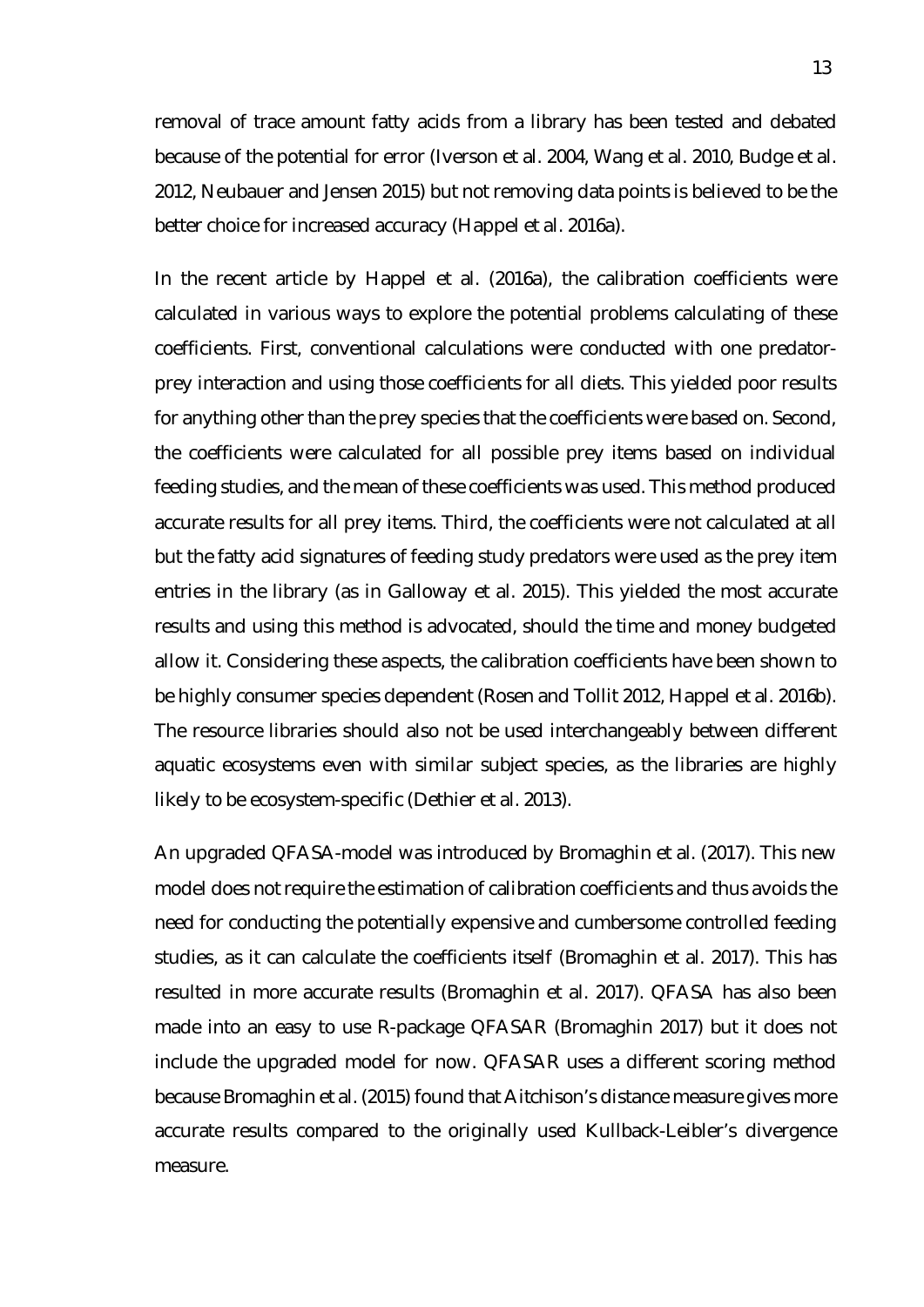removal of trace amount fatty acids from a library has been tested and debated because of the potential for error (Iverson et al. 2004, Wang et al. 2010, Budge et al. 2012, Neubauer and Jensen 2015) but not removing data points is believed to be the better choice for increased accuracy (Happel et al. 2016a).

In the recent article by Happel et al. (2016a), the calibration coefficients were calculated in various ways to explore the potential problems calculating of these coefficients. First, conventional calculations were conducted with one predator-prey interaction and using those coefficients for all diets. This yielded poor results for anything other than the prey species that the coefficients were based on. Second, the coefficients were calculated for all possible prey items based on individual feeding studies, and the mean of these coefficients was used. This method produced accurate results for all prey items. Third, the coefficients were not calculated at all but the fatty acid signatures of feeding study predators were used as the prey item entries in the library (as in Galloway et al. 2015). This yielded the most accurate results and using this method is advocated, should the time and money budgeted allow it. Considering these aspects, the calibration coefficients have been shown to be highly consumer species dependent (Rosen and Tollit 2012, Happel et al. 2016b). The resource libraries should also not be used interchangeably between different aquatic ecosystems even with similar subject species, as the libraries are highly likely to be ecosystem-specific (Dethier et al. 2013).

An upgraded QFASA-model was introduced by Bromaghin et al. (2017). This new model does not require the estimation of calibration coefficients and thus avoids the need for conducting the potentially expensive and cumbersome controlled feeding studies, as it can calculate the coefficients itself (Bromaghin et al. 2017). This has resulted in more accurate results (Bromaghin et al. 2017). QFASA has also been made into an easy to use R-package QFASAR (Bromaghin 2017) but it does not include the upgraded model for now. QFASAR uses a different scoring method because Bromaghin et al. (2015) found that Aitchison's distance measure gives more accurate results compared to the originally used Kullback-Leibler's divergence measure.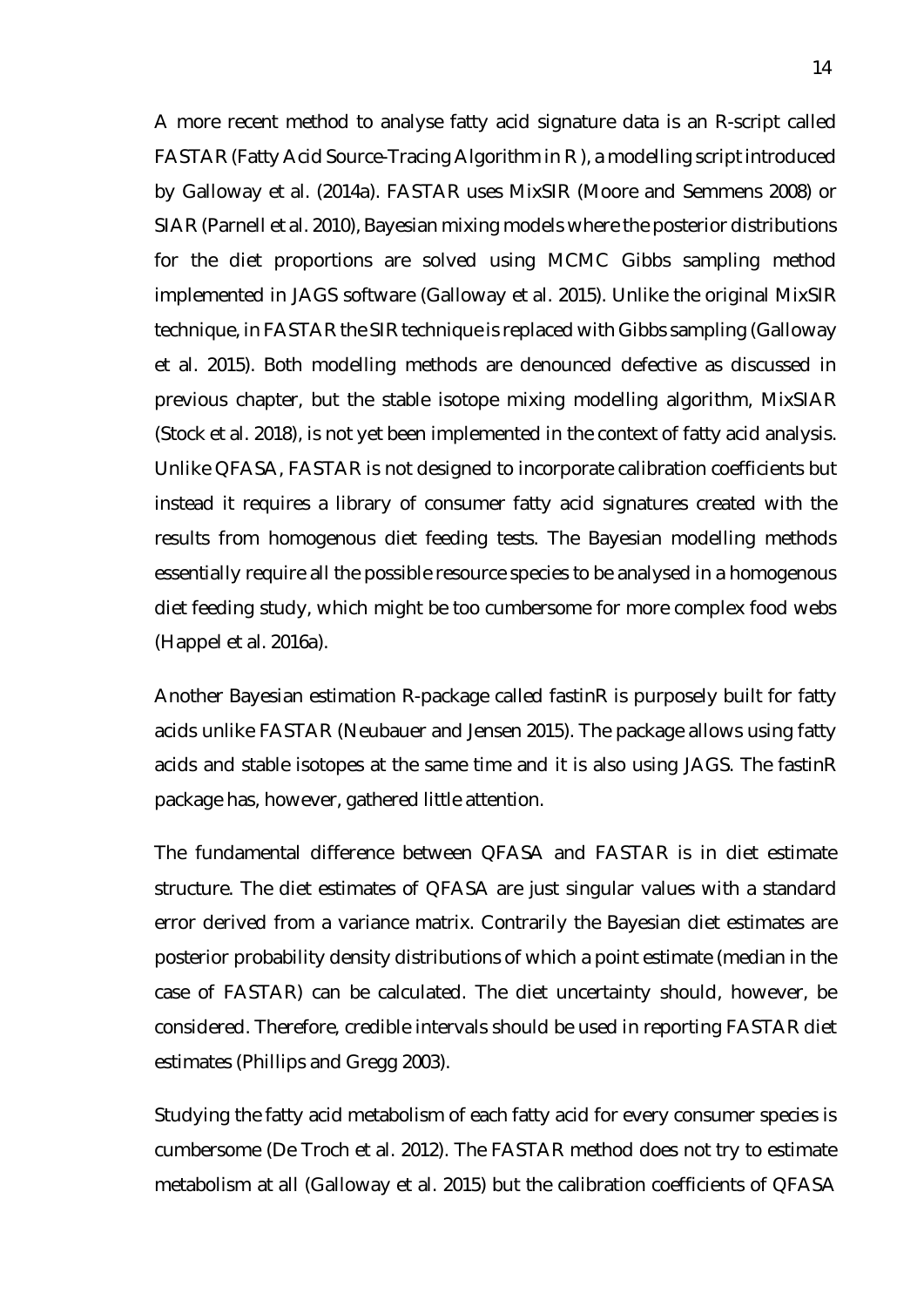A more recent method to analyse fatty acid signature data is an R-script called FASTAR (Fatty Acid Source-Tracing Algorithm in R), a modelling script introduced by Galloway et al. (2014a). FASTAR uses MixSIR (Moore and Semmens 2008) or SIAR (Parnell et al. 2010), Bayesian mixing models where the posterior distributions for the diet proportions are solved using MCMC Gibbs sampling method implemented in JAGS software (Galloway et al. 2015). Unlike the original MixSIR technique, in FASTAR the SIR technique is replaced with Gibbs sampling (Galloway et al. 2015). Both modelling methods are denounced defective as discussed in previous chapter, but the stable isotope mixing modelling algorithm, MixSIAR (Stock et al. 2018), is not yet been implemented in the context of fatty acid analysis. Unlike QFASA, FASTAR is not designed to incorporate calibration coefficients but instead it requires a library of consumer fatty acid signatures created with the results from homogenous diet feeding tests. The Bayesian modelling methods essentially require all the possible resource species to be analysed in a homogenous diet feeding study, which might be too cumbersome for more complex food webs (Happel et al. 2016a).

Another Bayesian estimation R-package called fastinR is purposely built for fatty acids unlike FASTAR (Neubauer and Jensen 2015). The package allows using fatty acids and stable isotopes at the same time and it is also using JAGS. The fastinR package has, however, gathered little attention.

The fundamental difference between QFASA and FASTAR is in diet estimate structure. The diet estimates of QFASA are just singular values with a standard error derived from a variance matrix. Contrarily the Bayesian diet estimates are posterior probability density distributions of which a point estimate (median in the case of FASTAR) can be calculated. The diet uncertainty should, however, be considered. Therefore, credible intervals should be used in reporting FASTAR diet estimates (Phillips and Gregg 2003).

Studying the fatty acid metabolism of each fatty acid for every consumer species is cumbersome (De Troch et al. 2012). The FASTAR method does not try to estimate metabolism at all (Galloway et al. 2015) but the calibration coefficients of QFASA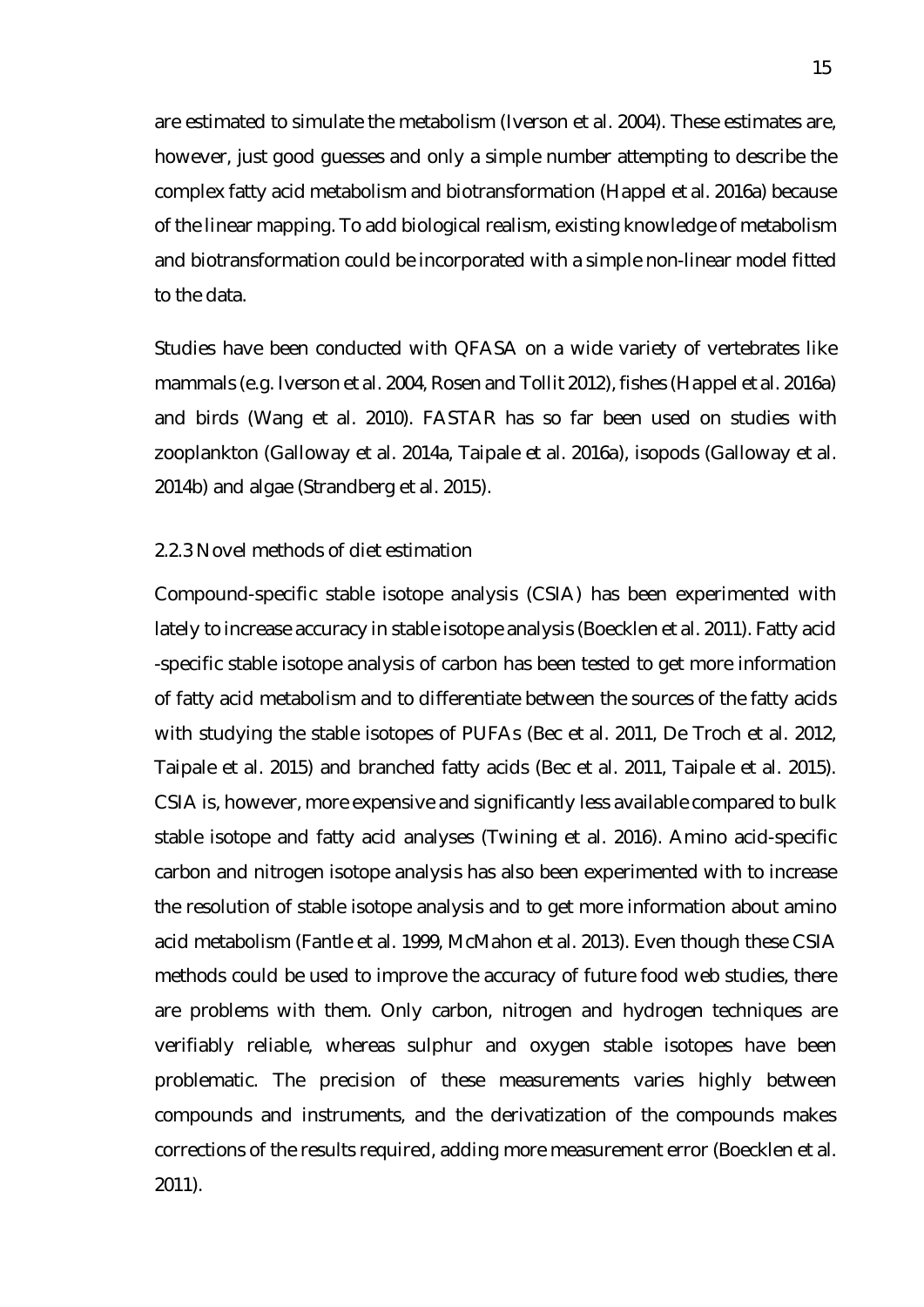are estimated to simulate the metabolism (Iverson et al. 2004). These estimates are, however, just good guesses and only a simple number attempting to describe the complex fatty acid metabolism and biotransformation (Happel et al. 2016a) because of the linear mapping. To add biological realism, existing knowledge of metabolism and biotransformation could be incorporated with a simple non-linear model fitted to the data.

Studies have been conducted with QFASA on a wide variety of vertebrates like mammals (e.g. Iverson et al. 2004, Rosen and Tollit 2012), fishes (Happel et al. 2016a) and birds (Wang et al. 2010). FASTAR has so far been used on studies with zooplankton (Galloway et al. 2014a, Taipale et al. 2016a), isopods (Galloway et al. 2014b) and algae (Strandberg et al. 2015).

### 2.2.3 Novel methods of diet estimation

Compound-specific stable isotope analysis (CSIA) has been experimented with lately to increase accuracy in stable isotope analysis (Boecklen et al. 2011). Fatty acid -specific stable isotope analysis of carbon has been tested to get more information of fatty acid metabolism and to differentiate between the sources of the fatty acids with studying the stable isotopes of PUFAs (Bec et al. 2011, De Troch et al. 2012, Taipale et al. 2015) and branched fatty acids (Bec et al. 2011, Taipale et al. 2015). CSIA is, however, more expensive and significantly less available compared to bulk stable isotope and fatty acid analyses (Twining et al. 2016). Amino acid-specific carbon and nitrogen isotope analysis has also been experimented with to increase the resolution of stable isotope analysis and to get more information about amino acid metabolism (Fantle et al. 1999, McMahon et al. 2013). Even though these CSIA methods could be used to improve the accuracy of future food web studies, there are problems with them. Only carbon, nitrogen and hydrogen techniques are verifiably reliable, whereas sulphur and oxygen stable isotopes have been problematic. The precision of these measurements varies highly between compounds and instruments, and the derivatization of the compounds makes corrections of the results required, adding more measurement error (Boecklen et al. 2011).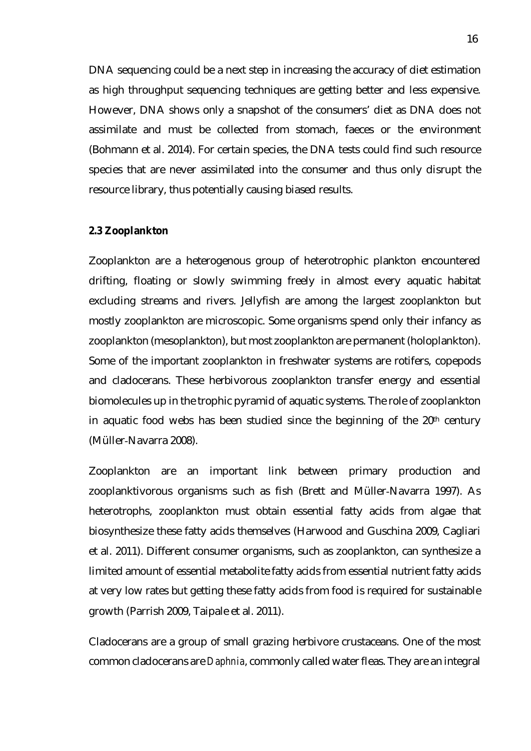DNA sequencing could be a next step in increasing the accuracy of diet estimation as high throughput sequencing techniques are getting better and less expensive. However, DNA shows only a snapshot of the consumers' diet as DNA does not assimilate and must be collected from stomach, faeces or the environment (Bohmann et al. 2014). For certain species, the DNA tests could find such resource species that are never assimilated into the consumer and thus only disrupt the resource library, thus potentially causing biased results.

### 2.3 Zooplankton

Zooplankton are a heterogenous group of heterotrophic plankton encountered drifting, floating or slowly swimming freely in almost every aquatic habitat excluding streams and rivers. Jellyfish are among the largest zooplankton but mostly zooplankton are microscopic. Some organisms spend only their infancy as zooplankton (mesoplankton), but most zooplankton are permanent (holoplankton). Some of the important zooplankton in freshwater systems are rotifers, copepods and cladocerans. These herbivorous zooplankton transfer energy and essential biomolecules up in the trophic pyramid of aquatic systems. The role of zooplankton in aquatic food webs has been studied since the beginning of the 20th century (Müller-Navarra 2008).

Zooplankton are an important link between primary production and zooplanktivorous organisms such as fish (Brett and Müller-Navarra 1997). As heterotrophs, zooplankton must obtain essential fatty acids from algae that biosynthesize these fatty acids themselves (Harwood and Guschina 2009, Cagliari et al. 2011). Different consumer organisms, such as zooplankton, can synthesize a limited amount of essential metabolite fatty acids from essential nutrient fatty acids at very low rates but getting these fatty acids from food is required for sustainable growth (Parrish 2009, Taipale et al. 2011).

Cladocerans are a group of small grazing herbivore crustaceans. One of the most common cladocerans are *Daphnia*, commonly called water fleas. They are an integral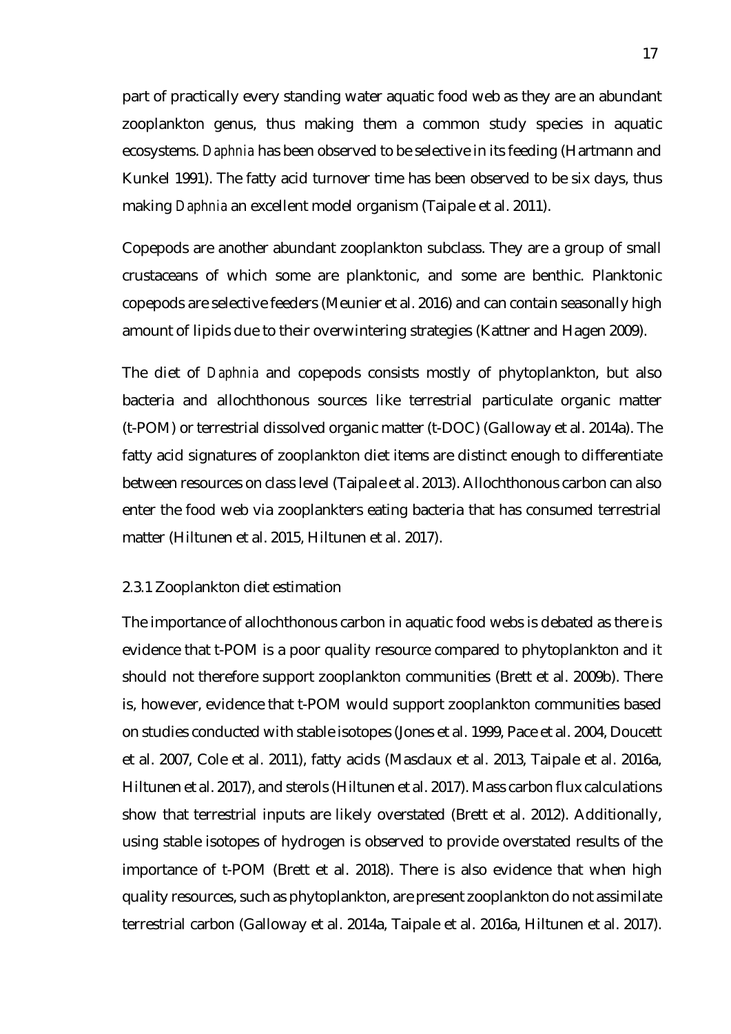part of practically every standing water aquatic food web as they are an abundant zooplankton genus, thus making them a common study species in aquatic ecosystems. *Daphnia* has been observed to be selective in its feeding (Hartmann and Kunkel 1991). The fatty acid turnover time has been observed to be six days, thus making *Daphnia* an excellent model organism (Taipale et al. 2011).

Copepods are another abundant zooplankton subclass. They are a group of small crustaceans of which some are planktonic, and some are benthic. Planktonic copepods are selective feeders (Meunier et al. 2016) and can contain seasonally high amount of lipids due to their overwintering strategies (Kattner and Hagen 2009).

The diet of *Daphnia* and copepods consists mostly of phytoplankton, but also bacteria and allochthonous sources like terrestrial particulate organic matter (t-POM) or terrestrial dissolved organic matter (t-DOC) (Galloway et al. 2014a). The fatty acid signatures of zooplankton diet items are distinct enough to differentiate between resources on class level (Taipale et al. 2013). Allochthonous carbon can also enter the food web via zooplankters eating bacteria that has consumed terrestrial matter (Hiltunen et al. 2015, Hiltunen et al. 2017).

### 2.3.1 Zooplankton diet estimation

The importance of allochthonous carbon in aquatic food webs is debated as there is evidence that t-POM is a poor quality resource compared to phytoplankton and it should not therefore support zooplankton communities (Brett et al. 2009b). There is, however, evidence that t-POM would support zooplankton communities based on studies conducted with stable isotopes (Jones et al. 1999, Pace et al. 2004, Doucett et al. 2007, Cole et al. 2011), fatty acids (Masclaux et al. 2013, Taipale et al. 2016a, Hiltunen et al. 2017), and sterols (Hiltunen et al. 2017). Mass carbon flux calculations show that terrestrial inputs are likely overstated (Brett et al. 2012). Additionally, using stable isotopes of hydrogen is observed to provide overstated results of the importance of t-POM (Brett et al. 2018). There is also evidence that when high quality resources, such as phytoplankton, are present zooplankton do not assimilate terrestrial carbon (Galloway et al. 2014a, Taipale et al. 2016a, Hiltunen et al. 2017).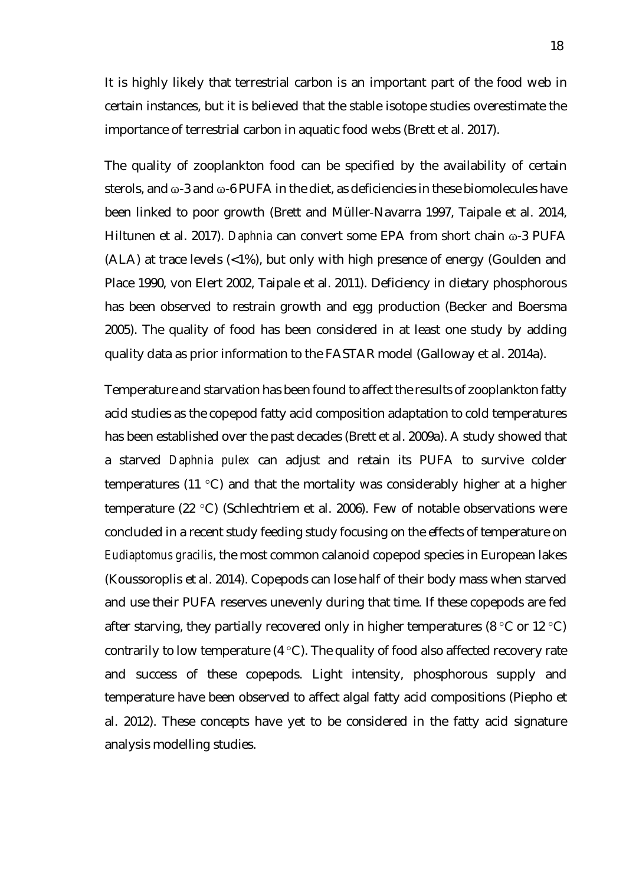It is highly likely that terrestrial carbon is an important part of the food web in certain instances, but it is believed that the stable isotope studies overestimate the importance of terrestrial carbon in aquatic food webs (Brett et al. 2017).

The quality of zooplankton food can be specified by the availability of certain sterols, and ω-3 and ω-6 PUFA in the diet, as deficiencies in these biomolecules have been linked to poor growth (Brett and Müller-Navarra 1997, Taipale et al. 2014, Hiltunen et al. 2017). *Daphnia* can convert some EPA from short chain ω-3 PUFA (ALA) at trace levels (<1%), but only with high presence of energy (Goulden and Place 1990, von Elert 2002, Taipale et al. 2011). Deficiency in dietary phosphorous has been observed to restrain growth and egg production (Becker and Boersma 2005). The quality of food has been considered in at least one study by adding quality data as prior information to the FASTAR model (Galloway et al. 2014a).

Temperature and starvation has been found to affect the results of zooplankton fatty acid studies as the copepod fatty acid composition adaptation to cold temperatures has been established over the past decades (Brett et al. 2009a). A study showed that a starved *Daphnia pulex* can adjust and retain its PUFA to survive colder temperatures (11 °C) and that the mortality was considerably higher at a higher temperature (22 °C) (Schlechtriem et al. 2006). Few of notable observations were concluded in a recent study feeding study focusing on the effects of temperature on *Eudiaptomus gracilis*, the most common calanoid copepod species in European lakes (Koussoroplis et al. 2014). Copepods can lose half of their body mass when starved and use their PUFA reserves unevenly during that time. If these copepods are fed after starving, they partially recovered only in higher temperatures (8 °C or 12 °C) contrarily to low temperature (4 °C). The quality of food also affected recovery rate and success of these copepods. Light intensity, phosphorous supply and temperature have been observed to affect algal fatty acid compositions (Piepho et al. 2012). These concepts have yet to be considered in the fatty acid signature analysis modelling studies.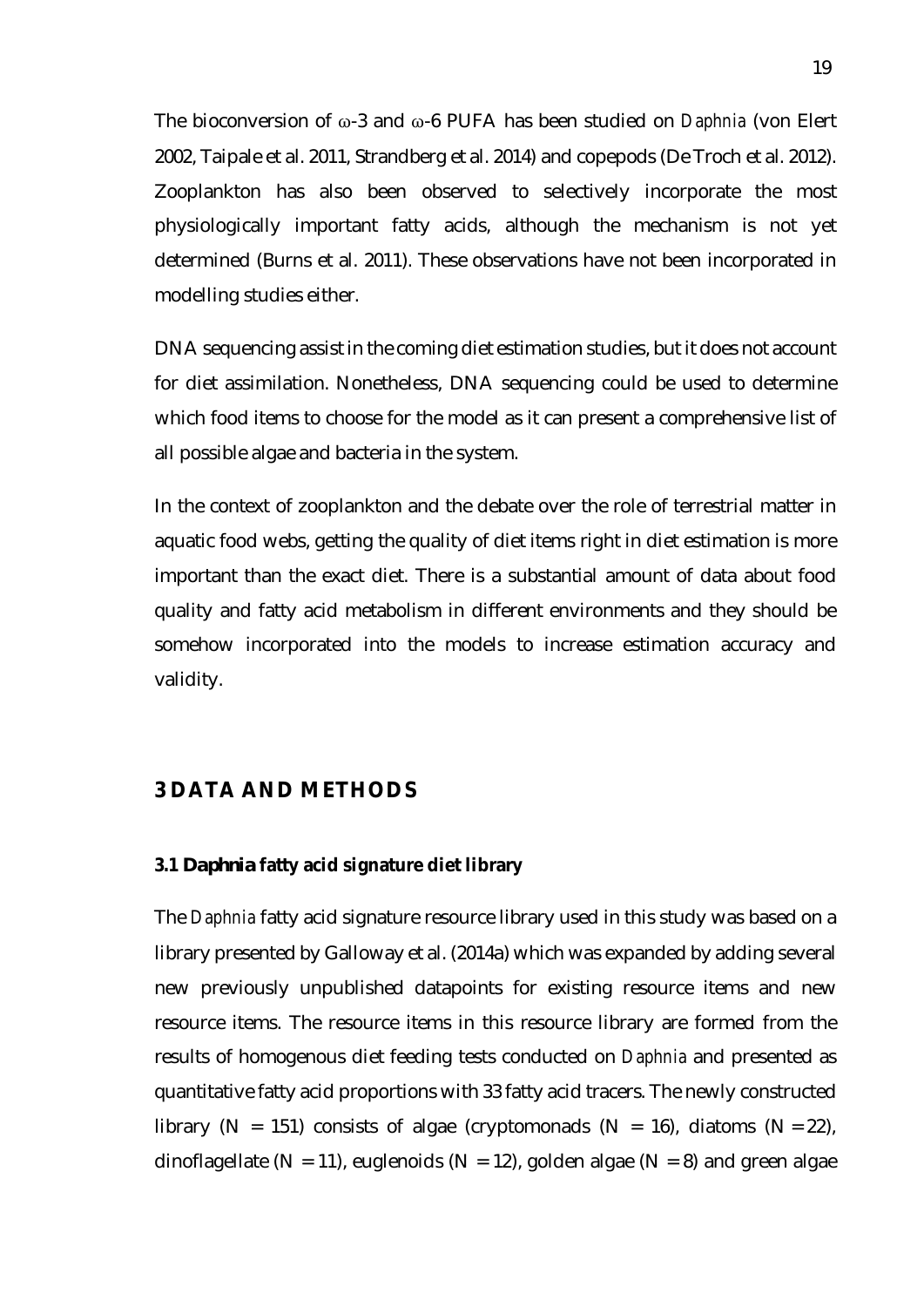The bioconversion of ω-3 and ω-6 PUFA has been studied on *Daphnia* (von Elert 2002, Taipale et al. 2011, Strandberg et al. 2014) and copepods (De Troch et al. 2012). Zooplankton has also been observed to selectively incorporate the most physiologically important fatty acids, although the mechanism is not yet determined (Burns et al. 2011). These observations have not been incorporated in modelling studies either.

DNA sequencing assist in the coming diet estimation studies, but it does not account for diet assimilation. Nonetheless, DNA sequencing could be used to determine which food items to choose for the model as it can present a comprehensive list of all possible algae and bacteria in the system.

In the context of zooplankton and the debate over the role of terrestrial matter in aquatic food webs, getting the quality of diet items right in diet estimation is more important than the exact diet. There is a substantial amount of data about food quality and fatty acid metabolism in different environments and they should be somehow incorporated into the models to increase estimation accuracy and validity.

# 3 DATA AND METHODS

## 3.1 *Daphnia* fatty acid signature diet library

The *Daphnia* fatty acid signature resource library used in this study was based on a library presented by Galloway et al. (2014a) which was expanded by adding several new previously unpublished datapoints for existing resource items and new resource items. The resource items in this resource library are formed from the results of homogenous diet feeding tests conducted on *Daphnia* and presented as quantitative fatty acid proportions with 33 fatty acid tracers. The newly constructed library ($N = 151$) consists of algae (cryptomonads ($N = 16$), diatoms ($N = 22$), dinoflagellate ($N = 11$), euglenoids ($N = 12$), golden algae ($N = 8$) and green algae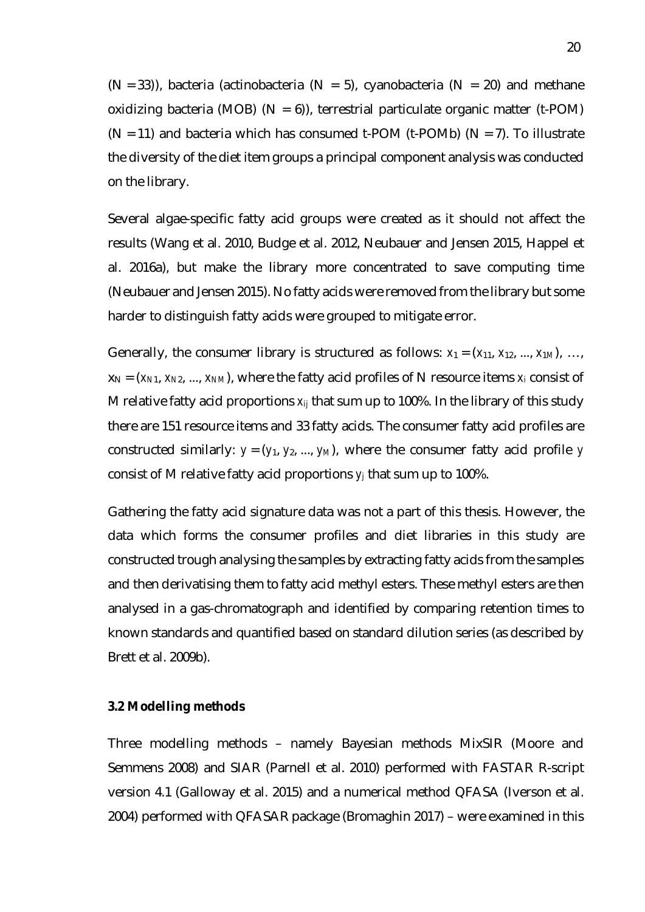($N = 33$)), bacteria (actinobacteria ($N = 5$), cyanobacteria ($N = 20$) and methane oxidizing bacteria (MOB) ($N = 6$)), terrestrial particulate organic matter (t-POM) ($N = 11$) and bacteria which has consumed t-POM (t-POMb) ($N = 7$). To illustrate the diversity of the diet item groups a principal component analysis was conducted on the library.

Several algae-specific fatty acid groups were created as it should not affect the results (Wang et al. 2010, Budge et al. 2012, Neubauer and Jensen 2015, Happel et al. 2016a), but make the library more concentrated to save computing time (Neubauer and Jensen 2015). No fatty acids were removed from the library but some harder to distinguish fatty acids were grouped to mitigate error.

Generally, the consumer library is structured as follows: $x_1 = (x_{11}, x_{12}, ..., x_{1M})$, …, $x_N = (x_{N1}, x_{N2}, ..., x_{NM})$, where the fatty acid profiles of N resource items $x_i$ consist of M relative fatty acid proportions $x_{ij}$ that sum up to 100%. In the library of this study there are 151 resource items and 33 fatty acids. The consumer fatty acid profiles are constructed similarly: $y = (y_1, y_2, ..., y_M)$, where the consumer fatty acid profile $y$ consist of M relative fatty acid proportions $y_j$ that sum up to 100%.

Gathering the fatty acid signature data was not a part of this thesis. However, the data which forms the consumer profiles and diet libraries in this study are constructed trough analysing the samples by extracting fatty acids from the samples and then derivatising them to fatty acid methyl esters. These methyl esters are then analysed in a gas-chromatograph and identified by comparing retention times to known standards and quantified based on standard dilution series (as described by Brett et al. 2009b).

### 3.2 Modelling methods

Three modelling methods – namely Bayesian methods MixSIR (Moore and Semmens 2008) and SIAR (Parnell et al. 2010) performed with FASTAR R-script version 4.1 (Galloway et al. 2015) and a numerical method QFASA (Iverson et al. 2004) performed with QFASAR package (Bromaghin 2017) – were examined in this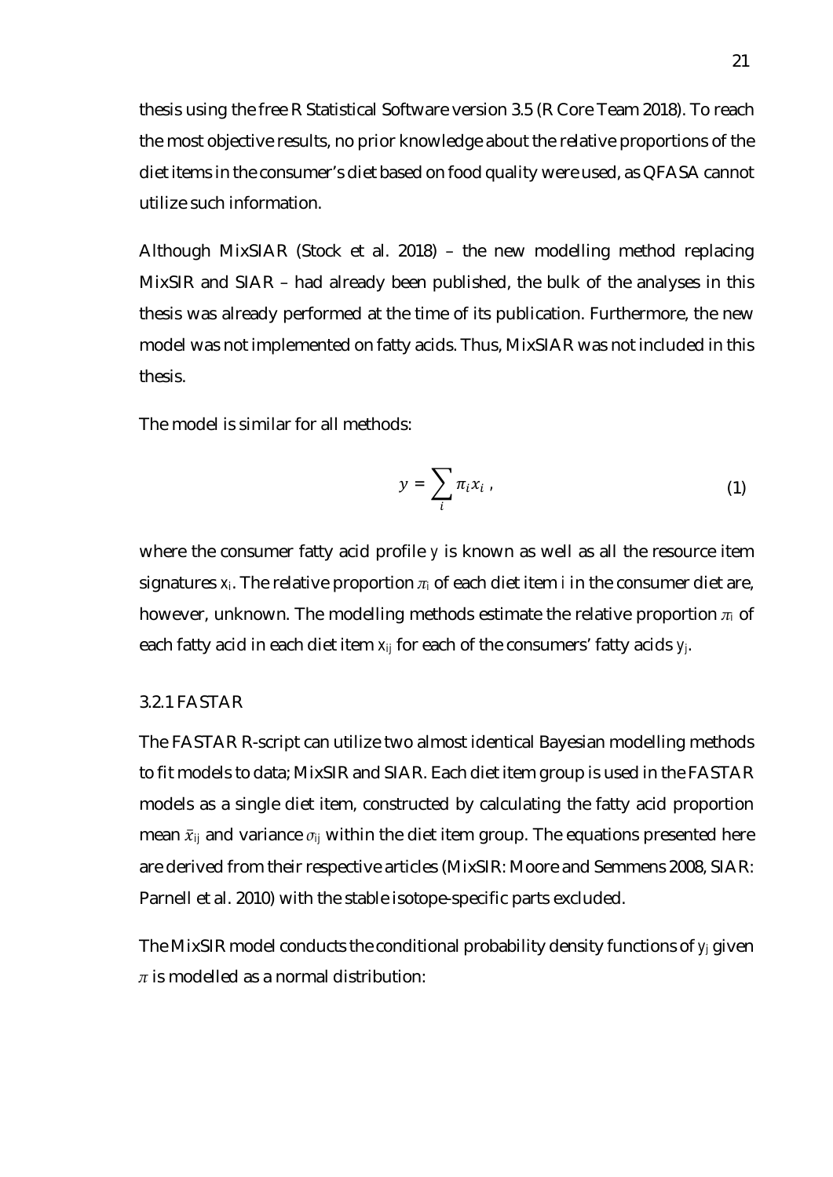thesis using the free R Statistical Software version 3.5 (R Core Team 2018). To reach the most objective results, no prior knowledge about the relative proportions of the diet items in the consumer's diet based on food quality were used, as QFASA cannot utilize such information.

Although MixSIAR (Stock et al. 2018) – the new modelling method replacing MixSIR and SIAR – had already been published, the bulk of the analyses in this thesis was already performed at the time of its publication. Furthermore, the new model was not implemented on fatty acids. Thus, MixSIAR was not included in this thesis.

The model is similar for all methods:

$$y = \sum_i \pi_i x_i \,, \tag{1}$$

where the consumer fatty acid profile $y$ is known as well as all the resource item signatures $x_i$. The relative proportion $\pi_i$ of each diet item $i$ in the consumer diet are, however, unknown. The modelling methods estimate the relative proportion $\pi_i$ of each fatty acid in each diet item $x_{ij}$ for each of the consumers' fatty acids $y_j$.

### 3.2.1 FASTAR

The FASTAR R-script can utilize two almost identical Bayesian modelling methods to fit models to data; MixSIR and SIAR. Each diet item group is used in the FASTAR models as a single diet item, constructed by calculating the fatty acid proportion mean $\bar{x}_{ij}$ and variance $\sigma_{ij}$ within the diet item group. The equations presented here are derived from their respective articles (MixSIR: Moore and Semmens 2008, SIAR: Parnell et al. 2010) with the stable isotope-specific parts excluded.

The MixSIR model conducts the conditional probability density functions of $y_j$ given $\pi$ is modelled as a normal distribution: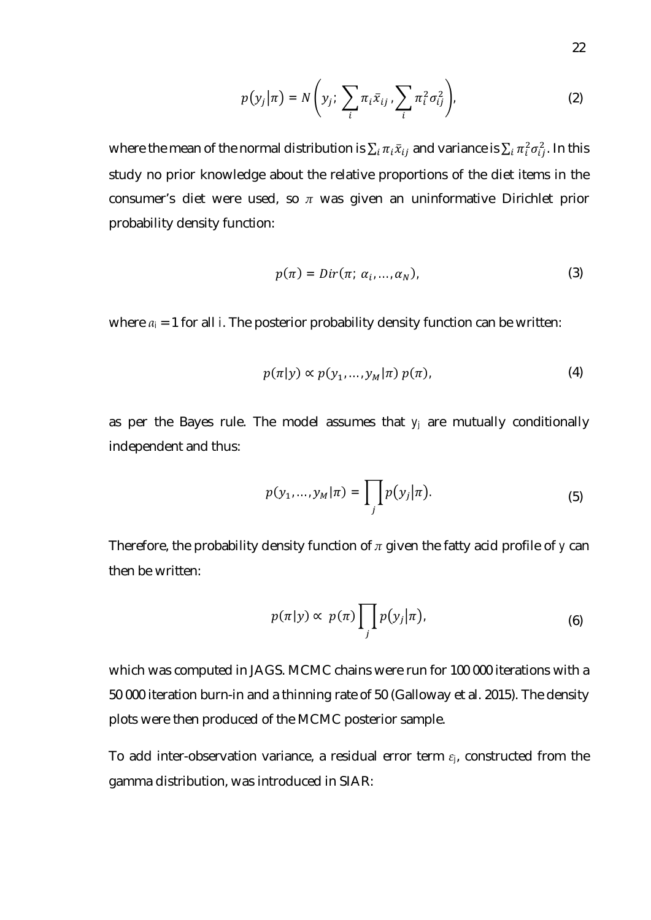$$p(y_j|\pi) = N\left(y_j; \sum_i \pi_i \bar{x}_{ij}, \sum_i \pi_i^2 \sigma_{ij}^2\right), \tag{2}$$

where the mean of the normal distribution is $\sum_i \pi_i \bar{x}_{ij}$ and variance is $\sum_i \pi_i^2 \sigma_{ij}^2$. In this study no prior knowledge about the relative proportions of the diet items in the consumer's diet were used, so $\pi$ was given an uninformative Dirichlet prior probability density function:

$$p(\pi) = Dir(\pi; \alpha_i, \ldots, \alpha_N), \tag{3}$$

where $a_i = 1$ for all $i$. The posterior probability density function can be written:

$$p(\pi|y) \propto p(y_1, \ldots, y_M|\pi)\, p(\pi), \tag{4}$$

as per the Bayes rule. The model assumes that $y_j$ are mutually conditionally independent and thus:

$$p(y_1, \ldots, y_M|\pi) = \prod_j p(y_j|\pi). \tag{5}$$

Therefore, the probability density function of $\pi$ given the fatty acid profile of $y$ can then be written:

$$p(\pi|y) \propto p(\pi) \prod_j p(y_j|\pi), \tag{6}$$

which was computed in JAGS. MCMC chains were run for 100 000 iterations with a 50 000 iteration burn-in and a thinning rate of 50 (Galloway et al. 2015). The density plots were then produced of the MCMC posterior sample.

To add inter-observation variance, a residual error term $\varepsilon_j$, constructed from the gamma distribution, was introduced in SIAR: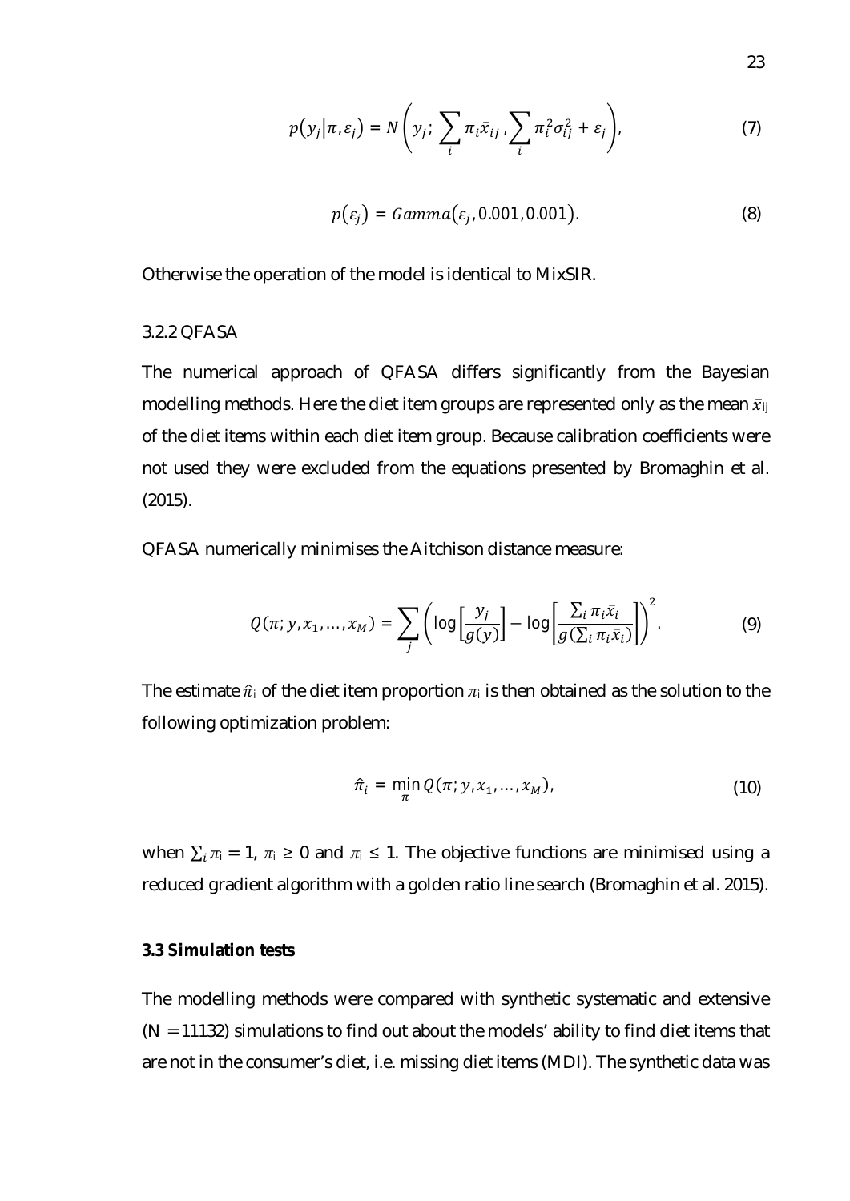$$p(y_j|\pi, \varepsilon_j) = N\left(y_j; \sum_i \pi_i \bar{x}_{ij}, \sum_i \pi_i^2 \sigma_{ij}^2 + \varepsilon_j\right), \tag{7}$$

$$p(\varepsilon_j) = Gamma(\varepsilon_j, 0.001, 0.001). \tag{8}$$

Otherwise the operation of the model is identical to MixSIR.

### 3.2.2 QFASA

The numerical approach of QFASA differs significantly from the Bayesian modelling methods. Here the diet item groups are represented only as the mean $\bar{x}_{ij}$ of the diet items within each diet item group. Because calibration coefficients were not used they were excluded from the equations presented by Bromaghin et al. (2015).

QFASA numerically minimises the Aitchison distance measure:

$$Q(\pi; y, x_1, \ldots, x_M) = \sum_j \left( \log\left[\frac{y_j}{g(y)}\right] - \log\left[\frac{\sum_i \pi_i \bar{x}_i}{g(\sum_i \pi_i \bar{x}_i)}\right] \right)^2. \tag{9}$$

The estimate $\hat{\pi}_i$ of the diet item proportion $\pi_i$ is then obtained as the solution to the following optimization problem:

$$\hat{\pi}_i = \min_{\pi} Q(\pi; y, x_1, \ldots, x_M), \tag{10}$$

when $\sum_i \pi_i = 1$, $\pi_i \geq 0$ and $\pi_i \leq 1$. The objective functions are minimised using a reduced gradient algorithm with a golden ratio line search (Bromaghin et al. 2015).

## 3.3 Simulation tests

The modelling methods were compared with synthetic systematic and extensive ($N = 11132$) simulations to find out about the models' ability to find diet items that are not in the consumer's diet, i.e. missing diet items (MDI). The synthetic data was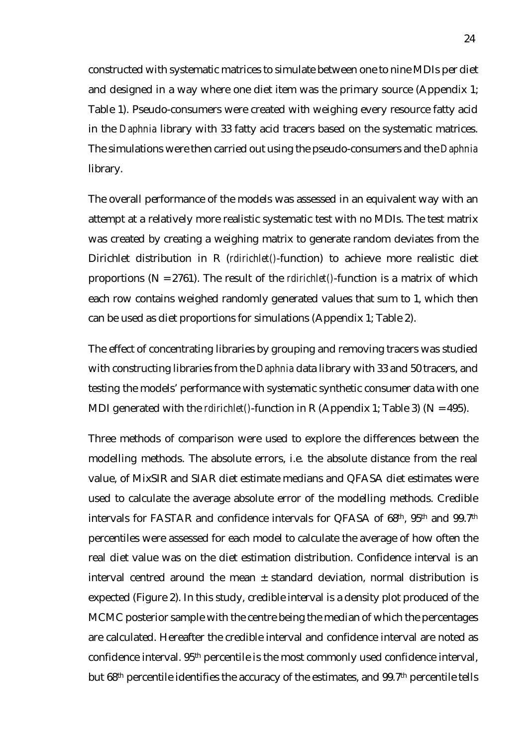constructed with systematic matrices to simulate between one to nine MDIs per diet and designed in a way where one diet item was the primary source (Appendix 1; Table 1). Pseudo-consumers were created with weighing every resource fatty acid in the *Daphnia* library with 33 fatty acid tracers based on the systematic matrices. The simulations were then carried out using the pseudo-consumers and the *Daphnia* library.

The overall performance of the models was assessed in an equivalent way with an attempt at a relatively more realistic systematic test with no MDIs. The test matrix was created by creating a weighing matrix to generate random deviates from the Dirichlet distribution in R (*rdirichlet()*-function) to achieve more realistic diet proportions (N = 2761). The result of the *rdirichlet()*-function is a matrix of which each row contains weighed randomly generated values that sum to 1, which then can be used as diet proportions for simulations (Appendix 1; Table 2).

The effect of concentrating libraries by grouping and removing tracers was studied with constructing libraries from the *Daphnia* data library with 33 and 50 tracers, and testing the models' performance with systematic synthetic consumer data with one MDI generated with the *rdirichlet()*-function in R (Appendix 1; Table 3) (N = 495).

Three methods of comparison were used to explore the differences between the modelling methods. The absolute errors, i.e. the absolute distance from the real value, of MixSIR and SIAR diet estimate medians and QFASA diet estimates were used to calculate the average absolute error of the modelling methods. Credible intervals for FASTAR and confidence intervals for QFASA of 68th, 95th and 99.7th percentiles were assessed for each model to calculate the average of how often the real diet value was on the diet estimation distribution. Confidence interval is an interval centred around the mean ± standard deviation, normal distribution is expected (Figure 2). In this study, credible interval is a density plot produced of the MCMC posterior sample with the centre being the median of which the percentages are calculated. Hereafter the credible interval and confidence interval are noted as confidence interval. 95th percentile is the most commonly used confidence interval, but 68th percentile identifies the accuracy of the estimates, and 99.7th percentile tells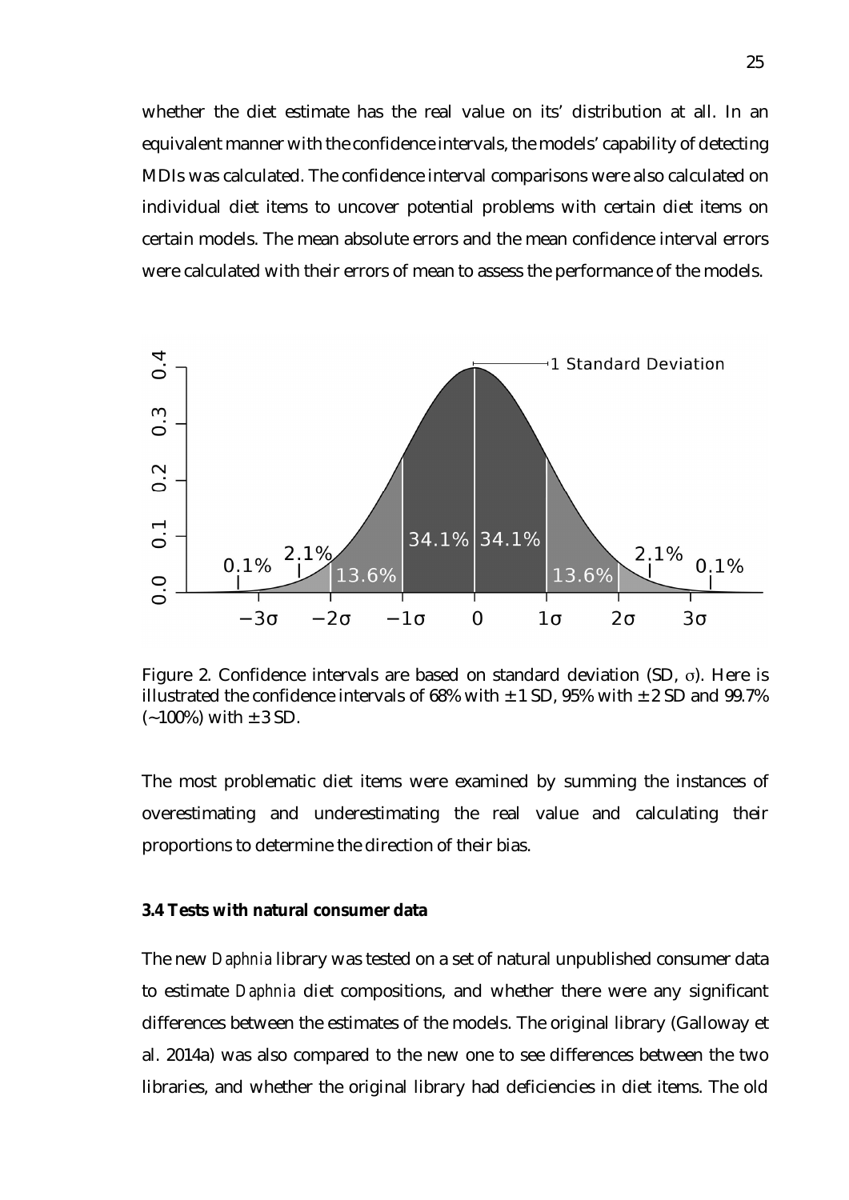whether the diet estimate has the real value on its' distribution at all. In an equivalent manner with the confidence intervals, the models' capability of detecting MDIs was calculated. The confidence interval comparisons were also calculated on individual diet items to uncover potential problems with certain diet items on certain models. The mean absolute errors and the mean confidence interval errors were calculated with their errors of mean to assess the performance of the models.

Figure 2. Confidence intervals are based on standard deviation (SD, $\sigma$). Here is illustrated the confidence intervals of 68% with $\pm$ 1 SD, 95% with $\pm$ 2 SD and 99.7% (~100%) with $\pm$ 3 SD.

The most problematic diet items were examined by summing the instances of overestimating and underestimating the real value and calculating their proportions to determine the direction of their bias.

### 3.4 Tests with natural consumer data

The new *Daphnia* library was tested on a set of natural unpublished consumer data to estimate *Daphnia* diet compositions, and whether there were any significant differences between the estimates of the models. The original library (Galloway et al. 2014a) was also compared to the new one to see differences between the two libraries, and whether the original library had deficiencies in diet items. The old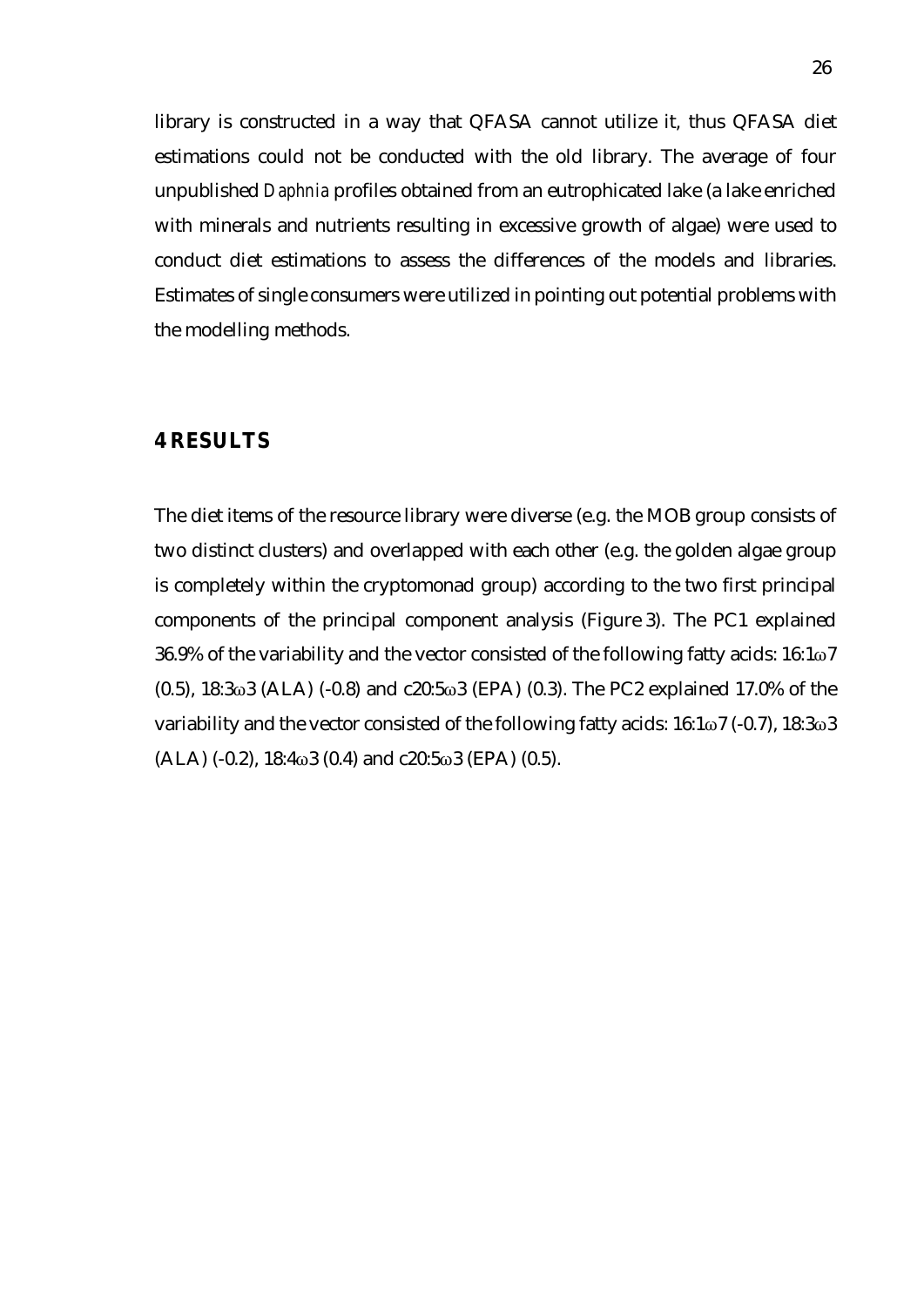library is constructed in a way that QFASA cannot utilize it, thus QFASA diet estimations could not be conducted with the old library. The average of four unpublished *Daphnia* profiles obtained from an eutrophicated lake (a lake enriched with minerals and nutrients resulting in excessive growth of algae) were used to conduct diet estimations to assess the differences of the models and libraries. Estimates of single consumers were utilized in pointing out potential problems with the modelling methods.

# 4 RESULTS

The diet items of the resource library were diverse (e.g. the MOB group consists of two distinct clusters) and overlapped with each other (e.g. the golden algae group is completely within the cryptomonad group) according to the two first principal components of the principal component analysis (Figure 3). The PC1 explained 36.9% of the variability and the vector consisted of the following fatty acids: 16:1ω7 (0.5), 18:3ω3 (ALA) (-0.8) and c20:5ω3 (EPA) (0.3). The PC2 explained 17.0% of the variability and the vector consisted of the following fatty acids: 16:1ω7 (-0.7), 18:3ω3 (ALA) (-0.2), 18:4ω3 (0.4) and c20:5ω3 (EPA) (0.5).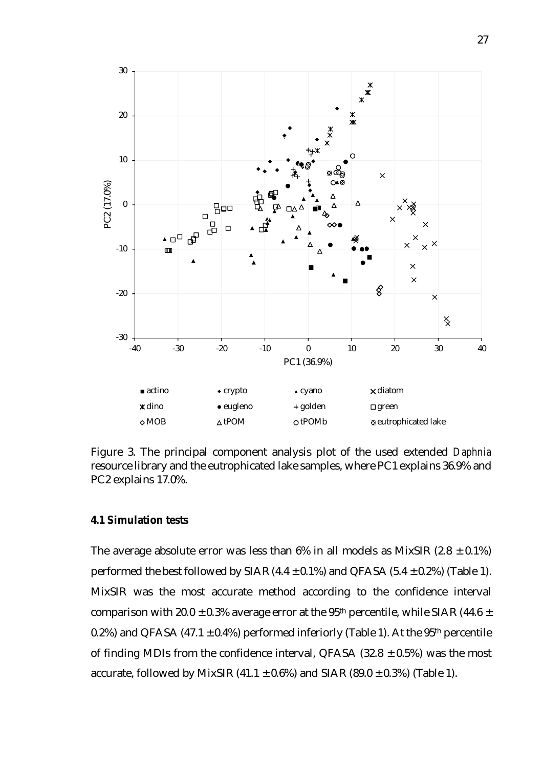Figure 3. The principal component analysis plot of the used extended *Daphnia* resource library and the eutrophicated lake samples, where PC1 explains 36.9% and PC2 explains 17.0%.

**4.1 Simulation tests**

The average absolute error was less than 6% in all models as MixSIR (2.8 ± 0.1%) performed the best followed by SIAR (4.4 ± 0.1%) and QFASA (5.4 ± 0.2%) (Table 1). MixSIR was the most accurate method according to the confidence interval comparison with 20.0 ± 0.3% average error at the 95th percentile, while SIAR (44.6 ± 0.2%) and QFASA (47.1 ± 0.4%) performed inferiorly (Table 1). At the 95th percentile of finding MDIs from the confidence interval, QFASA (32.8 ± 0.5%) was the most accurate, followed by MixSIR (41.1 ± 0.6%) and SIAR (89.0 ± 0.3%) (Table 1).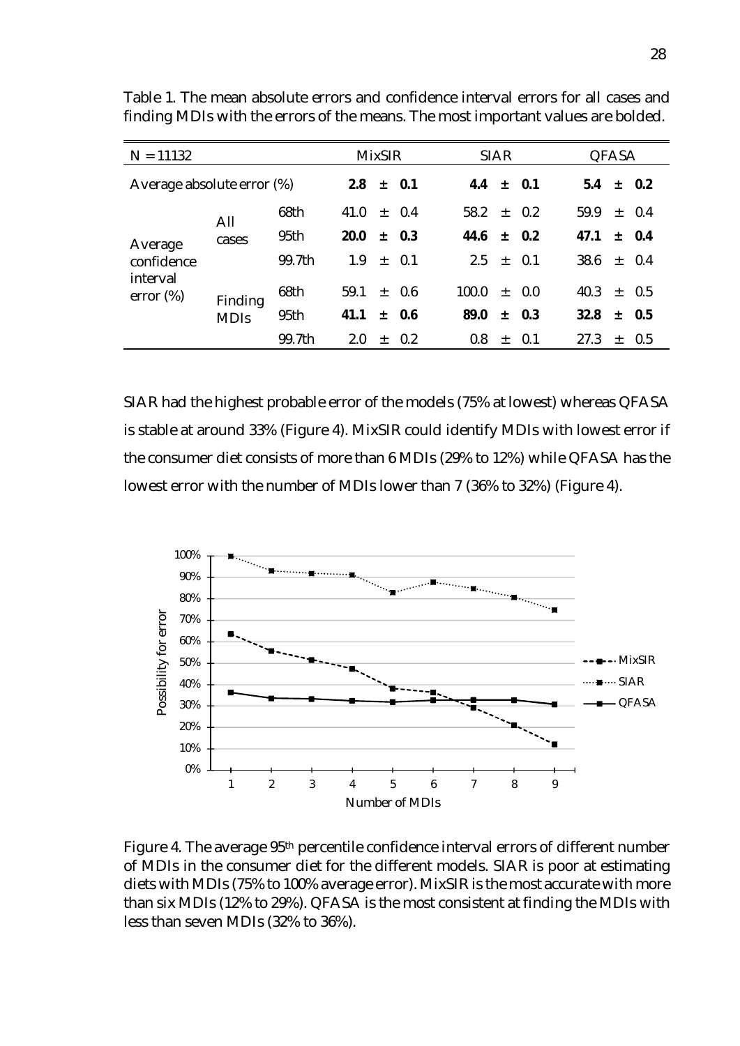Table 1. The mean absolute errors and confidence interval errors for all cases and finding MDIs with the errors of the means. The most important values are bolded.

| N = 11132 | | | MixSIR | SIAR | QFASA |
|---|---|---|---|---|---|
| Average absolute error (%) | | | **2.8 ± 0.1** | **4.4 ± 0.1** | **5.4 ± 0.2** |
| Average confidence interval error (%) | All cases | 68th | 41.0 ± 0.4 | 58.2 ± 0.2 | 59.9 ± 0.4 |
| | | 95th | **20.0 ± 0.3** | **44.6 ± 0.2** | **47.1 ± 0.4** |
| | | 99.7th | 1.9 ± 0.1 | 2.5 ± 0.1 | 38.6 ± 0.4 |
| | Finding MDIs | 68th | 59.1 ± 0.6 | 100.0 ± 0.0 | 40.3 ± 0.5 |
| | | 95th | **41.1 ± 0.6** | **89.0 ± 0.3** | **32.8 ± 0.5** |
| | | 99.7th | 2.0 ± 0.2 | 0.8 ± 0.1 | 27.3 ± 0.5 |

SIAR had the highest probable error of the models (75% at lowest) whereas QFASA is stable at around 33% (Figure 4). MixSIR could identify MDIs with lowest error if the consumer diet consists of more than 6 MDIs (29% to 12%) while QFASA has the lowest error with the number of MDIs lower than 7 (36% to 32%) (Figure 4).

Figure 4. The average 95th percentile confidence interval errors of different number of MDIs in the consumer diet for the different models. SIAR is poor at estimating diets with MDIs (75% to 100% average error). MixSIR is the most accurate with more than six MDIs (12% to 29%). QFASA is the most consistent at finding the MDIs with less than seven MDIs (32% to 36%).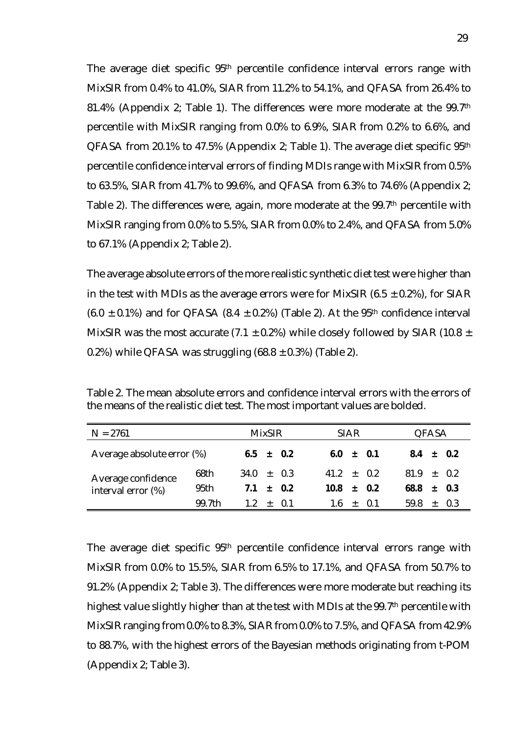The average diet specific 95th percentile confidence interval errors range with MixSIR from 0.4% to 41.0%, SIAR from 11.2% to 54.1%, and QFASA from 26.4% to 81.4% (Appendix 2; Table 1). The differences were more moderate at the 99.7th percentile with MixSIR ranging from 0.0% to 6.9%, SIAR from 0.2% to 6.6%, and QFASA from 20.1% to 47.5% (Appendix 2; Table 1). The average diet specific 95th percentile confidence interval errors of finding MDIs range with MixSIR from 0.5% to 63.5%, SIAR from 41.7% to 99.6%, and QFASA from 6.3% to 74.6% (Appendix 2; Table 2). The differences were, again, more moderate at the 99.7th percentile with MixSIR ranging from 0.0% to 5.5%, SIAR from 0.0% to 2.4%, and QFASA from 5.0% to 67.1% (Appendix 2; Table 2).

The average absolute errors of the more realistic synthetic diet test were higher than in the test with MDIs as the average errors were for MixSIR (6.5 ± 0.2%), for SIAR (6.0 ± 0.1%) and for QFASA (8.4 ± 0.2%) (Table 2). At the 95th confidence interval MixSIR was the most accurate (7.1 ± 0.2%) while closely followed by SIAR (10.8 ± 0.2%) while QFASA was struggling (68.8 ± 0.3%) (Table 2).

Table 2. The mean absolute errors and confidence interval errors with the errors of the means of the realistic diet test. The most important values are bolded.

| N = 2761 | | MixSIR | SIAR | QFASA |
|---|---|---|---|---|
| Average absolute error (%) | | **6.5 ± 0.2** | **6.0 ± 0.1** | **8.4 ± 0.2** |
| Average confidence interval error (%) | 68th | 34.0 ± 0.3 | 41.2 ± 0.2 | 81.9 ± 0.2 |
| | 95th | **7.1 ± 0.2** | **10.8 ± 0.2** | **68.8 ± 0.3** |
| | 99.7th | 1.2 ± 0.1 | 1.6 ± 0.1 | 59.8 ± 0.3 |

The average diet specific 95th percentile confidence interval errors range with MixSIR from 0.0% to 15.5%, SIAR from 6.5% to 17.1%, and QFASA from 50.7% to 91.2% (Appendix 2; Table 3). The differences were more moderate but reaching its highest value slightly higher than at the test with MDIs at the 99.7th percentile with MixSIR ranging from 0.0% to 8.3%, SIAR from 0.0% to 7.5%, and QFASA from 42.9% to 88.7%, with the highest errors of the Bayesian methods originating from t-POM (Appendix 2; Table 3).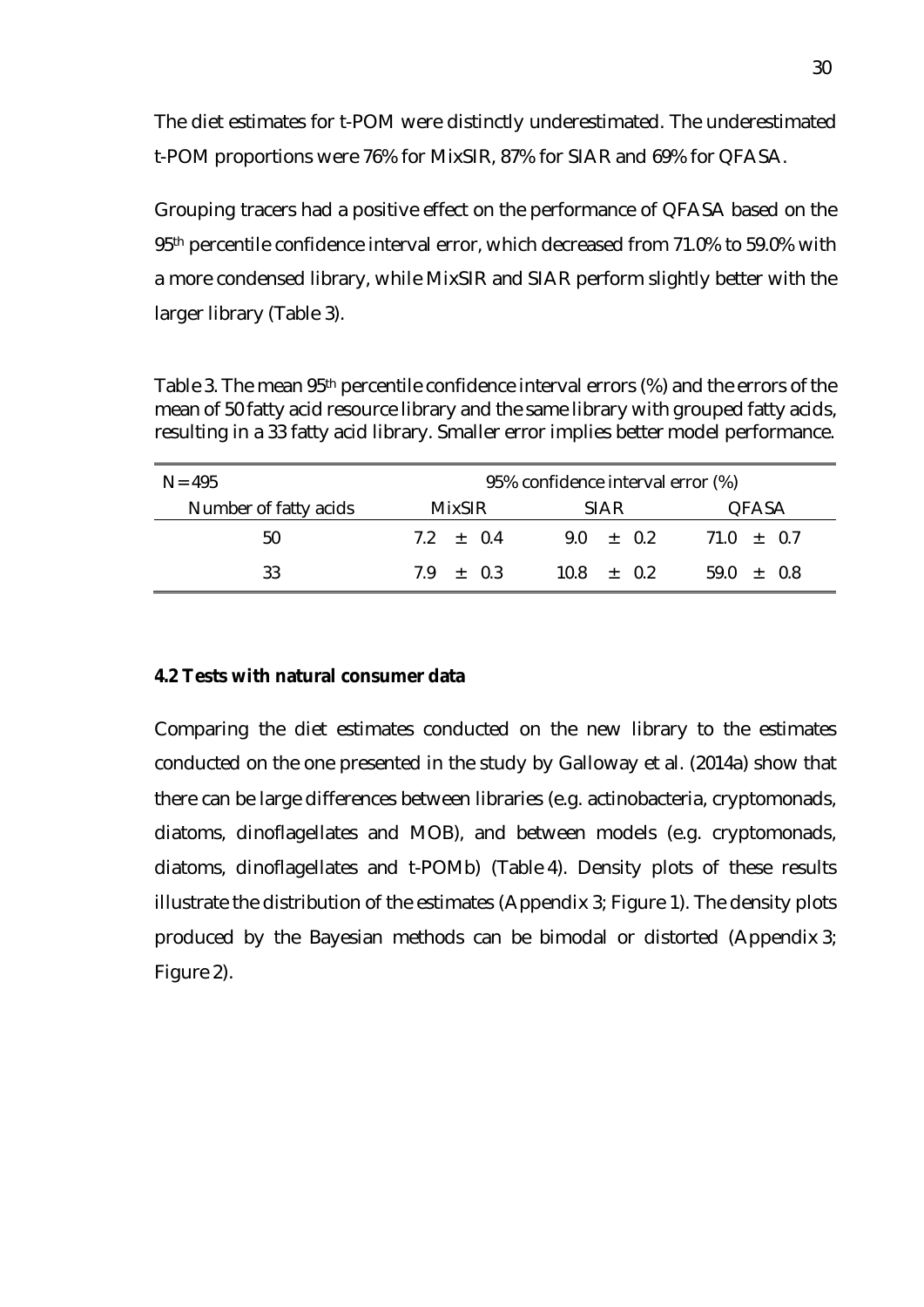The diet estimates for t-POM were distinctly underestimated. The underestimated t-POM proportions were 76% for MixSIR, 87% for SIAR and 69% for QFASA.

Grouping tracers had a positive effect on the performance of QFASA based on the 95th percentile confidence interval error, which decreased from 71.0% to 59.0% with a more condensed library, while MixSIR and SIAR perform slightly better with the larger library (Table 3).

Table 3. The mean 95th percentile confidence interval errors (%) and the errors of the mean of 50 fatty acid resource library and the same library with grouped fatty acids, resulting in a 33 fatty acid library. Smaller error implies better model performance.

| N = 495 | 95% confidence interval error (%) | | |
|---|---|---|---|
| Number of fatty acids | MixSIR | SIAR | QFASA |
| 50 | 7.2 ± 0.4 | 9.0 ± 0.2 | 71.0 ± 0.7 |
| 33 | 7.9 ± 0.3 | 10.8 ± 0.2 | 59.0 ± 0.8 |

### 4.2 Tests with natural consumer data

Comparing the diet estimates conducted on the new library to the estimates conducted on the one presented in the study by Galloway et al. (2014a) show that there can be large differences between libraries (e.g. actinobacteria, cryptomonads, diatoms, dinoflagellates and MOB), and between models (e.g. cryptomonads, diatoms, dinoflagellates and t-POMb) (Table 4). Density plots of these results illustrate the distribution of the estimates (Appendix 3; Figure 1). The density plots produced by the Bayesian methods can be bimodal or distorted (Appendix 3; Figure 2).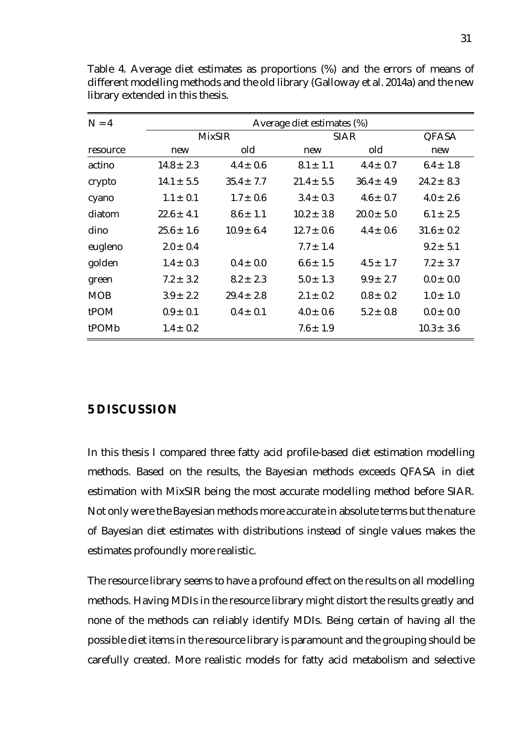Table 4. Average diet estimates as proportions (%) and the errors of means of different modelling methods and the old library (Galloway et al. 2014a) and the new library extended in this thesis.

| N = 4 | Average diet estimates (%) | | | | |
|---|---|---|---|---|---|
| | MixSIR | | SIAR | | QFASA |
| resource | new | old | new | old | new |
| actino | 14.8 ± 2.3 | 4.4 ± 0.6 | 8.1 ± 1.1 | 4.4 ± 0.7 | 6.4 ± 1.8 |
| crypto | 14.1 ± 5.5 | 35.4 ± 7.7 | 21.4 ± 5.5 | 36.4 ± 4.9 | 24.2 ± 8.3 |
| cyano | 1.1 ± 0.1 | 1.7 ± 0.6 | 3.4 ± 0.3 | 4.6 ± 0.7 | 4.0 ± 2.6 |
| diatom | 22.6 ± 4.1 | 8.6 ± 1.1 | 10.2 ± 3.8 | 20.0 ± 5.0 | 6.1 ± 2.5 |
| dino | 25.6 ± 1.6 | 10.9 ± 6.4 | 12.7 ± 0.6 | 4.4 ± 0.6 | 31.6 ± 0.2 |
| eugleno | 2.0 ± 0.4 | | 7.7 ± 1.4 | | 9.2 ± 5.1 |
| golden | 1.4 ± 0.3 | 0.4 ± 0.0 | 6.6 ± 1.5 | 4.5 ± 1.7 | 7.2 ± 3.7 |
| green | 7.2 ± 3.2 | 8.2 ± 2.3 | 5.0 ± 1.3 | 9.9 ± 2.7 | 0.0 ± 0.0 |
| MOB | 3.9 ± 2.2 | 29.4 ± 2.8 | 2.1 ± 0.2 | 0.8 ± 0.2 | 1.0 ± 1.0 |
| tPOM | 0.9 ± 0.1 | 0.4 ± 0.1 | 4.0 ± 0.6 | 5.2 ± 0.8 | 0.0 ± 0.0 |
| tPOMb | 1.4 ± 0.2 | | 7.6 ± 1.9 | | 10.3 ± 3.6 |

# 5 DISCUSSION

In this thesis I compared three fatty acid profile-based diet estimation modelling methods. Based on the results, the Bayesian methods exceeds QFASA in diet estimation with MixSIR being the most accurate modelling method before SIAR. Not only were the Bayesian methods more accurate in absolute terms but the nature of Bayesian diet estimates with distributions instead of single values makes the estimates profoundly more realistic.

The resource library seems to have a profound effect on the results on all modelling methods. Having MDIs in the resource library might distort the results greatly and none of the methods can reliably identify MDIs. Being certain of having all the possible diet items in the resource library is paramount and the grouping should be carefully created. More realistic models for fatty acid metabolism and selective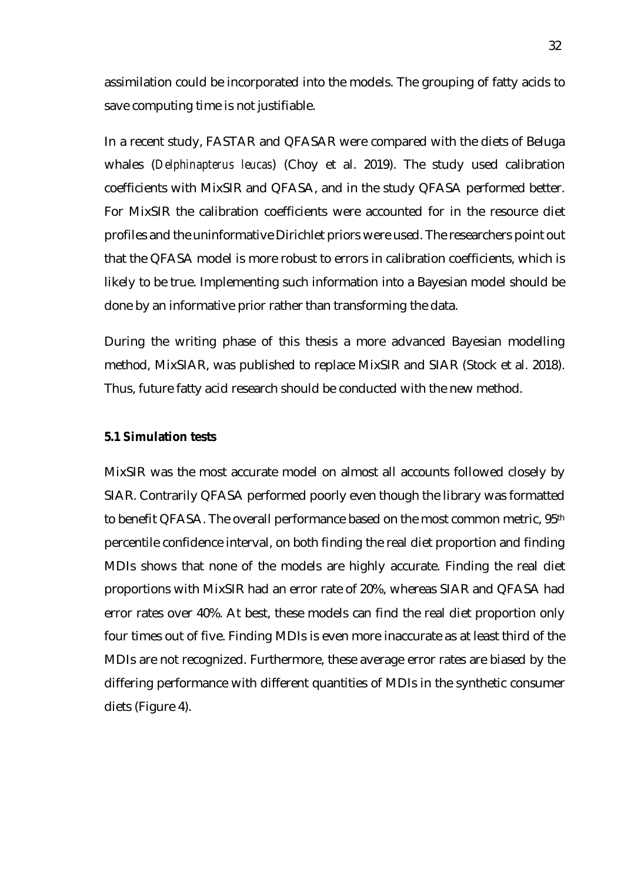assimilation could be incorporated into the models. The grouping of fatty acids to save computing time is not justifiable.

In a recent study, FASTAR and QFASAR were compared with the diets of Beluga whales (*Delphinapterus leucas*) (Choy et al. 2019). The study used calibration coefficients with MixSIR and QFASA, and in the study QFASA performed better. For MixSIR the calibration coefficients were accounted for in the resource diet profiles and the uninformative Dirichlet priors were used. The researchers point out that the QFASA model is more robust to errors in calibration coefficients, which is likely to be true. Implementing such information into a Bayesian model should be done by an informative prior rather than transforming the data.

During the writing phase of this thesis a more advanced Bayesian modelling method, MixSIAR, was published to replace MixSIR and SIAR (Stock et al. 2018). Thus, future fatty acid research should be conducted with the new method.

### 5.1 Simulation tests

MixSIR was the most accurate model on almost all accounts followed closely by SIAR. Contrarily QFASA performed poorly even though the library was formatted to benefit QFASA. The overall performance based on the most common metric, 95th percentile confidence interval, on both finding the real diet proportion and finding MDIs shows that none of the models are highly accurate. Finding the real diet proportions with MixSIR had an error rate of 20%, whereas SIAR and QFASA had error rates over 40%. At best, these models can find the real diet proportion only four times out of five. Finding MDIs is even more inaccurate as at least third of the MDIs are not recognized. Furthermore, these average error rates are biased by the differing performance with different quantities of MDIs in the synthetic consumer diets (Figure 4).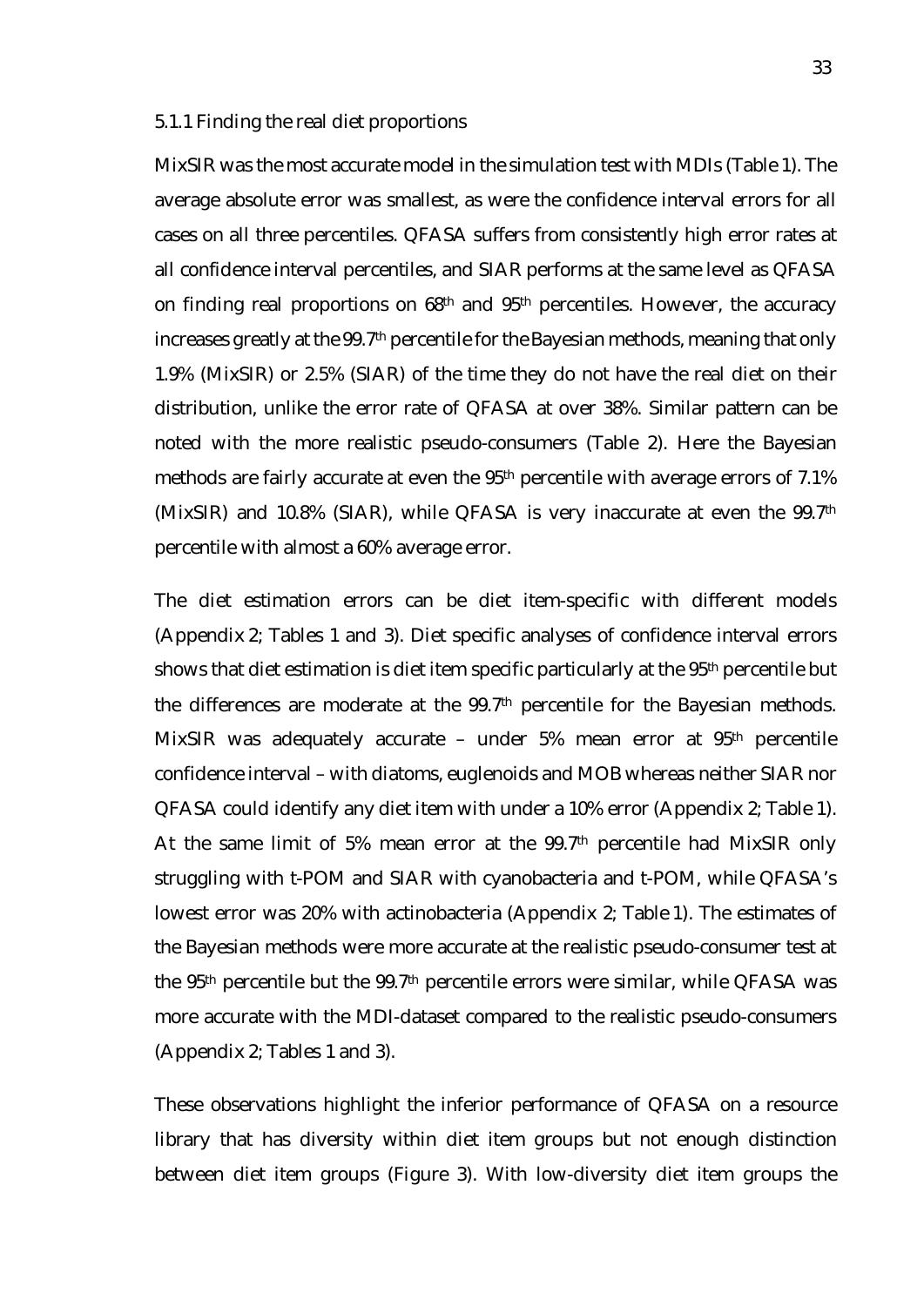### 5.1.1 Finding the real diet proportions

MixSIR was the most accurate model in the simulation test with MDIs (Table 1). The average absolute error was smallest, as were the confidence interval errors for all cases on all three percentiles. QFASA suffers from consistently high error rates at all confidence interval percentiles, and SIAR performs at the same level as QFASA on finding real proportions on 68th and 95th percentiles. However, the accuracy increases greatly at the 99.7th percentile for the Bayesian methods, meaning that only 1.9% (MixSIR) or 2.5% (SIAR) of the time they do not have the real diet on their distribution, unlike the error rate of QFASA at over 38%. Similar pattern can be noted with the more realistic pseudo-consumers (Table 2). Here the Bayesian methods are fairly accurate at even the 95th percentile with average errors of 7.1% (MixSIR) and 10.8% (SIAR), while QFASA is very inaccurate at even the 99.7th percentile with almost a 60% average error.

The diet estimation errors can be diet item-specific with different models (Appendix 2; Tables 1 and 3). Diet specific analyses of confidence interval errors shows that diet estimation is diet item specific particularly at the 95th percentile but the differences are moderate at the 99.7th percentile for the Bayesian methods. MixSIR was adequately accurate – under 5% mean error at 95th percentile confidence interval – with diatoms, euglenoids and MOB whereas neither SIAR nor QFASA could identify any diet item with under a 10% error (Appendix 2; Table 1). At the same limit of 5% mean error at the 99.7th percentile had MixSIR only struggling with t-POM and SIAR with cyanobacteria and t-POM, while QFASA's lowest error was 20% with actinobacteria (Appendix 2; Table 1). The estimates of the Bayesian methods were more accurate at the realistic pseudo-consumer test at the 95th percentile but the 99.7th percentile errors were similar, while QFASA was more accurate with the MDI-dataset compared to the realistic pseudo-consumers (Appendix 2; Tables 1 and 3).

These observations highlight the inferior performance of QFASA on a resource library that has diversity within diet item groups but not enough distinction between diet item groups (Figure 3). With low-diversity diet item groups the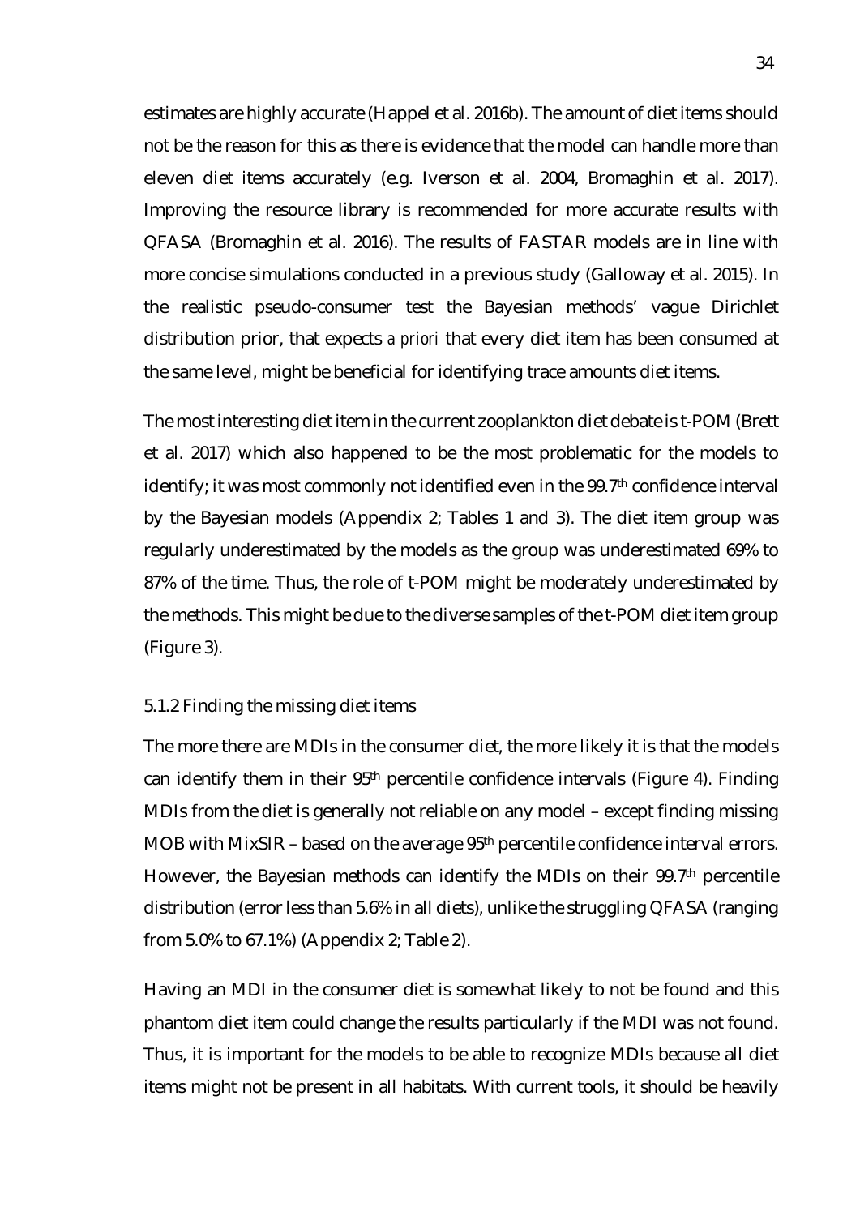estimates are highly accurate (Happel et al. 2016b). The amount of diet items should not be the reason for this as there is evidence that the model can handle more than eleven diet items accurately (e.g. Iverson et al. 2004, Bromaghin et al. 2017). Improving the resource library is recommended for more accurate results with QFASA (Bromaghin et al. 2016). The results of FASTAR models are in line with more concise simulations conducted in a previous study (Galloway et al. 2015). In the realistic pseudo-consumer test the Bayesian methods' vague Dirichlet distribution prior, that expects *a priori* that every diet item has been consumed at the same level, might be beneficial for identifying trace amounts diet items.

The most interesting diet item in the current zooplankton diet debate is t-POM (Brett et al. 2017) which also happened to be the most problematic for the models to identify; it was most commonly not identified even in the 99.7$^{th}$ confidence interval by the Bayesian models (Appendix 2; Tables 1 and 3). The diet item group was regularly underestimated by the models as the group was underestimated 69% to 87% of the time. Thus, the role of t-POM might be moderately underestimated by the methods. This might be due to the diverse samples of the t-POM diet item group (Figure 3).

### 5.1.2 Finding the missing diet items

The more there are MDIs in the consumer diet, the more likely it is that the models can identify them in their 95$^{th}$ percentile confidence intervals (Figure 4). Finding MDIs from the diet is generally not reliable on any model – except finding missing MOB with MixSIR – based on the average 95$^{th}$ percentile confidence interval errors. However, the Bayesian methods can identify the MDIs on their 99.7$^{th}$ percentile distribution (error less than 5.6% in all diets), unlike the struggling QFASA (ranging from 5.0% to 67.1%) (Appendix 2; Table 2).

Having an MDI in the consumer diet is somewhat likely to not be found and this phantom diet item could change the results particularly if the MDI was not found. Thus, it is important for the models to be able to recognize MDIs because all diet items might not be present in all habitats. With current tools, it should be heavily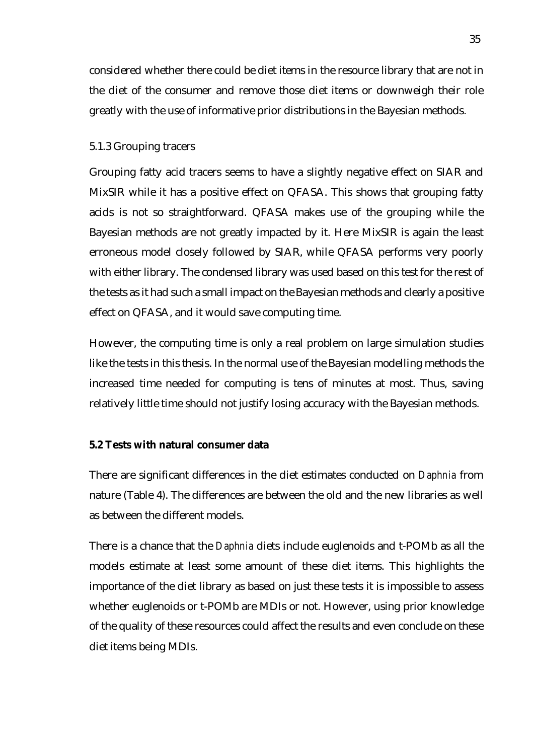considered whether there could be diet items in the resource library that are not in the diet of the consumer and remove those diet items or downweigh their role greatly with the use of informative prior distributions in the Bayesian methods.

### 5.1.3 Grouping tracers

Grouping fatty acid tracers seems to have a slightly negative effect on SIAR and MixSIR while it has a positive effect on QFASA. This shows that grouping fatty acids is not so straightforward. QFASA makes use of the grouping while the Bayesian methods are not greatly impacted by it. Here MixSIR is again the least erroneous model closely followed by SIAR, while QFASA performs very poorly with either library. The condensed library was used based on this test for the rest of the tests as it had such a small impact on the Bayesian methods and clearly a positive effect on QFASA, and it would save computing time.

However, the computing time is only a real problem on large simulation studies like the tests in this thesis. In the normal use of the Bayesian modelling methods the increased time needed for computing is tens of minutes at most. Thus, saving relatively little time should not justify losing accuracy with the Bayesian methods.

## 5.2 Tests with natural consumer data

There are significant differences in the diet estimates conducted on *Daphnia* from nature (Table 4). The differences are between the old and the new libraries as well as between the different models.

There is a chance that the *Daphnia* diets include euglenoids and t-POMb as all the models estimate at least some amount of these diet items. This highlights the importance of the diet library as based on just these tests it is impossible to assess whether euglenoids or t-POMb are MDIs or not. However, using prior knowledge of the quality of these resources could affect the results and even conclude on these diet items being MDIs.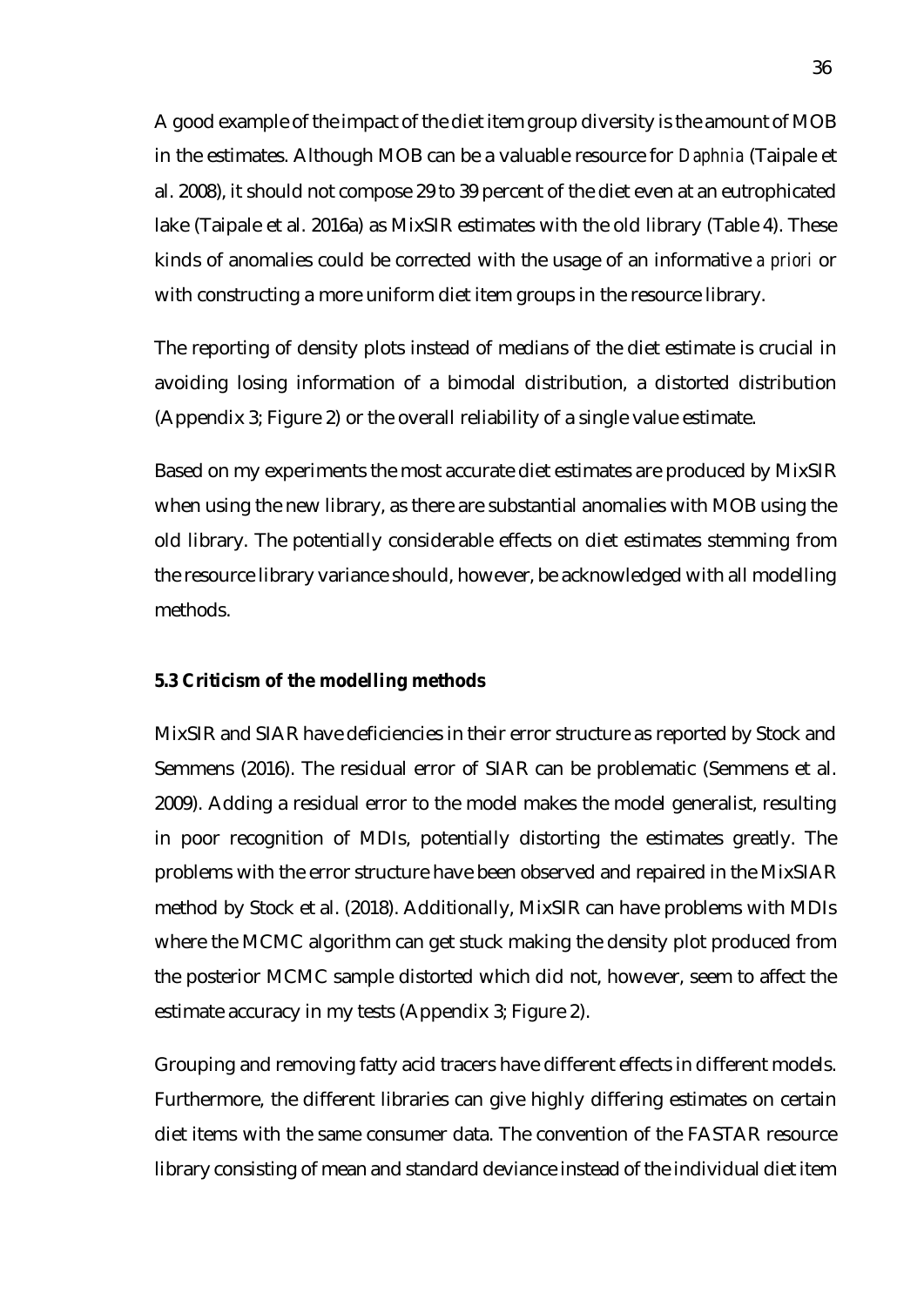A good example of the impact of the diet item group diversity is the amount of MOB in the estimates. Although MOB can be a valuable resource for *Daphnia* (Taipale et al. 2008), it should not compose 29 to 39 percent of the diet even at an eutrophicated lake (Taipale et al. 2016a) as MixSIR estimates with the old library (Table 4). These kinds of anomalies could be corrected with the usage of an informative *a priori* or with constructing a more uniform diet item groups in the resource library.

The reporting of density plots instead of medians of the diet estimate is crucial in avoiding losing information of a bimodal distribution, a distorted distribution (Appendix 3; Figure 2) or the overall reliability of a single value estimate.

Based on my experiments the most accurate diet estimates are produced by MixSIR when using the new library, as there are substantial anomalies with MOB using the old library. The potentially considerable effects on diet estimates stemming from the resource library variance should, however, be acknowledged with all modelling methods.

### 5.3 Criticism of the modelling methods

MixSIR and SIAR have deficiencies in their error structure as reported by Stock and Semmens (2016). The residual error of SIAR can be problematic (Semmens et al. 2009). Adding a residual error to the model makes the model generalist, resulting in poor recognition of MDIs, potentially distorting the estimates greatly. The problems with the error structure have been observed and repaired in the MixSIAR method by Stock et al. (2018). Additionally, MixSIR can have problems with MDIs where the MCMC algorithm can get stuck making the density plot produced from the posterior MCMC sample distorted which did not, however, seem to affect the estimate accuracy in my tests (Appendix 3; Figure 2).

Grouping and removing fatty acid tracers have different effects in different models. Furthermore, the different libraries can give highly differing estimates on certain diet items with the same consumer data. The convention of the FASTAR resource library consisting of mean and standard deviance instead of the individual diet item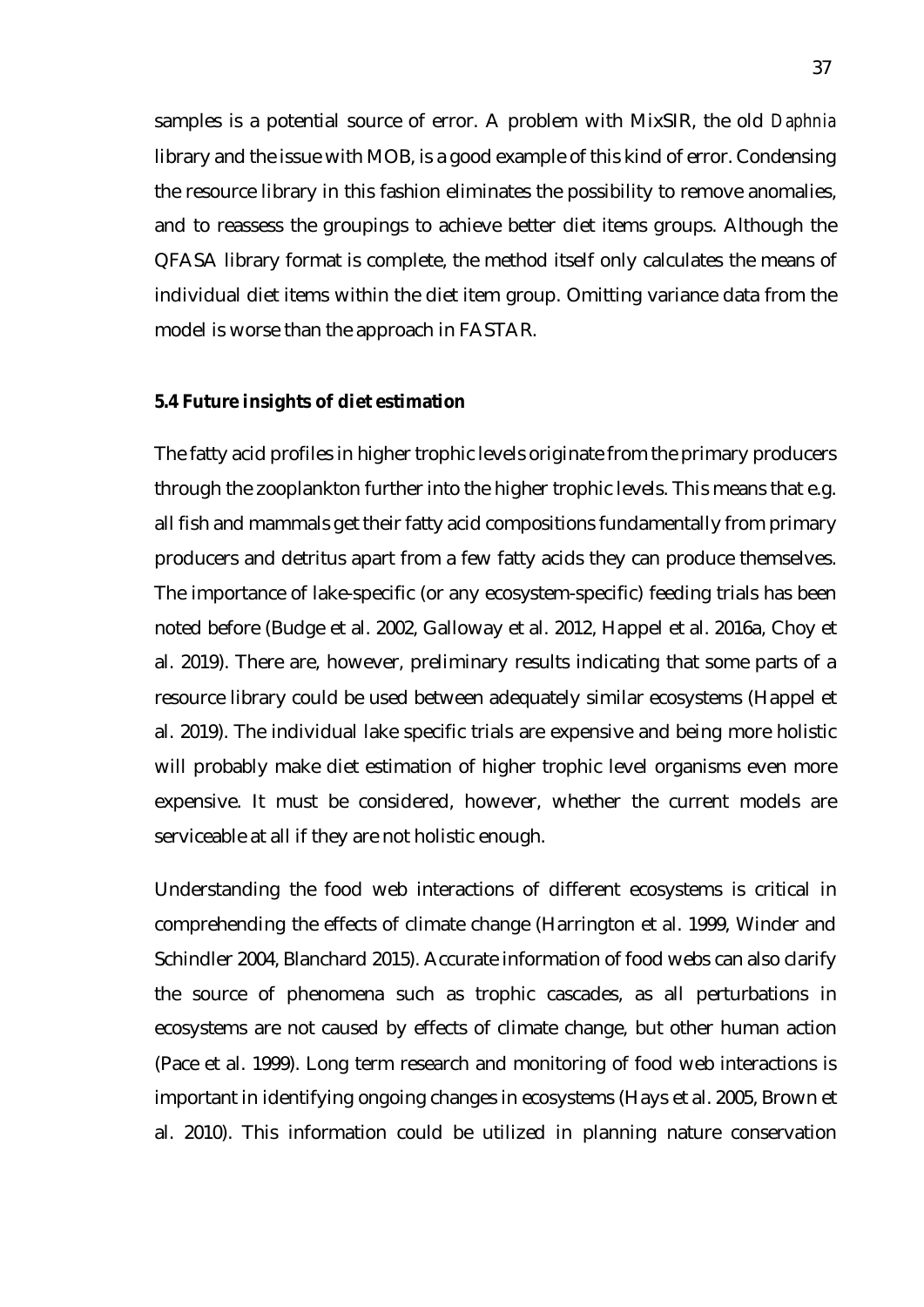samples is a potential source of error. A problem with MixSIR, the old *Daphnia* library and the issue with MOB, is a good example of this kind of error. Condensing the resource library in this fashion eliminates the possibility to remove anomalies, and to reassess the groupings to achieve better diet items groups. Although the QFASA library format is complete, the method itself only calculates the means of individual diet items within the diet item group. Omitting variance data from the model is worse than the approach in FASTAR.

### 5.4 Future insights of diet estimation

The fatty acid profiles in higher trophic levels originate from the primary producers through the zooplankton further into the higher trophic levels. This means that e.g. all fish and mammals get their fatty acid compositions fundamentally from primary producers and detritus apart from a few fatty acids they can produce themselves. The importance of lake-specific (or any ecosystem-specific) feeding trials has been noted before (Budge et al. 2002, Galloway et al. 2012, Happel et al. 2016a, Choy et al. 2019). There are, however, preliminary results indicating that some parts of a resource library could be used between adequately similar ecosystems (Happel et al. 2019). The individual lake specific trials are expensive and being more holistic will probably make diet estimation of higher trophic level organisms even more expensive. It must be considered, however, whether the current models are serviceable at all if they are not holistic enough.

Understanding the food web interactions of different ecosystems is critical in comprehending the effects of climate change (Harrington et al. 1999, Winder and Schindler 2004, Blanchard 2015). Accurate information of food webs can also clarify the source of phenomena such as trophic cascades, as all perturbations in ecosystems are not caused by effects of climate change, but other human action (Pace et al. 1999). Long term research and monitoring of food web interactions is important in identifying ongoing changes in ecosystems (Hays et al. 2005, Brown et al. 2010). This information could be utilized in planning nature conservation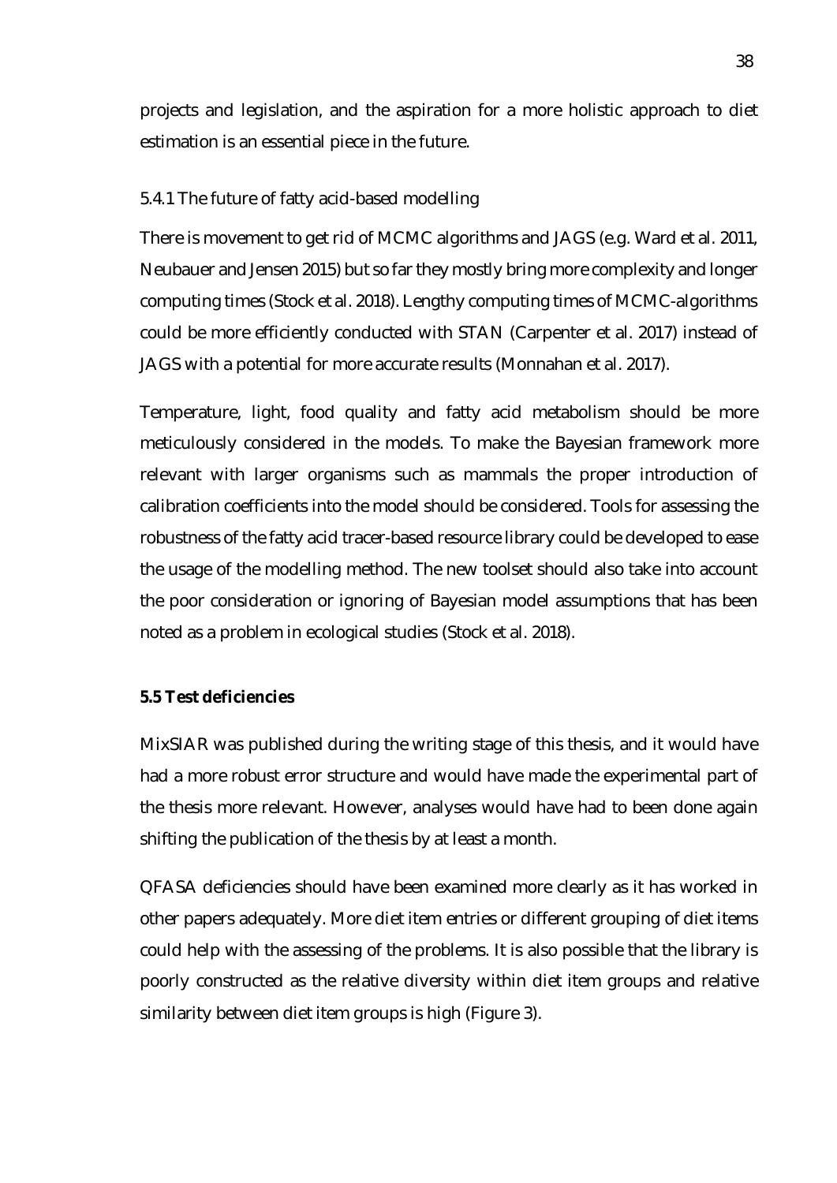projects and legislation, and the aspiration for a more holistic approach to diet estimation is an essential piece in the future.

### 5.4.1 The future of fatty acid-based modelling

There is movement to get rid of MCMC algorithms and JAGS (e.g. Ward et al. 2011, Neubauer and Jensen 2015) but so far they mostly bring more complexity and longer computing times (Stock et al. 2018). Lengthy computing times of MCMC-algorithms could be more efficiently conducted with STAN (Carpenter et al. 2017) instead of JAGS with a potential for more accurate results (Monnahan et al. 2017).

Temperature, light, food quality and fatty acid metabolism should be more meticulously considered in the models. To make the Bayesian framework more relevant with larger organisms such as mammals the proper introduction of calibration coefficients into the model should be considered. Tools for assessing the robustness of the fatty acid tracer-based resource library could be developed to ease the usage of the modelling method. The new toolset should also take into account the poor consideration or ignoring of Bayesian model assumptions that has been noted as a problem in ecological studies (Stock et al. 2018).

## 5.5 Test deficiencies

MixSIAR was published during the writing stage of this thesis, and it would have had a more robust error structure and would have made the experimental part of the thesis more relevant. However, analyses would have had to been done again shifting the publication of the thesis by at least a month.

QFASA deficiencies should have been examined more clearly as it has worked in other papers adequately. More diet item entries or different grouping of diet items could help with the assessing of the problems. It is also possible that the library is poorly constructed as the relative diversity within diet item groups and relative similarity between diet item groups is high (Figure 3).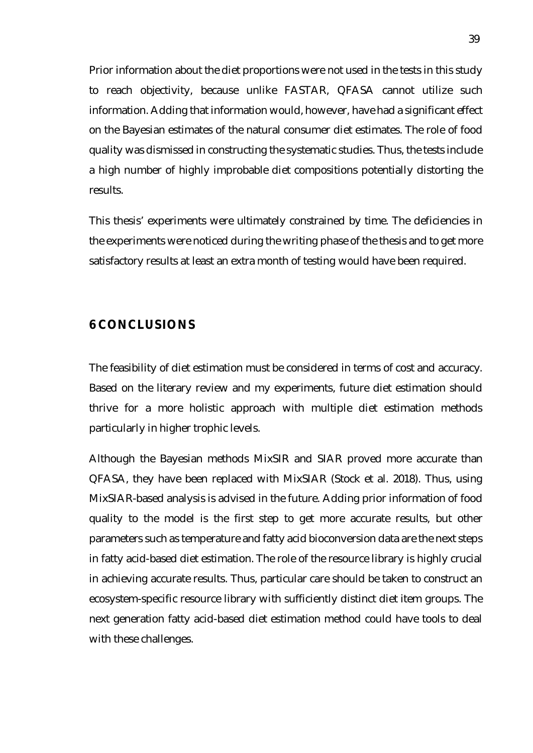Prior information about the diet proportions were not used in the tests in this study to reach objectivity, because unlike FASTAR, QFASA cannot utilize such information. Adding that information would, however, have had a significant effect on the Bayesian estimates of the natural consumer diet estimates. The role of food quality was dismissed in constructing the systematic studies. Thus, the tests include a high number of highly improbable diet compositions potentially distorting the results.

This thesis' experiments were ultimately constrained by time. The deficiencies in the experiments were noticed during the writing phase of the thesis and to get more satisfactory results at least an extra month of testing would have been required.

# 6 CONCLUSIONS

The feasibility of diet estimation must be considered in terms of cost and accuracy. Based on the literary review and my experiments, future diet estimation should thrive for a more holistic approach with multiple diet estimation methods particularly in higher trophic levels.

Although the Bayesian methods MixSIR and SIAR proved more accurate than QFASA, they have been replaced with MixSIAR (Stock et al. 2018). Thus, using MixSIAR-based analysis is advised in the future. Adding prior information of food quality to the model is the first step to get more accurate results, but other parameters such as temperature and fatty acid bioconversion data are the next steps in fatty acid-based diet estimation. The role of the resource library is highly crucial in achieving accurate results. Thus, particular care should be taken to construct an ecosystem-specific resource library with sufficiently distinct diet item groups. The next generation fatty acid-based diet estimation method could have tools to deal with these challenges.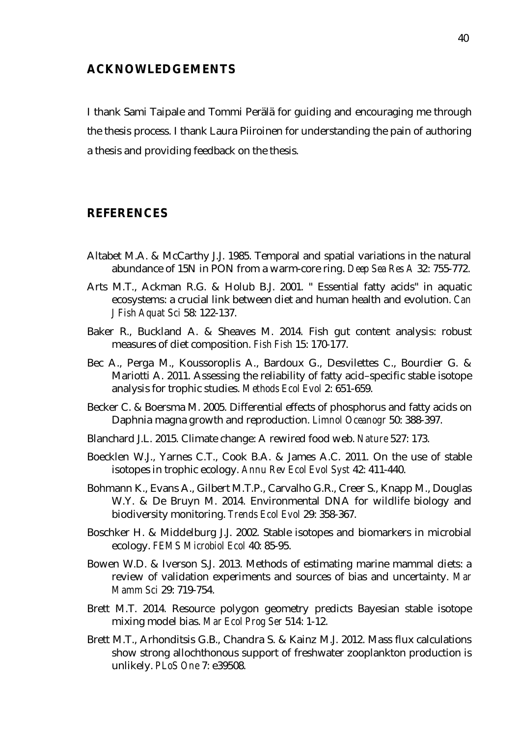## ACKNOWLEDGEMENTS

I thank Sami Taipale and Tommi Perälä for guiding and encouraging me through the thesis process. I thank Laura Piiroinen for understanding the pain of authoring a thesis and providing feedback on the thesis.

## REFERENCES

Altabet M.A. & McCarthy J.J. 1985. Temporal and spatial variations in the natural abundance of 15N in PON from a warm-core ring. *Deep Sea Res A* 32: 755-772.

Arts M.T., Ackman R.G. & Holub B.J. 2001. " Essential fatty acids" in aquatic ecosystems: a crucial link between diet and human health and evolution. *Can J Fish Aquat Sci* 58: 122-137.

Baker R., Buckland A. & Sheaves M. 2014. Fish gut content analysis: robust measures of diet composition. *Fish Fish* 15: 170-177.

Bec A., Perga M., Koussoroplis A., Bardoux G., Desvilettes C., Bourdier G. & Mariotti A. 2011. Assessing the reliability of fatty acid–specific stable isotope analysis for trophic studies. *Methods Ecol Evol* 2: 651-659.

Becker C. & Boersma M. 2005. Differential effects of phosphorus and fatty acids on Daphnia magna growth and reproduction. *Limnol Oceanogr* 50: 388-397.

Blanchard J.L. 2015. Climate change: A rewired food web. *Nature* 527: 173.

Boecklen W.J., Yarnes C.T., Cook B.A. & James A.C. 2011. On the use of stable isotopes in trophic ecology. *Annu Rev Ecol Evol Syst* 42: 411-440.

Bohmann K., Evans A., Gilbert M.T.P., Carvalho G.R., Creer S., Knapp M., Douglas W.Y. & De Bruyn M. 2014. Environmental DNA for wildlife biology and biodiversity monitoring. *Trends Ecol Evol* 29: 358-367.

Boschker H. & Middelburg J.J. 2002. Stable isotopes and biomarkers in microbial ecology. *FEMS Microbiol Ecol* 40: 85-95.

Bowen W.D. & Iverson S.J. 2013. Methods of estimating marine mammal diets: a review of validation experiments and sources of bias and uncertainty. *Mar Mamm Sci* 29: 719-754.

Brett M.T. 2014. Resource polygon geometry predicts Bayesian stable isotope mixing model bias. *Mar Ecol Prog Ser* 514: 1-12.

Brett M.T., Arhonditsis G.B., Chandra S. & Kainz M.J. 2012. Mass flux calculations show strong allochthonous support of freshwater zooplankton production is unlikely. *PLoS One* 7: e39508.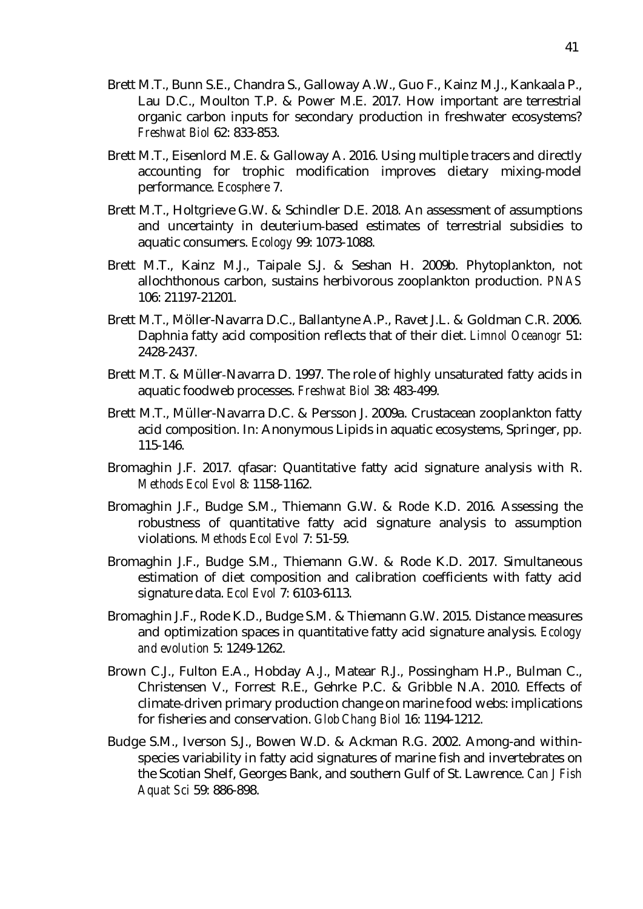Brett M.T., Bunn S.E., Chandra S., Galloway A.W., Guo F., Kainz M.J., Kankaala P., Lau D.C., Moulton T.P. & Power M.E. 2017. How important are terrestrial organic carbon inputs for secondary production in freshwater ecosystems? *Freshwat Biol* 62: 833-853.

Brett M.T., Eisenlord M.E. & Galloway A. 2016. Using multiple tracers and directly accounting for trophic modification improves dietary mixing-model performance. *Ecosphere* 7.

Brett M.T., Holtgrieve G.W. & Schindler D.E. 2018. An assessment of assumptions and uncertainty in deuterium-based estimates of terrestrial subsidies to aquatic consumers. *Ecology* 99: 1073-1088.

Brett M.T., Kainz M.J., Taipale S.J. & Seshan H. 2009b. Phytoplankton, not allochthonous carbon, sustains herbivorous zooplankton production. *PNAS* 106: 21197-21201.

Brett M.T., Möller-Navarra D.C., Ballantyne A.P., Ravet J.L. & Goldman C.R. 2006. Daphnia fatty acid composition reflects that of their diet. *Limnol Oceanogr* 51: 2428-2437.

Brett M.T. & Müller-Navarra D. 1997. The role of highly unsaturated fatty acids in aquatic foodweb processes. *Freshwat Biol* 38: 483-499.

Brett M.T., Müller-Navarra D.C. & Persson J. 2009a. Crustacean zooplankton fatty acid composition. In: Anonymous Lipids in aquatic ecosystems, Springer, pp. 115-146.

Bromaghin J.F. 2017. qfasar: Quantitative fatty acid signature analysis with R. *Methods Ecol Evol* 8: 1158-1162.

Bromaghin J.F., Budge S.M., Thiemann G.W. & Rode K.D. 2016. Assessing the robustness of quantitative fatty acid signature analysis to assumption violations. *Methods Ecol Evol* 7: 51-59.

Bromaghin J.F., Budge S.M., Thiemann G.W. & Rode K.D. 2017. Simultaneous estimation of diet composition and calibration coefficients with fatty acid signature data. *Ecol Evol* 7: 6103-6113.

Bromaghin J.F., Rode K.D., Budge S.M. & Thiemann G.W. 2015. Distance measures and optimization spaces in quantitative fatty acid signature analysis. *Ecology and evolution* 5: 1249-1262.

Brown C.J., Fulton E.A., Hobday A.J., Matear R.J., Possingham H.P., Bulman C., Christensen V., Forrest R.E., Gehrke P.C. & Gribble N.A. 2010. Effects of climate-driven primary production change on marine food webs: implications for fisheries and conservation. *Glob Chang Biol* 16: 1194-1212.

Budge S.M., Iverson S.J., Bowen W.D. & Ackman R.G. 2002. Among-and within-species variability in fatty acid signatures of marine fish and invertebrates on the Scotian Shelf, Georges Bank, and southern Gulf of St. Lawrence. *Can J Fish Aquat Sci* 59: 886-898.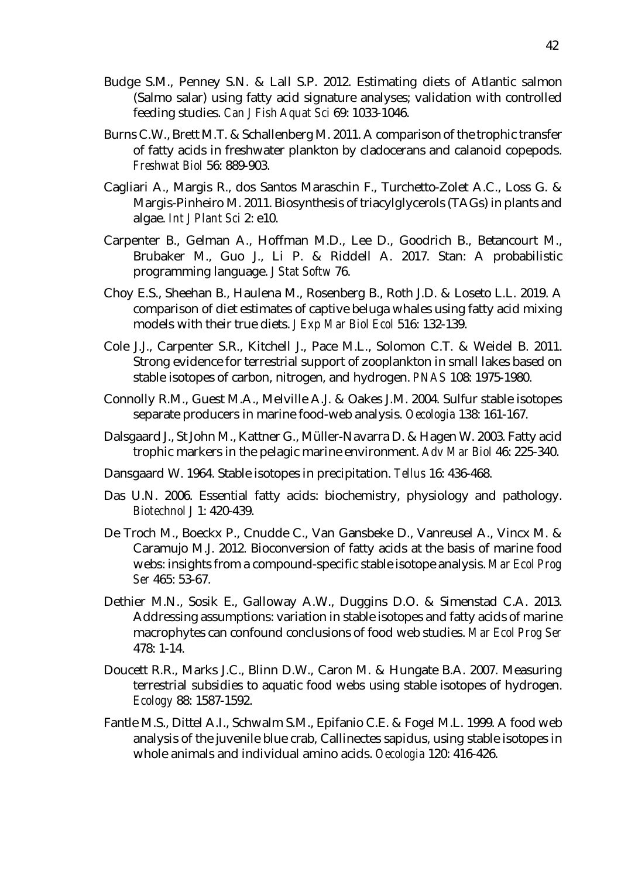Budge S.M., Penney S.N. & Lall S.P. 2012. Estimating diets of Atlantic salmon (Salmo salar) using fatty acid signature analyses; validation with controlled feeding studies. *Can J Fish Aquat Sci* 69: 1033-1046.

Burns C.W., Brett M.T. & Schallenberg M. 2011. A comparison of the trophic transfer of fatty acids in freshwater plankton by cladocerans and calanoid copepods. *Freshwat Biol* 56: 889-903.

Cagliari A., Margis R., dos Santos Maraschin F., Turchetto-Zolet A.C., Loss G. & Margis-Pinheiro M. 2011. Biosynthesis of triacylglycerols (TAGs) in plants and algae. *Int J Plant Sci* 2: e10.

Carpenter B., Gelman A., Hoffman M.D., Lee D., Goodrich B., Betancourt M., Brubaker M., Guo J., Li P. & Riddell A. 2017. Stan: A probabilistic programming language. *J Stat Softw* 76.

Choy E.S., Sheehan B., Haulena M., Rosenberg B., Roth J.D. & Loseto L.L. 2019. A comparison of diet estimates of captive beluga whales using fatty acid mixing models with their true diets. *J Exp Mar Biol Ecol* 516: 132-139.

Cole J.J., Carpenter S.R., Kitchell J., Pace M.L., Solomon C.T. & Weidel B. 2011. Strong evidence for terrestrial support of zooplankton in small lakes based on stable isotopes of carbon, nitrogen, and hydrogen. *PNAS* 108: 1975-1980.

Connolly R.M., Guest M.A., Melville A.J. & Oakes J.M. 2004. Sulfur stable isotopes separate producers in marine food-web analysis. *Oecologia* 138: 161-167.

Dalsgaard J., St John M., Kattner G., Müller-Navarra D. & Hagen W. 2003. Fatty acid trophic markers in the pelagic marine environment. *Adv Mar Biol* 46: 225-340.

Dansgaard W. 1964. Stable isotopes in precipitation. *Tellus* 16: 436-468.

Das U.N. 2006. Essential fatty acids: biochemistry, physiology and pathology. *Biotechnol J* 1: 420-439.

De Troch M., Boeckx P., Cnudde C., Van Gansbeke D., Vanreusel A., Vincx M. & Caramujo M.J. 2012. Bioconversion of fatty acids at the basis of marine food webs: insights from a compound-specific stable isotope analysis. *Mar Ecol Prog Ser* 465: 53-67.

Dethier M.N., Sosik E., Galloway A.W., Duggins D.O. & Simenstad C.A. 2013. Addressing assumptions: variation in stable isotopes and fatty acids of marine macrophytes can confound conclusions of food web studies. *Mar Ecol Prog Ser* 478: 1-14.

Doucett R.R., Marks J.C., Blinn D.W., Caron M. & Hungate B.A. 2007. Measuring terrestrial subsidies to aquatic food webs using stable isotopes of hydrogen. *Ecology* 88: 1587-1592.

Fantle M.S., Dittel A.I., Schwalm S.M., Epifanio C.E. & Fogel M.L. 1999. A food web analysis of the juvenile blue crab, Callinectes sapidus, using stable isotopes in whole animals and individual amino acids. *Oecologia* 120: 416-426.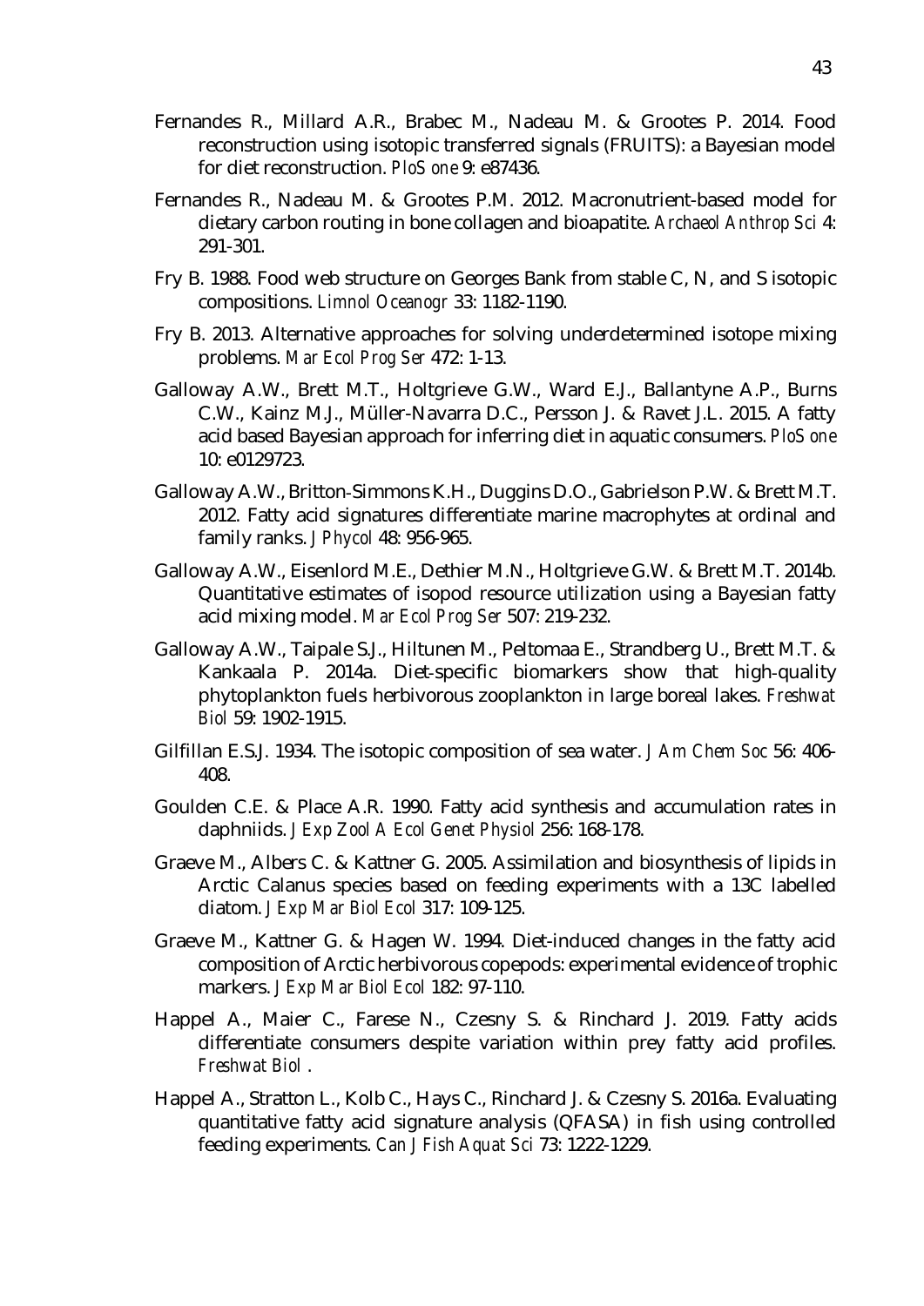Fernandes R., Millard A.R., Brabec M., Nadeau M. & Grootes P. 2014. Food reconstruction using isotopic transferred signals (FRUITS): a Bayesian model for diet reconstruction. *PloS one* 9: e87436.

Fernandes R., Nadeau M. & Grootes P.M. 2012. Macronutrient-based model for dietary carbon routing in bone collagen and bioapatite. *Archaeol Anthrop Sci* 4: 291-301.

Fry B. 1988. Food web structure on Georges Bank from stable C, N, and S isotopic compositions. *Limnol Oceanogr* 33: 1182-1190.

Fry B. 2013. Alternative approaches for solving underdetermined isotope mixing problems. *Mar Ecol Prog Ser* 472: 1-13.

Galloway A.W., Brett M.T., Holtgrieve G.W., Ward E.J., Ballantyne A.P., Burns C.W., Kainz M.J., Müller-Navarra D.C., Persson J. & Ravet J.L. 2015. A fatty acid based Bayesian approach for inferring diet in aquatic consumers. *PloS one* 10: e0129723.

Galloway A.W., Britton-Simmons K.H., Duggins D.O., Gabrielson P.W. & Brett M.T. 2012. Fatty acid signatures differentiate marine macrophytes at ordinal and family ranks. *J Phycol* 48: 956-965.

Galloway A.W., Eisenlord M.E., Dethier M.N., Holtgrieve G.W. & Brett M.T. 2014b. Quantitative estimates of isopod resource utilization using a Bayesian fatty acid mixing model. *Mar Ecol Prog Ser* 507: 219-232.

Galloway A.W., Taipale S.J., Hiltunen M., Peltomaa E., Strandberg U., Brett M.T. & Kankaala P. 2014a. Diet-specific biomarkers show that high-quality phytoplankton fuels herbivorous zooplankton in large boreal lakes. *Freshwat Biol* 59: 1902-1915.

Gilfillan E.S.J. 1934. The isotopic composition of sea water. *J Am Chem Soc* 56: 406-408.

Goulden C.E. & Place A.R. 1990. Fatty acid synthesis and accumulation rates in daphniids. *J Exp Zool A Ecol Genet Physiol* 256: 168-178.

Graeve M., Albers C. & Kattner G. 2005. Assimilation and biosynthesis of lipids in Arctic Calanus species based on feeding experiments with a 13C labelled diatom. *J Exp Mar Biol Ecol* 317: 109-125.

Graeve M., Kattner G. & Hagen W. 1994. Diet-induced changes in the fatty acid composition of Arctic herbivorous copepods: experimental evidence of trophic markers. *J Exp Mar Biol Ecol* 182: 97-110.

Happel A., Maier C., Farese N., Czesny S. & Rinchard J. 2019. Fatty acids differentiate consumers despite variation within prey fatty acid profiles. *Freshwat Biol* .

Happel A., Stratton L., Kolb C., Hays C., Rinchard J. & Czesny S. 2016a. Evaluating quantitative fatty acid signature analysis (QFASA) in fish using controlled feeding experiments. *Can J Fish Aquat Sci* 73: 1222-1229.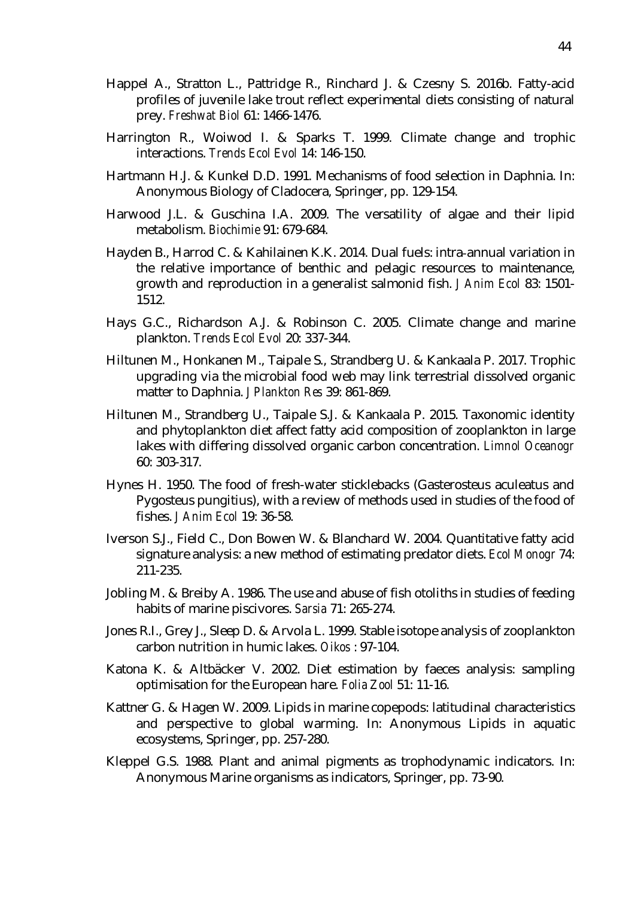Happel A., Stratton L., Pattridge R., Rinchard J. & Czesny S. 2016b. Fatty-acid profiles of juvenile lake trout reflect experimental diets consisting of natural prey. *Freshwat Biol* 61: 1466-1476.

Harrington R., Woiwod I. & Sparks T. 1999. Climate change and trophic interactions. *Trends Ecol Evol* 14: 146-150.

Hartmann H.J. & Kunkel D.D. 1991. Mechanisms of food selection in Daphnia. In: Anonymous Biology of Cladocera, Springer, pp. 129-154.

Harwood J.L. & Guschina I.A. 2009. The versatility of algae and their lipid metabolism. *Biochimie* 91: 679-684.

Hayden B., Harrod C. & Kahilainen K.K. 2014. Dual fuels: intra-annual variation in the relative importance of benthic and pelagic resources to maintenance, growth and reproduction in a generalist salmonid fish. *J Anim Ecol* 83: 1501-1512.

Hays G.C., Richardson A.J. & Robinson C. 2005. Climate change and marine plankton. *Trends Ecol Evol* 20: 337-344.

Hiltunen M., Honkanen M., Taipale S., Strandberg U. & Kankaala P. 2017. Trophic upgrading via the microbial food web may link terrestrial dissolved organic matter to Daphnia. *J Plankton Res* 39: 861-869.

Hiltunen M., Strandberg U., Taipale S.J. & Kankaala P. 2015. Taxonomic identity and phytoplankton diet affect fatty acid composition of zooplankton in large lakes with differing dissolved organic carbon concentration. *Limnol Oceanogr* 60: 303-317.

Hynes H. 1950. The food of fresh-water sticklebacks (Gasterosteus aculeatus and Pygosteus pungitius), with a review of methods used in studies of the food of fishes. *J Anim Ecol* 19: 36-58.

Iverson S.J., Field C., Don Bowen W. & Blanchard W. 2004. Quantitative fatty acid signature analysis: a new method of estimating predator diets. *Ecol Monogr* 74: 211-235.

Jobling M. & Breiby A. 1986. The use and abuse of fish otoliths in studies of feeding habits of marine piscivores. *Sarsia* 71: 265-274.

Jones R.I., Grey J., Sleep D. & Arvola L. 1999. Stable isotope analysis of zooplankton carbon nutrition in humic lakes. *Oikos* : 97-104.

Katona K. & Altbäcker V. 2002. Diet estimation by faeces analysis: sampling optimisation for the European hare. *Folia Zool* 51: 11-16.

Kattner G. & Hagen W. 2009. Lipids in marine copepods: latitudinal characteristics and perspective to global warming. In: Anonymous Lipids in aquatic ecosystems, Springer, pp. 257-280.

Kleppel G.S. 1988. Plant and animal pigments as trophodynamic indicators. In: Anonymous Marine organisms as indicators, Springer, pp. 73-90.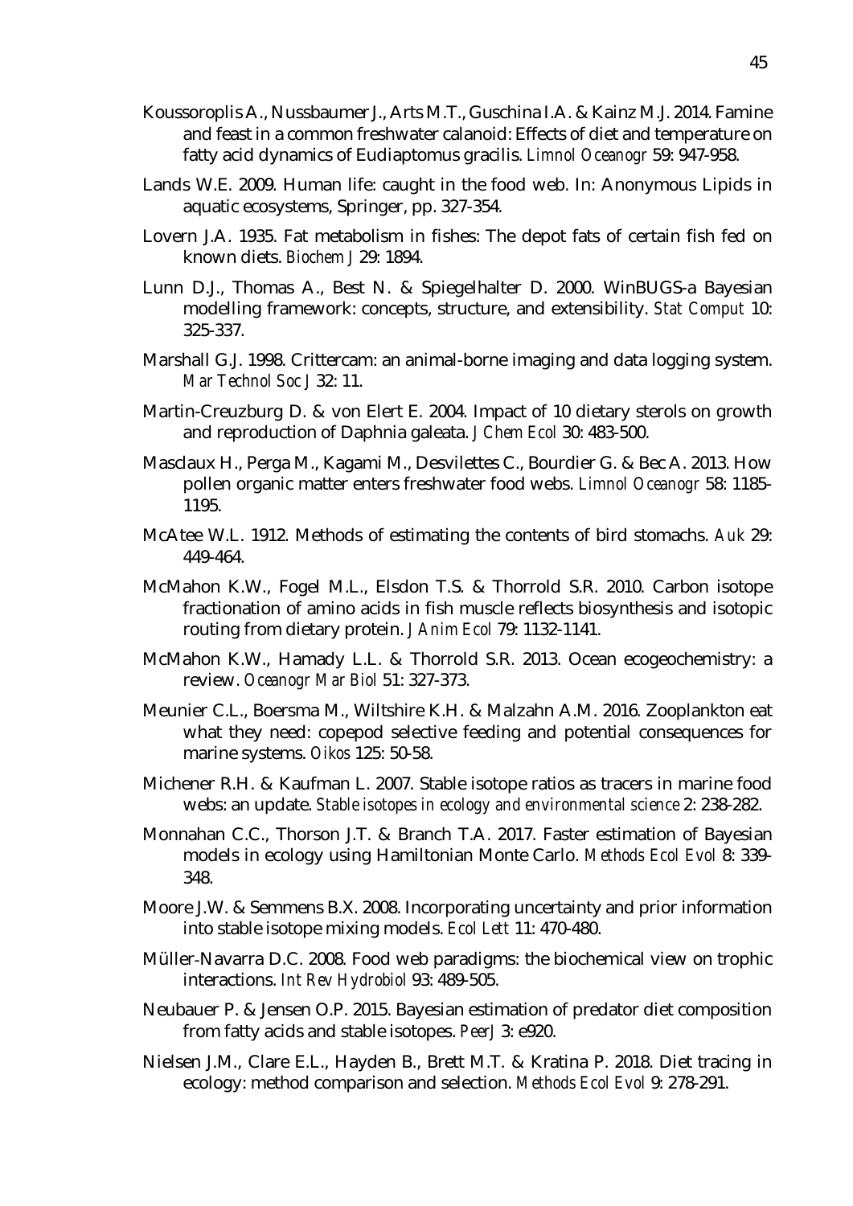Koussoroplis A., Nussbaumer J., Arts M.T., Guschina I.A. & Kainz M.J. 2014. Famine and feast in a common freshwater calanoid: Effects of diet and temperature on fatty acid dynamics of Eudiaptomus gracilis. *Limnol Oceanogr* 59: 947-958.

Lands W.E. 2009. Human life: caught in the food web. In: Anonymous Lipids in aquatic ecosystems, Springer, pp. 327-354.

Lovern J.A. 1935. Fat metabolism in fishes: The depot fats of certain fish fed on known diets. *Biochem J* 29: 1894.

Lunn D.J., Thomas A., Best N. & Spiegelhalter D. 2000. WinBUGS-a Bayesian modelling framework: concepts, structure, and extensibility. *Stat Comput* 10: 325-337.

Marshall G.J. 1998. Crittercam: an animal-borne imaging and data logging system. *Mar Technol Soc J* 32: 11.

Martin-Creuzburg D. & von Elert E. 2004. Impact of 10 dietary sterols on growth and reproduction of Daphnia galeata. *J Chem Ecol* 30: 483-500.

Masclaux H., Perga M., Kagami M., Desvilettes C., Bourdier G. & Bec A. 2013. How pollen organic matter enters freshwater food webs. *Limnol Oceanogr* 58: 1185-1195.

McAtee W.L. 1912. Methods of estimating the contents of bird stomachs. *Auk* 29: 449-464.

McMahon K.W., Fogel M.L., Elsdon T.S. & Thorrold S.R. 2010. Carbon isotope fractionation of amino acids in fish muscle reflects biosynthesis and isotopic routing from dietary protein. *J Anim Ecol* 79: 1132-1141.

McMahon K.W., Hamady L.L. & Thorrold S.R. 2013. Ocean ecogeochemistry: a review. *Oceanogr Mar Biol* 51: 327-373.

Meunier C.L., Boersma M., Wiltshire K.H. & Malzahn A.M. 2016. Zooplankton eat what they need: copepod selective feeding and potential consequences for marine systems. *Oikos* 125: 50-58.

Michener R.H. & Kaufman L. 2007. Stable isotope ratios as tracers in marine food webs: an update. *Stable isotopes in ecology and environmental science* 2: 238-282.

Monnahan C.C., Thorson J.T. & Branch T.A. 2017. Faster estimation of Bayesian models in ecology using Hamiltonian Monte Carlo. *Methods Ecol Evol* 8: 339-348.

Moore J.W. & Semmens B.X. 2008. Incorporating uncertainty and prior information into stable isotope mixing models. *Ecol Lett* 11: 470-480.

Müller-Navarra D.C. 2008. Food web paradigms: the biochemical view on trophic interactions. *Int Rev Hydrobiol* 93: 489-505.

Neubauer P. & Jensen O.P. 2015. Bayesian estimation of predator diet composition from fatty acids and stable isotopes. *PeerJ* 3: e920.

Nielsen J.M., Clare E.L., Hayden B., Brett M.T. & Kratina P. 2018. Diet tracing in ecology: method comparison and selection. *Methods Ecol Evol* 9: 278-291.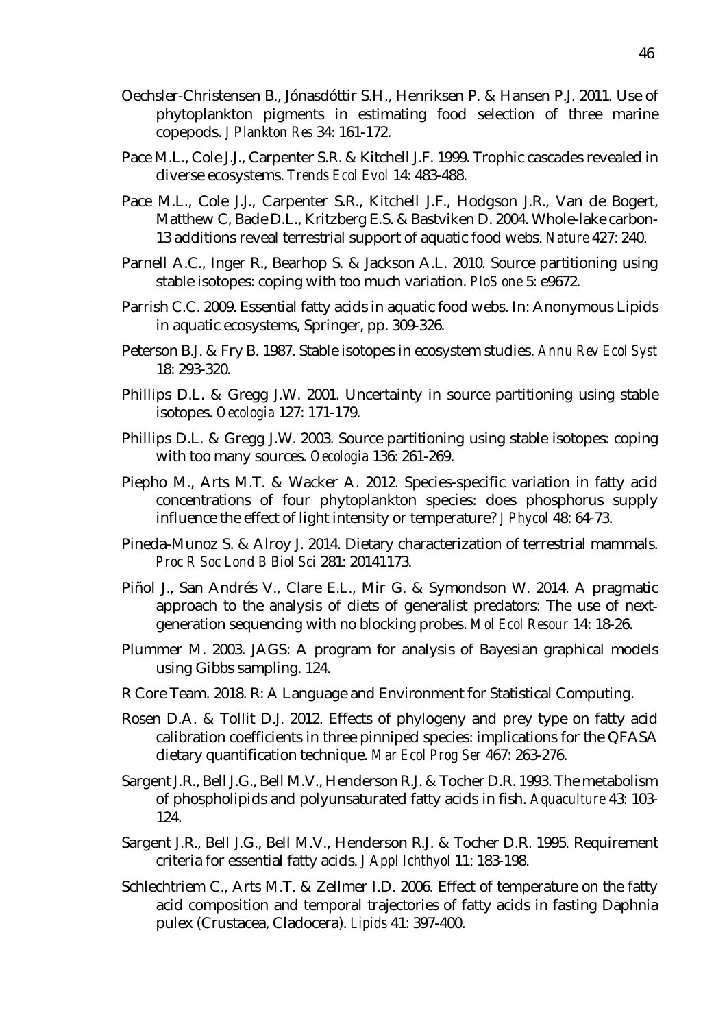Oechsler-Christensen B., Jónasdóttir S.H., Henriksen P. & Hansen P.J. 2011. Use of phytoplankton pigments in estimating food selection of three marine copepods. *J Plankton Res* 34: 161-172.

Pace M.L., Cole J.J., Carpenter S.R. & Kitchell J.F. 1999. Trophic cascades revealed in diverse ecosystems. *Trends Ecol Evol* 14: 483-488.

Pace M.L., Cole J.J., Carpenter S.R., Kitchell J.F., Hodgson J.R., Van de Bogert, Matthew C, Bade D.L., Kritzberg E.S. & Bastviken D. 2004. Whole-lake carbon-13 additions reveal terrestrial support of aquatic food webs. *Nature* 427: 240.

Parnell A.C., Inger R., Bearhop S. & Jackson A.L. 2010. Source partitioning using stable isotopes: coping with too much variation. *PloS one* 5: e9672.

Parrish C.C. 2009. Essential fatty acids in aquatic food webs. In: Anonymous Lipids in aquatic ecosystems, Springer, pp. 309-326.

Peterson B.J. & Fry B. 1987. Stable isotopes in ecosystem studies. *Annu Rev Ecol Syst* 18: 293-320.

Phillips D.L. & Gregg J.W. 2001. Uncertainty in source partitioning using stable isotopes. *Oecologia* 127: 171-179.

Phillips D.L. & Gregg J.W. 2003. Source partitioning using stable isotopes: coping with too many sources. *Oecologia* 136: 261-269.

Piepho M., Arts M.T. & Wacker A. 2012. Species-specific variation in fatty acid concentrations of four phytoplankton species: does phosphorus supply influence the effect of light intensity or temperature? *J Phycol* 48: 64-73.

Pineda-Munoz S. & Alroy J. 2014. Dietary characterization of terrestrial mammals. *Proc R Soc Lond B Biol Sci* 281: 20141173.

Piñol J., San Andrés V., Clare E.L., Mir G. & Symondson W. 2014. A pragmatic approach to the analysis of diets of generalist predators: The use of next-generation sequencing with no blocking probes. *Mol Ecol Resour* 14: 18-26.

Plummer M. 2003. JAGS: A program for analysis of Bayesian graphical models using Gibbs sampling. 124.

R Core Team. 2018. R: A Language and Environment for Statistical Computing.

Rosen D.A. & Tollit D.J. 2012. Effects of phylogeny and prey type on fatty acid calibration coefficients in three pinniped species: implications for the QFASA dietary quantification technique. *Mar Ecol Prog Ser* 467: 263-276.

Sargent J.R., Bell J.G., Bell M.V., Henderson R.J. & Tocher D.R. 1993. The metabolism of phospholipids and polyunsaturated fatty acids in fish. *Aquaculture* 43: 103-124.

Sargent J.R., Bell J.G., Bell M.V., Henderson R.J. & Tocher D.R. 1995. Requirement criteria for essential fatty acids. *J Appl Ichthyol* 11: 183-198.

Schlechtriem C., Arts M.T. & Zellmer I.D. 2006. Effect of temperature on the fatty acid composition and temporal trajectories of fatty acids in fasting Daphnia pulex (Crustacea, Cladocera). *Lipids* 41: 397-400.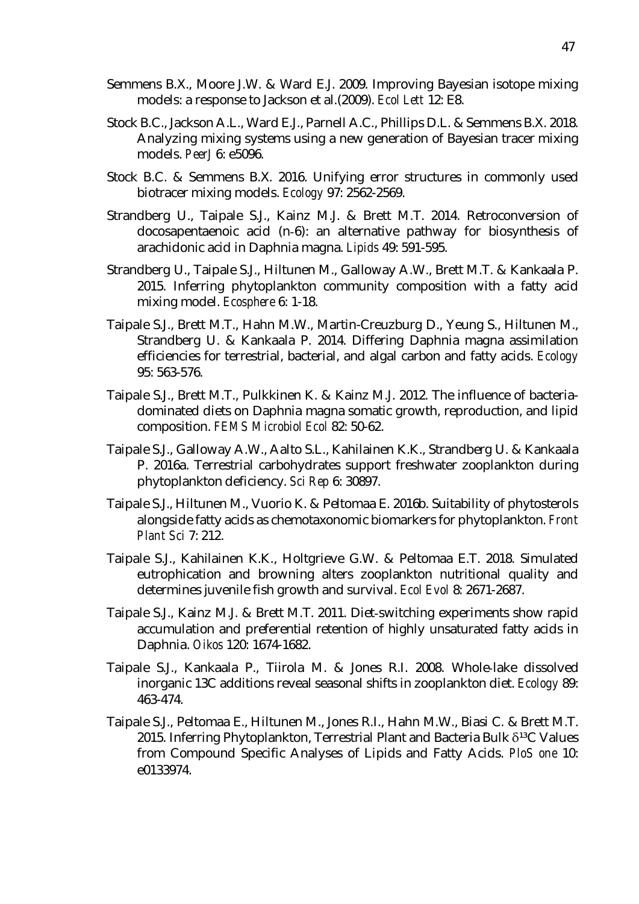Semmens B.X., Moore J.W. & Ward E.J. 2009. Improving Bayesian isotope mixing models: a response to Jackson et al.(2009). *Ecol Lett* 12: E8.

Stock B.C., Jackson A.L., Ward E.J., Parnell A.C., Phillips D.L. & Semmens B.X. 2018. Analyzing mixing systems using a new generation of Bayesian tracer mixing models. *PeerJ* 6: e5096.

Stock B.C. & Semmens B.X. 2016. Unifying error structures in commonly used biotracer mixing models. *Ecology* 97: 2562-2569.

Strandberg U., Taipale S.J., Kainz M.J. & Brett M.T. 2014. Retroconversion of docosapentaenoic acid (n-6): an alternative pathway for biosynthesis of arachidonic acid in Daphnia magna. *Lipids* 49: 591-595.

Strandberg U., Taipale S.J., Hiltunen M., Galloway A.W., Brett M.T. & Kankaala P. 2015. Inferring phytoplankton community composition with a fatty acid mixing model. *Ecosphere* 6: 1-18.

Taipale S.J., Brett M.T., Hahn M.W., Martin-Creuzburg D., Yeung S., Hiltunen M., Strandberg U. & Kankaala P. 2014. Differing Daphnia magna assimilation efficiencies for terrestrial, bacterial, and algal carbon and fatty acids. *Ecology* 95: 563-576.

Taipale S.J., Brett M.T., Pulkkinen K. & Kainz M.J. 2012. The influence of bacteria-dominated diets on Daphnia magna somatic growth, reproduction, and lipid composition. *FEMS Microbiol Ecol* 82: 50-62.

Taipale S.J., Galloway A.W., Aalto S.L., Kahilainen K.K., Strandberg U. & Kankaala P. 2016a. Terrestrial carbohydrates support freshwater zooplankton during phytoplankton deficiency. *Sci Rep* 6: 30897.

Taipale S.J., Hiltunen M., Vuorio K. & Peltomaa E. 2016b. Suitability of phytosterols alongside fatty acids as chemotaxonomic biomarkers for phytoplankton. *Front Plant Sci* 7: 212.

Taipale S.J., Kahilainen K.K., Holtgrieve G.W. & Peltomaa E.T. 2018. Simulated eutrophication and browning alters zooplankton nutritional quality and determines juvenile fish growth and survival. *Ecol Evol* 8: 2671-2687.

Taipale S.J., Kainz M.J. & Brett M.T. 2011. Diet-switching experiments show rapid accumulation and preferential retention of highly unsaturated fatty acids in Daphnia. *Oikos* 120: 1674-1682.

Taipale S.J., Kankaala P., Tiirola M. & Jones R.I. 2008. Whole-lake dissolved inorganic 13C additions reveal seasonal shifts in zooplankton diet. *Ecology* 89: 463-474.

Taipale S.J., Peltomaa E., Hiltunen M., Jones R.I., Hahn M.W., Biasi C. & Brett M.T. 2015. Inferring Phytoplankton, Terrestrial Plant and Bacteria Bulk $\delta^{13}C$ Values from Compound Specific Analyses of Lipids and Fatty Acids. *PloS one* 10: e0133974.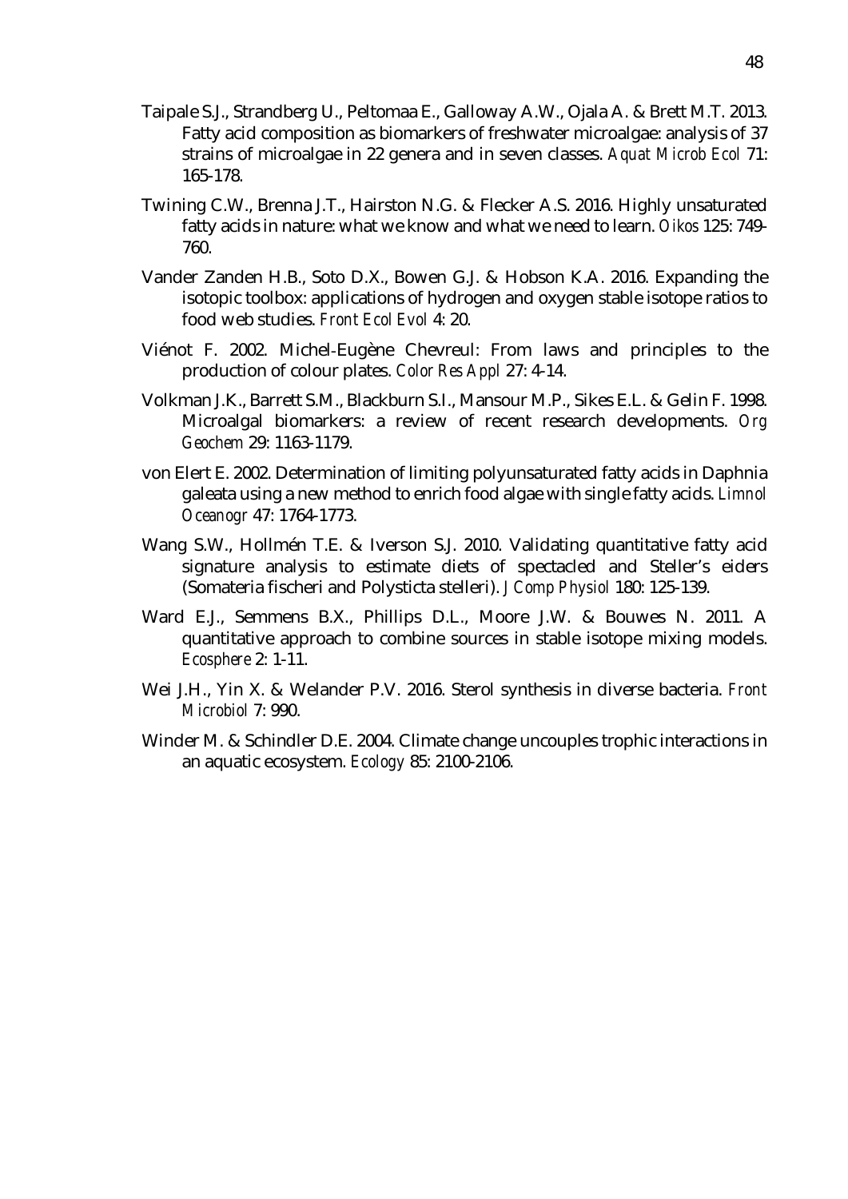Taipale S.J., Strandberg U., Peltomaa E., Galloway A.W., Ojala A. & Brett M.T. 2013. Fatty acid composition as biomarkers of freshwater microalgae: analysis of 37 strains of microalgae in 22 genera and in seven classes. *Aquat Microb Ecol* 71: 165-178.

Twining C.W., Brenna J.T., Hairston N.G. & Flecker A.S. 2016. Highly unsaturated fatty acids in nature: what we know and what we need to learn. *Oikos* 125: 749-760.

Vander Zanden H.B., Soto D.X., Bowen G.J. & Hobson K.A. 2016. Expanding the isotopic toolbox: applications of hydrogen and oxygen stable isotope ratios to food web studies. *Front Ecol Evol* 4: 20.

Viénot F. 2002. Michel-Eugène Chevreul: From laws and principles to the production of colour plates. *Color Res Appl* 27: 4-14.

Volkman J.K., Barrett S.M., Blackburn S.I., Mansour M.P., Sikes E.L. & Gelin F. 1998. Microalgal biomarkers: a review of recent research developments. *Org Geochem* 29: 1163-1179.

von Elert E. 2002. Determination of limiting polyunsaturated fatty acids in Daphnia galeata using a new method to enrich food algae with single fatty acids. *Limnol Oceanogr* 47: 1764-1773.

Wang S.W., Hollmén T.E. & Iverson S.J. 2010. Validating quantitative fatty acid signature analysis to estimate diets of spectacled and Steller's eiders (Somateria fischeri and Polysticta stelleri). *J Comp Physiol* 180: 125-139.

Ward E.J., Semmens B.X., Phillips D.L., Moore J.W. & Bouwes N. 2011. A quantitative approach to combine sources in stable isotope mixing models. *Ecosphere* 2: 1-11.

Wei J.H., Yin X. & Welander P.V. 2016. Sterol synthesis in diverse bacteria. *Front Microbiol* 7: 990.

Winder M. & Schindler D.E. 2004. Climate change uncouples trophic interactions in an aquatic ecosystem. *Ecology* 85: 2100-2106.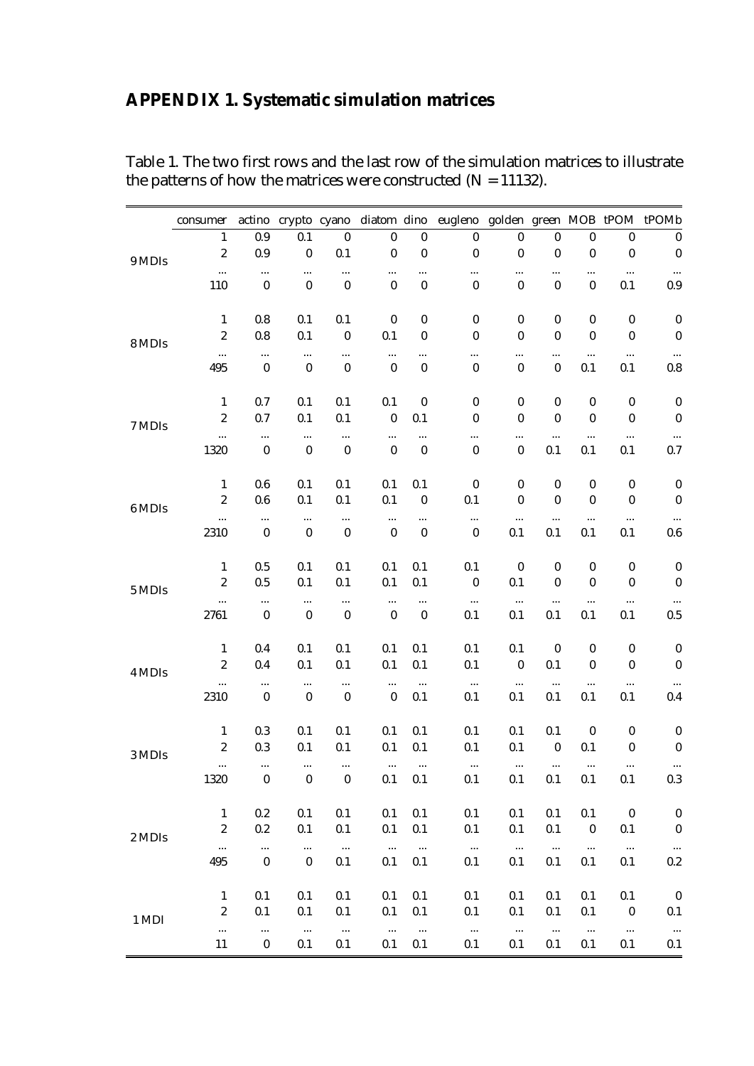# APPENDIX 1. Systematic simulation matrices

Table 1. The two first rows and the last row of the simulation matrices to illustrate the patterns of how the matrices were constructed (N = 11132).

| | consumer | actino | crypto | cyano | diatom | dino | eugleno | golden | green | MOB | tPOM | tPOMb |
|---|---|---|---|---|---|---|---|---|---|---|---|---|
| 9 MDIs | 1 | 0.9 | 0.1 | 0 | 0 | 0 | 0 | 0 | 0 | 0 | 0 | 0 |
| | 2 | 0.9 | 0 | 0.1 | 0 | 0 | 0 | 0 | 0 | 0 | 0 | 0 |
| | ... | ... | ... | ... | ... | ... | ... | ... | ... | ... | ... | ... |
| | 110 | 0 | 0 | 0 | 0 | 0 | 0 | 0 | 0 | 0 | 0.1 | 0.9 |
| 8 MDIs | 1 | 0.8 | 0.1 | 0.1 | 0 | 0 | 0 | 0 | 0 | 0 | 0 | 0 |
| | 2 | 0.8 | 0.1 | 0 | 0.1 | 0 | 0 | 0 | 0 | 0 | 0 | 0 |
| | ... | ... | ... | ... | ... | ... | ... | ... | ... | ... | ... | ... |
| | 495 | 0 | 0 | 0 | 0 | 0 | 0 | 0 | 0 | 0.1 | 0.1 | 0.8 |
| 7 MDIs | 1 | 0.7 | 0.1 | 0.1 | 0.1 | 0 | 0 | 0 | 0 | 0 | 0 | 0 |
| | 2 | 0.7 | 0.1 | 0.1 | 0 | 0.1 | 0 | 0 | 0 | 0 | 0 | 0 |
| | ... | ... | ... | ... | ... | ... | ... | ... | ... | ... | ... | ... |
| | 1320 | 0 | 0 | 0 | 0 | 0 | 0 | 0 | 0.1 | 0.1 | 0.1 | 0.7 |
| 6 MDIs | 1 | 0.6 | 0.1 | 0.1 | 0.1 | 0.1 | 0 | 0 | 0 | 0 | 0 | 0 |
| | 2 | 0.6 | 0.1 | 0.1 | 0.1 | 0 | 0.1 | 0 | 0 | 0 | 0 | 0 |
| | ... | ... | ... | ... | ... | ... | ... | ... | ... | ... | ... | ... |
| | 2310 | 0 | 0 | 0 | 0 | 0 | 0 | 0.1 | 0.1 | 0.1 | 0.1 | 0.6 |
| 5 MDIs | 1 | 0.5 | 0.1 | 0.1 | 0.1 | 0.1 | 0.1 | 0 | 0 | 0 | 0 | 0 |
| | 2 | 0.5 | 0.1 | 0.1 | 0.1 | 0.1 | 0 | 0.1 | 0 | 0 | 0 | 0 |
| | ... | ... | ... | ... | ... | ... | ... | ... | ... | ... | ... | ... |
| | 2761 | 0 | 0 | 0 | 0 | 0 | 0.1 | 0.1 | 0.1 | 0.1 | 0.1 | 0.5 |
| 4 MDIs | 1 | 0.4 | 0.1 | 0.1 | 0.1 | 0.1 | 0.1 | 0.1 | 0 | 0 | 0 | 0 |
| | 2 | 0.4 | 0.1 | 0.1 | 0.1 | 0.1 | 0.1 | 0 | 0.1 | 0 | 0 | 0 |
| | ... | ... | ... | ... | ... | ... | ... | ... | ... | ... | ... | ... |
| | 2310 | 0 | 0 | 0 | 0 | 0.1 | 0.1 | 0.1 | 0.1 | 0.1 | 0.1 | 0.4 |
| 3 MDIs | 1 | 0.3 | 0.1 | 0.1 | 0.1 | 0.1 | 0.1 | 0.1 | 0.1 | 0 | 0 | 0 |
| | 2 | 0.3 | 0.1 | 0.1 | 0.1 | 0.1 | 0.1 | 0.1 | 0 | 0.1 | 0 | 0 |
| | ... | ... | ... | ... | ... | ... | ... | ... | ... | ... | ... | ... |
| | 1320 | 0 | 0 | 0 | 0.1 | 0.1 | 0.1 | 0.1 | 0.1 | 0.1 | 0.1 | 0.3 |
| 2 MDIs | 1 | 0.2 | 0.1 | 0.1 | 0.1 | 0.1 | 0.1 | 0.1 | 0.1 | 0.1 | 0 | 0 |
| | 2 | 0.2 | 0.1 | 0.1 | 0.1 | 0.1 | 0.1 | 0.1 | 0.1 | 0 | 0.1 | 0 |
| | ... | ... | ... | ... | ... | ... | ... | ... | ... | ... | ... | ... |
| | 495 | 0 | 0 | 0.1 | 0.1 | 0.1 | 0.1 | 0.1 | 0.1 | 0.1 | 0.1 | 0.2 |
| 1 MDI | 1 | 0.1 | 0.1 | 0.1 | 0.1 | 0.1 | 0.1 | 0.1 | 0.1 | 0.1 | 0.1 | 0 |
| | 2 | 0.1 | 0.1 | 0.1 | 0.1 | 0.1 | 0.1 | 0.1 | 0.1 | 0.1 | 0 | 0.1 |
| | ... | ... | ... | ... | ... | ... | ... | ... | ... | ... | ... | ... |
| | 11 | 0 | 0.1 | 0.1 | 0.1 | 0.1 | 0.1 | 0.1 | 0.1 | 0.1 | 0.1 | 0.1 |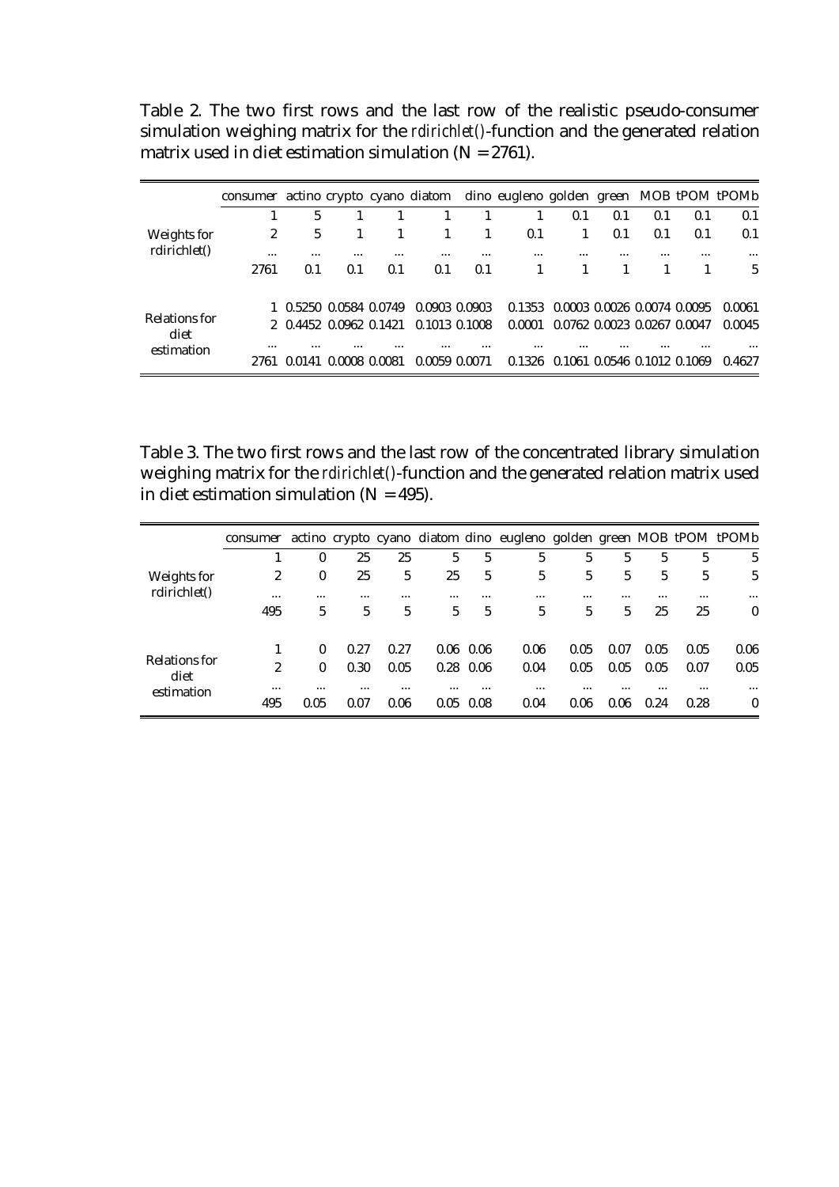Table 2. The two first rows and the last row of the realistic pseudo-consumer simulation weighing matrix for the *rdirichlet()*-function and the generated relation matrix used in diet estimation simulation (N = 2761).

| | consumer | actino | crypto | cyano | diatom | dino | eugleno | golden | green | MOB | tPOM | tPOMb |
|---|---|---|---|---|---|---|---|---|---|---|---|---|
| Weights for rdirichlet() | 1 | 5 | 1 | 1 | 1 | 1 | 1 | 0.1 | 0.1 | 0.1 | 0.1 | 0.1 |
| | 2 | 5 | 1 | 1 | 1 | 1 | 0.1 | 1 | 0.1 | 0.1 | 0.1 | 0.1 |
| | ... | ... | ... | ... | ... | ... | ... | ... | ... | ... | ... | ... |
| | 2761 | 0.1 | 0.1 | 0.1 | 0.1 | 0.1 | 1 | 1 | 1 | 1 | 1 | 5 |
| Relations for diet estimation | 1 | 0.5250 | 0.0584 | 0.0749 | 0.0903 | 0.0903 | 0.1353 | 0.0003 | 0.0026 | 0.0074 | 0.0095 | 0.0061 |
| | 2 | 0.4452 | 0.0962 | 0.1421 | 0.1013 | 0.1008 | 0.0001 | 0.0762 | 0.0023 | 0.0267 | 0.0047 | 0.0045 |
| | ... | ... | ... | ... | ... | ... | ... | ... | ... | ... | ... | ... |
| | 2761 | 0.0141 | 0.0008 | 0.0081 | 0.0059 | 0.0071 | 0.1326 | 0.1061 | 0.0546 | 0.1012 | 0.1069 | 0.4627 |

Table 3. The two first rows and the last row of the concentrated library simulation weighing matrix for the *rdirichlet()*-function and the generated relation matrix used in diet estimation simulation (N = 495).

| | consumer | actino | crypto | cyano | diatom | dino | eugleno | golden | green | MOB | tPOM | tPOMb |
|---|---|---|---|---|---|---|---|---|---|---|---|---|
| Weights for rdirichlet() | 1 | 0 | 25 | 25 | 5 | 5 | 5 | 5 | 5 | 5 | 5 | 5 |
| | 2 | 0 | 25 | 5 | 25 | 5 | 5 | 5 | 5 | 5 | 5 | 5 |
| | ... | ... | ... | ... | ... | ... | ... | ... | ... | ... | ... | ... |
| | 495 | 5 | 5 | 5 | 5 | 5 | 5 | 5 | 5 | 25 | 25 | 0 |
| Relations for diet estimation | 1 | 0 | 0.27 | 0.27 | 0.06 | 0.06 | 0.06 | 0.05 | 0.07 | 0.05 | 0.05 | 0.06 |
| | 2 | 0 | 0.30 | 0.05 | 0.28 | 0.06 | 0.04 | 0.05 | 0.05 | 0.05 | 0.07 | 0.05 |
| | ... | ... | ... | ... | ... | ... | ... | ... | ... | ... | ... | ... |
| | 495 | 0.05 | 0.07 | 0.06 | 0.05 | 0.08 | 0.04 | 0.06 | 0.06 | 0.24 | 0.28 | 0 |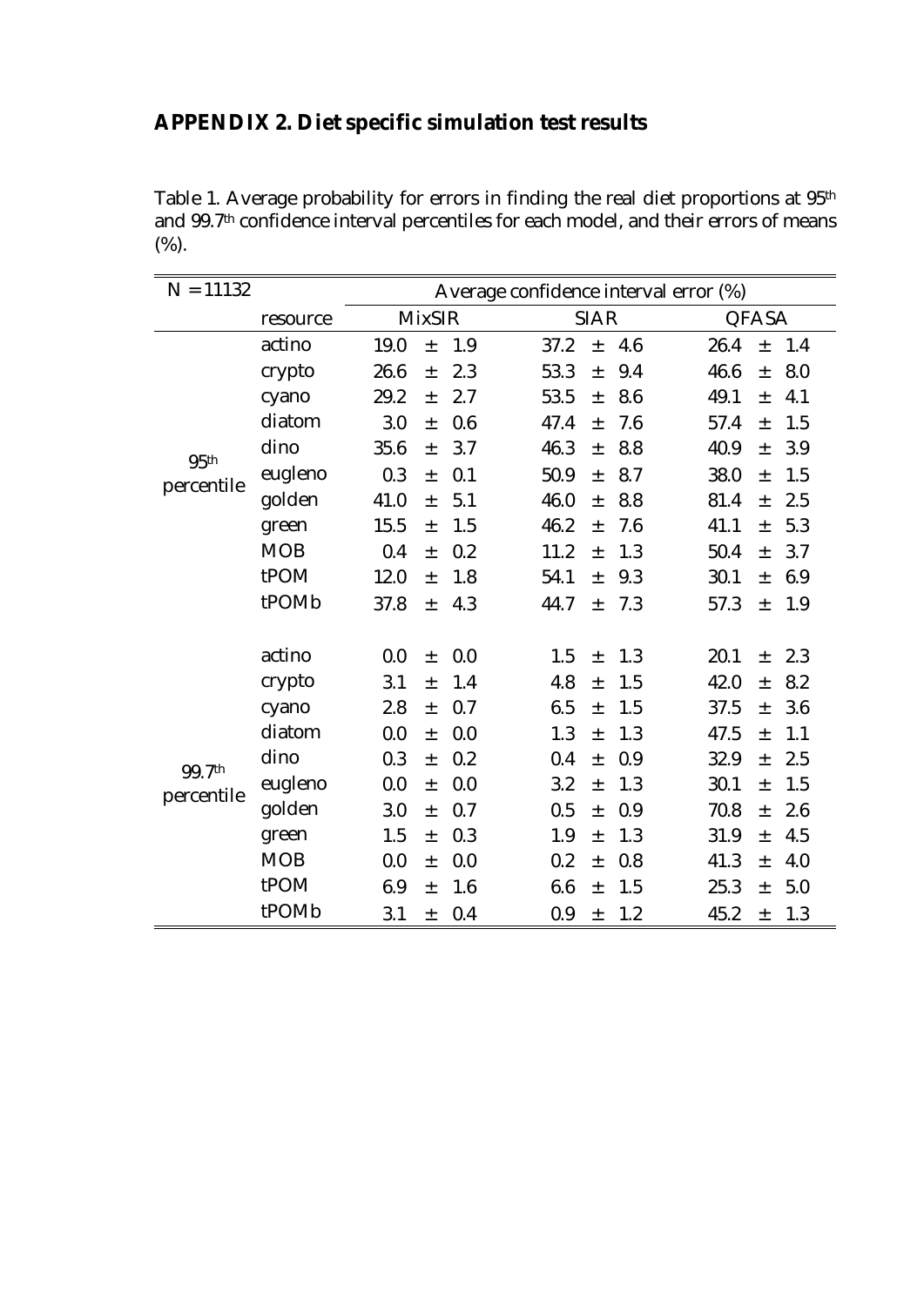## APPENDIX 2. Diet specific simulation test results

Table 1. Average probability for errors in finding the real diet proportions at 95[th] and 99.7[th] confidence interval percentiles for each model, and their errors of means (%).

| N = 11132 | | Average confidence interval error (%) | | |
|---|---|---|---|---|
| | resource | MixSIR | SIAR | QFASA |
| 95[th] percentile | actino | 19.0 ± 1.9 | 37.2 ± 4.6 | 26.4 ± 1.4 |
| | crypto | 26.6 ± 2.3 | 53.3 ± 9.4 | 46.6 ± 8.0 |
| | cyano | 29.2 ± 2.7 | 53.5 ± 8.6 | 49.1 ± 4.1 |
| | diatom | 3.0 ± 0.6 | 47.4 ± 7.6 | 57.4 ± 1.5 |
| | dino | 35.6 ± 3.7 | 46.3 ± 8.8 | 40.9 ± 3.9 |
| | eugleno | 0.3 ± 0.1 | 50.9 ± 8.7 | 38.0 ± 1.5 |
| | golden | 41.0 ± 5.1 | 46.0 ± 8.8 | 81.4 ± 2.5 |
| | green | 15.5 ± 1.5 | 46.2 ± 7.6 | 41.1 ± 5.3 |
| | MOB | 0.4 ± 0.2 | 11.2 ± 1.3 | 50.4 ± 3.7 |
| | tPOM | 12.0 ± 1.8 | 54.1 ± 9.3 | 30.1 ± 6.9 |
| | tPOMb | 37.8 ± 4.3 | 44.7 ± 7.3 | 57.3 ± 1.9 |
| 99.7[th] percentile | actino | 0.0 ± 0.0 | 1.5 ± 1.3 | 20.1 ± 2.3 |
| | crypto | 3.1 ± 1.4 | 4.8 ± 1.5 | 42.0 ± 8.2 |
| | cyano | 2.8 ± 0.7 | 6.5 ± 1.5 | 37.5 ± 3.6 |
| | diatom | 0.0 ± 0.0 | 1.3 ± 1.3 | 47.5 ± 1.1 |
| | dino | 0.3 ± 0.2 | 0.4 ± 0.9 | 32.9 ± 2.5 |
| | eugleno | 0.0 ± 0.0 | 3.2 ± 1.3 | 30.1 ± 1.5 |
| | golden | 3.0 ± 0.7 | 0.5 ± 0.9 | 70.8 ± 2.6 |
| | green | 1.5 ± 0.3 | 1.9 ± 1.3 | 31.9 ± 4.5 |
| | MOB | 0.0 ± 0.0 | 0.2 ± 0.8 | 41.3 ± 4.0 |
| | tPOM | 6.9 ± 1.6 | 6.6 ± 1.5 | 25.3 ± 5.0 |
| | tPOMb | 3.1 ± 0.4 | 0.9 ± 1.2 | 45.2 ± 1.3 |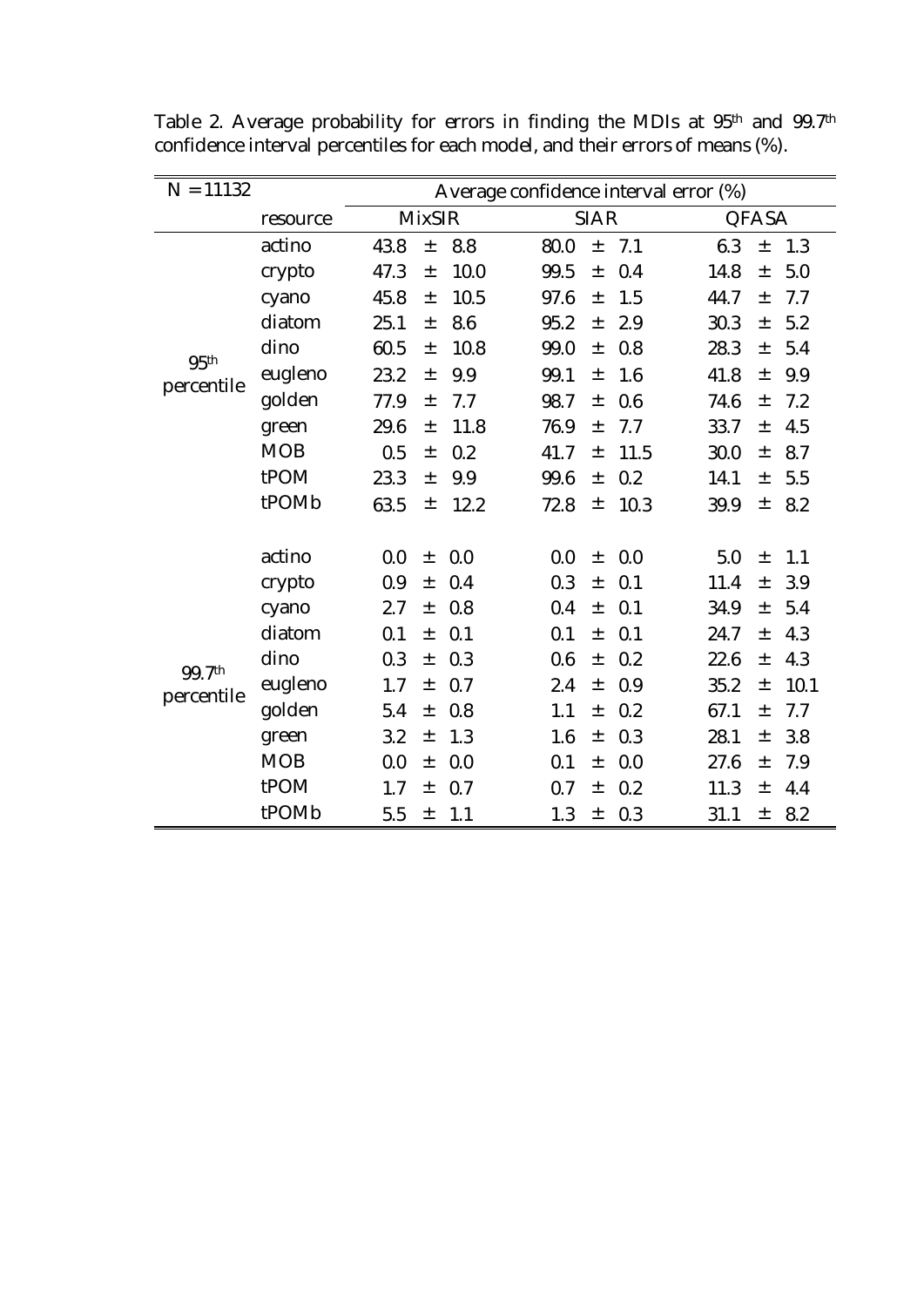Table 2. Average probability for errors in finding the MDIs at 95th and 99.7th confidence interval percentiles for each model, and their errors of means (%).

| N = 11132 | | Average confidence interval error (%) | | |
|---|---|---|---|---|
| | resource | MixSIR | SIAR | QFASA |
| 95th percentile | actino | 43.8 ± 8.8 | 80.0 ± 7.1 | 6.3 ± 1.3 |
| | crypto | 47.3 ± 10.0 | 99.5 ± 0.4 | 14.8 ± 5.0 |
| | cyano | 45.8 ± 10.5 | 97.6 ± 1.5 | 44.7 ± 7.7 |
| | diatom | 25.1 ± 8.6 | 95.2 ± 2.9 | 30.3 ± 5.2 |
| | dino | 60.5 ± 10.8 | 99.0 ± 0.8 | 28.3 ± 5.4 |
| | eugleno | 23.2 ± 9.9 | 99.1 ± 1.6 | 41.8 ± 9.9 |
| | golden | 77.9 ± 7.7 | 98.7 ± 0.6 | 74.6 ± 7.2 |
| | green | 29.6 ± 11.8 | 76.9 ± 7.7 | 33.7 ± 4.5 |
| | MOB | 0.5 ± 0.2 | 41.7 ± 11.5 | 30.0 ± 8.7 |
| | tPOM | 23.3 ± 9.9 | 99.6 ± 0.2 | 14.1 ± 5.5 |
| | tPOMb | 63.5 ± 12.2 | 72.8 ± 10.3 | 39.9 ± 8.2 |
| 99.7th percentile | actino | 0.0 ± 0.0 | 0.0 ± 0.0 | 5.0 ± 1.1 |
| | crypto | 0.9 ± 0.4 | 0.3 ± 0.1 | 11.4 ± 3.9 |
| | cyano | 2.7 ± 0.8 | 0.4 ± 0.1 | 34.9 ± 5.4 |
| | diatom | 0.1 ± 0.1 | 0.1 ± 0.1 | 24.7 ± 4.3 |
| | dino | 0.3 ± 0.3 | 0.6 ± 0.2 | 22.6 ± 4.3 |
| | eugleno | 1.7 ± 0.7 | 2.4 ± 0.9 | 35.2 ± 10.1 |
| | golden | 5.4 ± 0.8 | 1.1 ± 0.2 | 67.1 ± 7.7 |
| | green | 3.2 ± 1.3 | 1.6 ± 0.3 | 28.1 ± 3.8 |
| | MOB | 0.0 ± 0.0 | 0.1 ± 0.0 | 27.6 ± 7.9 |
| | tPOM | 1.7 ± 0.7 | 0.7 ± 0.2 | 11.3 ± 4.4 |
| | tPOMb | 5.5 ± 1.1 | 1.3 ± 0.3 | 31.1 ± 8.2 |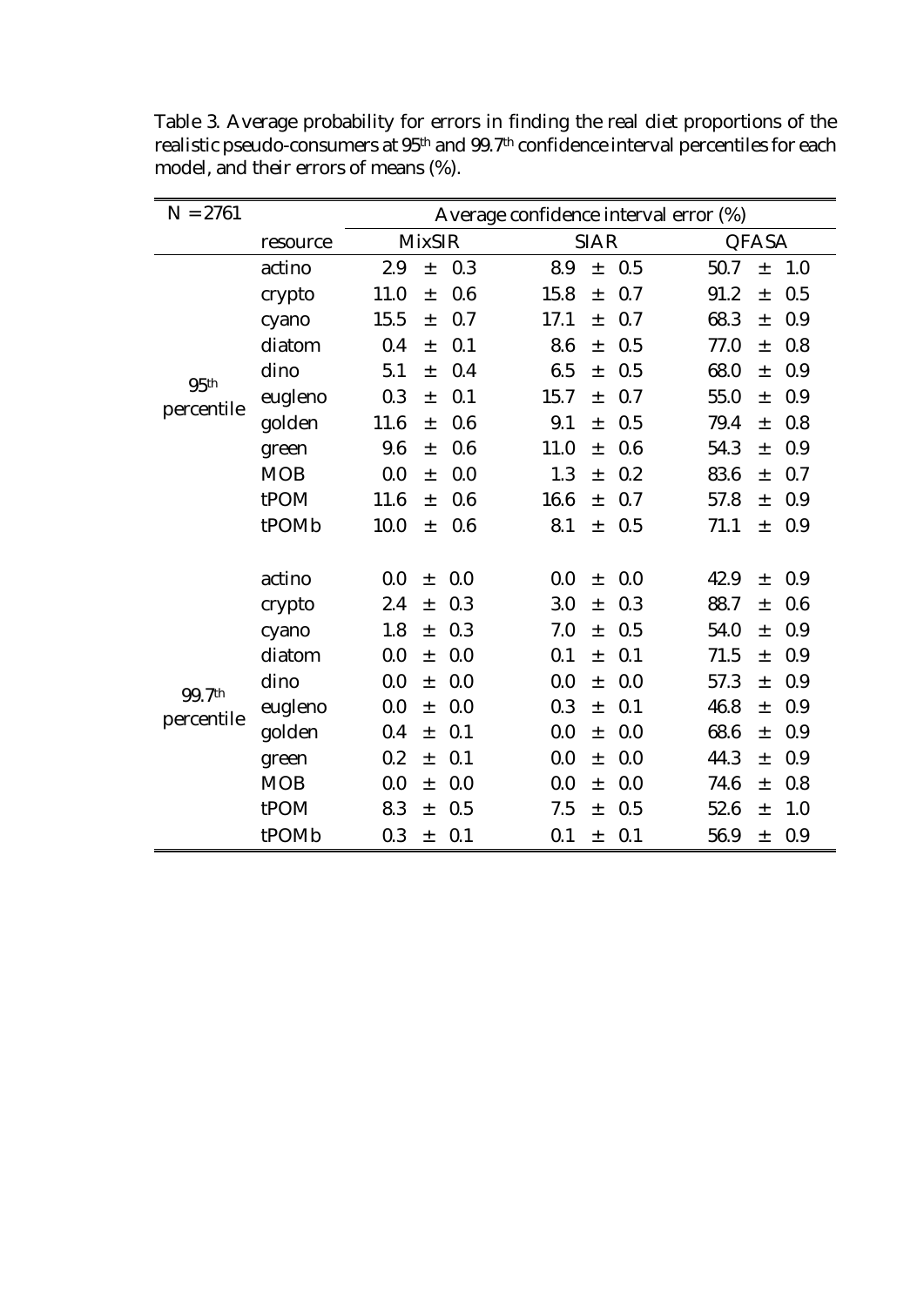Table 3. Average probability for errors in finding the real diet proportions of the realistic pseudo-consumers at 95th and 99.7th confidence interval percentiles for each model, and their errors of means (%).

| N = 2761 | | Average confidence interval error (%) | | |
|---|---|---|---|---|
| | resource | MixSIR | SIAR | QFASA |
| 95th percentile | actino | 2.9 ± 0.3 | 8.9 ± 0.5 | 50.7 ± 1.0 |
| | crypto | 11.0 ± 0.6 | 15.8 ± 0.7 | 91.2 ± 0.5 |
| | cyano | 15.5 ± 0.7 | 17.1 ± 0.7 | 68.3 ± 0.9 |
| | diatom | 0.4 ± 0.1 | 8.6 ± 0.5 | 77.0 ± 0.8 |
| | dino | 5.1 ± 0.4 | 6.5 ± 0.5 | 68.0 ± 0.9 |
| | eugleno | 0.3 ± 0.1 | 15.7 ± 0.7 | 55.0 ± 0.9 |
| | golden | 11.6 ± 0.6 | 9.1 ± 0.5 | 79.4 ± 0.8 |
| | green | 9.6 ± 0.6 | 11.0 ± 0.6 | 54.3 ± 0.9 |
| | MOB | 0.0 ± 0.0 | 1.3 ± 0.2 | 83.6 ± 0.7 |
| | tPOM | 11.6 ± 0.6 | 16.6 ± 0.7 | 57.8 ± 0.9 |
| | tPOMb | 10.0 ± 0.6 | 8.1 ± 0.5 | 71.1 ± 0.9 |
| 99.7th percentile | actino | 0.0 ± 0.0 | 0.0 ± 0.0 | 42.9 ± 0.9 |
| | crypto | 2.4 ± 0.3 | 3.0 ± 0.3 | 88.7 ± 0.6 |
| | cyano | 1.8 ± 0.3 | 7.0 ± 0.5 | 54.0 ± 0.9 |
| | diatom | 0.0 ± 0.0 | 0.1 ± 0.1 | 71.5 ± 0.9 |
| | dino | 0.0 ± 0.0 | 0.0 ± 0.0 | 57.3 ± 0.9 |
| | eugleno | 0.0 ± 0.0 | 0.3 ± 0.1 | 46.8 ± 0.9 |
| | golden | 0.4 ± 0.1 | 0.0 ± 0.0 | 68.6 ± 0.9 |
| | green | 0.2 ± 0.1 | 0.0 ± 0.0 | 44.3 ± 0.9 |
| | MOB | 0.0 ± 0.0 | 0.0 ± 0.0 | 74.6 ± 0.8 |
| | tPOM | 8.3 ± 0.5 | 7.5 ± 0.5 | 52.6 ± 1.0 |
| | tPOMb | 0.3 ± 0.1 | 0.1 ± 0.1 | 56.9 ± 0.9 |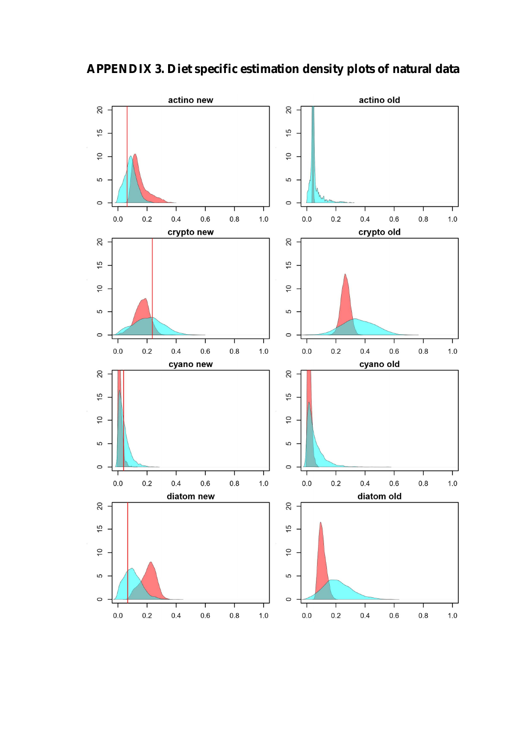# APPENDIX 3. Diet specific estimation density plots of natural data

actino new

actino old

crypto new

crypto old

cyano new

cyano old

diatom new

diatom old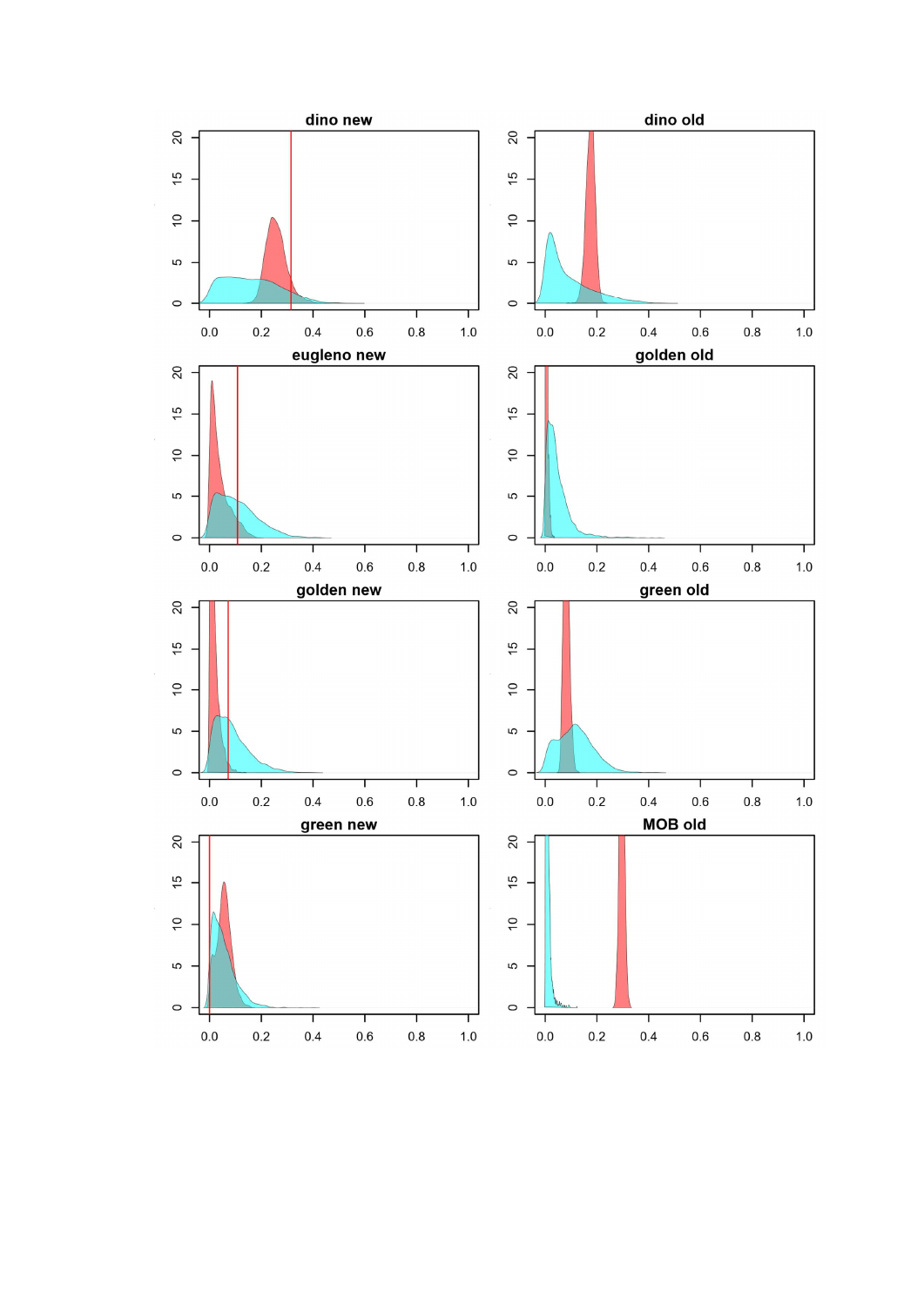dino new

dino old

eugleno new

golden old

golden new

green old

green new

MOB old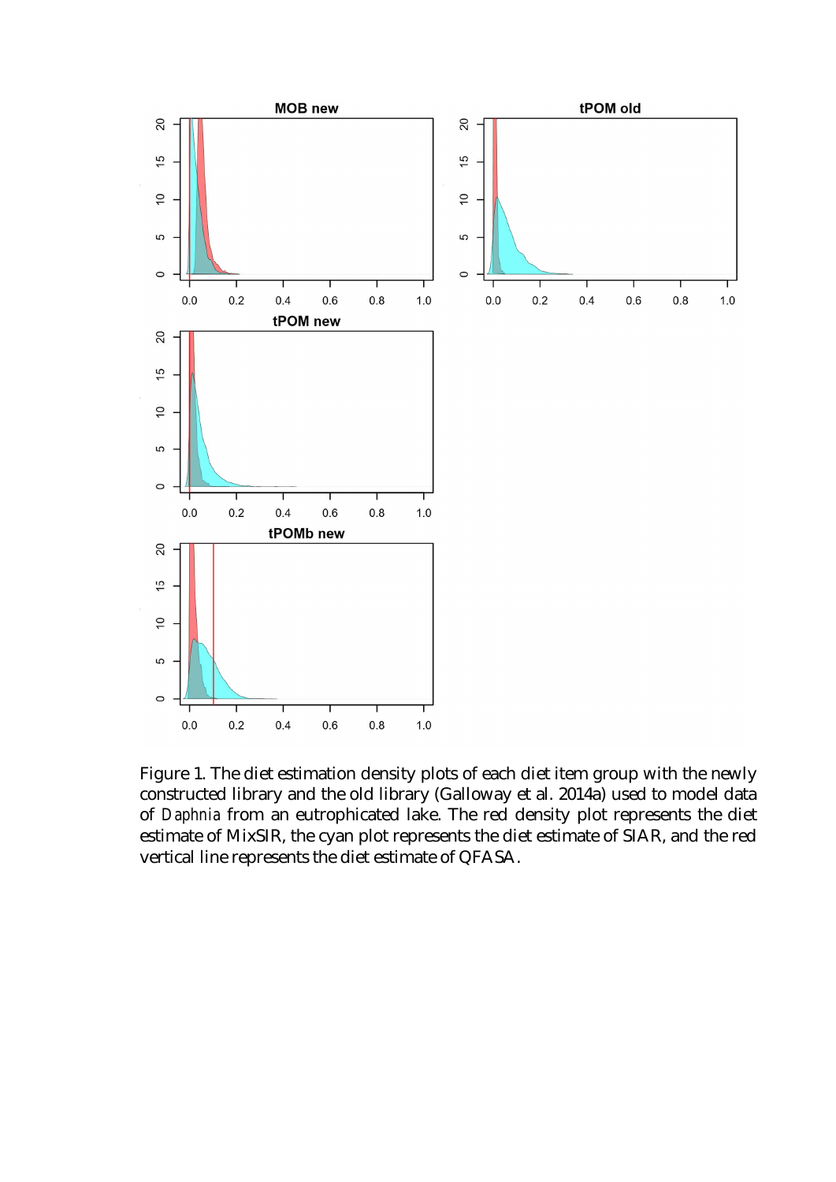Figure 1. The diet estimation density plots of each diet item group with the newly constructed library and the old library (Galloway et al. 2014a) used to model data of *Daphnia* from an eutrophicated lake. The red density plot represents the diet estimate of MixSIR, the cyan plot represents the diet estimate of SIAR, and the red vertical line represents the diet estimate of QFASA.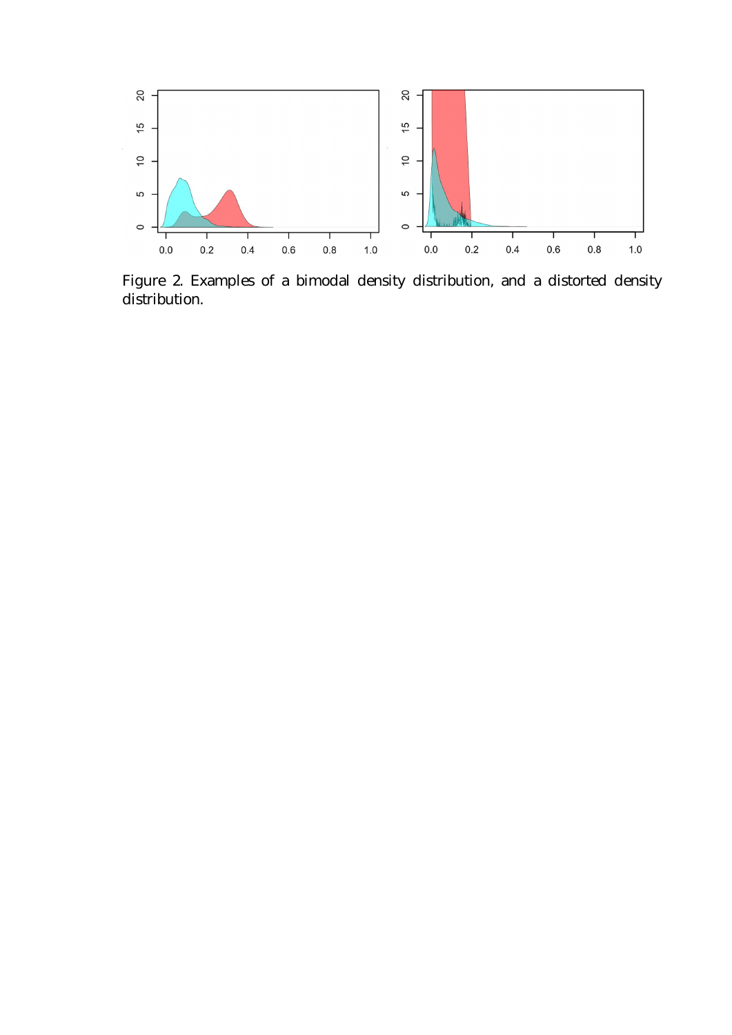20
15
10
5
0

0.0 0.2 0.4 0.6 0.8 1.0

20
15
10
5
0

0.0 0.2 0.4 0.6 0.8 1.0

Figure 2. Examples of a bimodal density distribution, and a distorted density distribution.